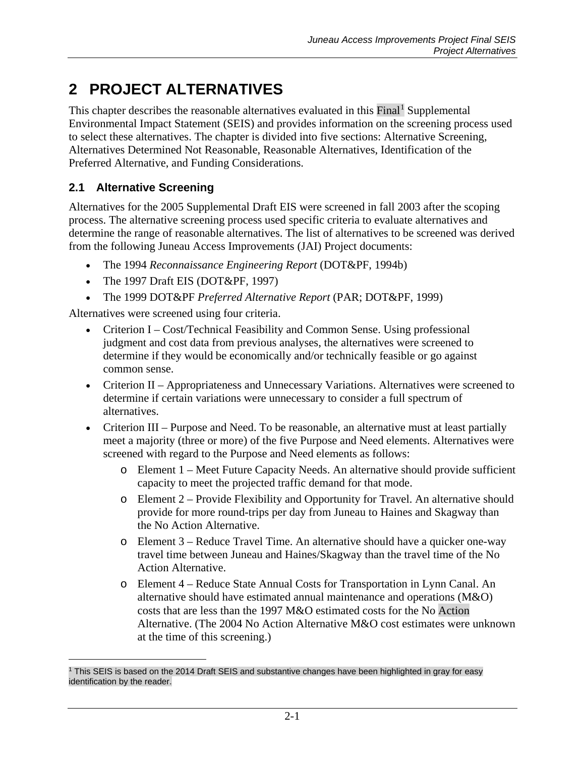# 2 PROJECT ALTERNATIVES

This chapter describes the reasonable alternatives evaluated in this Final[1] Supplemental Environmental Impact Statement (SEIS) and provides information on the screening process used to select these alternatives. The chapter is divided into five sections: Alternative Screening, Alternatives Determined Not Reasonable, Reasonable Alternatives, Identification of the Preferred Alternative, and Funding Considerations.

## 2.1 Alternative Screening

Alternatives for the 2005 Supplemental Draft EIS were screened in fall 2003 after the scoping process. The alternative screening process used specific criteria to evaluate alternatives and determine the range of reasonable alternatives. The list of alternatives to be screened was derived from the following Juneau Access Improvements (JAI) Project documents:

- The 1994 *Reconnaissance Engineering Report* (DOT&PF, 1994b)
- The 1997 Draft EIS (DOT&PF, 1997)
- The 1999 DOT&PF *Preferred Alternative Report* (PAR; DOT&PF, 1999)

Alternatives were screened using four criteria.

- Criterion I – Cost/Technical Feasibility and Common Sense. Using professional judgment and cost data from previous analyses, the alternatives were screened to determine if they would be economically and/or technically feasible or go against common sense.
- Criterion II – Appropriateness and Unnecessary Variations. Alternatives were screened to determine if certain variations were unnecessary to consider a full spectrum of alternatives.
- Criterion III – Purpose and Need. To be reasonable, an alternative must at least partially meet a majority (three or more) of the five Purpose and Need elements. Alternatives were screened with regard to the Purpose and Need elements as follows:
    - Element 1 – Meet Future Capacity Needs. An alternative should provide sufficient capacity to meet the projected traffic demand for that mode.
    - Element 2 – Provide Flexibility and Opportunity for Travel. An alternative should provide for more round-trips per day from Juneau to Haines and Skagway than the No Action Alternative.
    - Element 3 – Reduce Travel Time. An alternative should have a quicker one-way travel time between Juneau and Haines/Skagway than the travel time of the No Action Alternative.
    - Element 4 – Reduce State Annual Costs for Transportation in Lynn Canal. An alternative should have estimated annual maintenance and operations (M&O) costs that are less than the 1997 M&O estimated costs for the No Action Alternative. (The 2004 No Action Alternative M&O cost estimates were unknown at the time of this screening.)

[1] This SEIS is based on the 2014 Draft SEIS and substantive changes have been highlighted in gray for easy identification by the reader.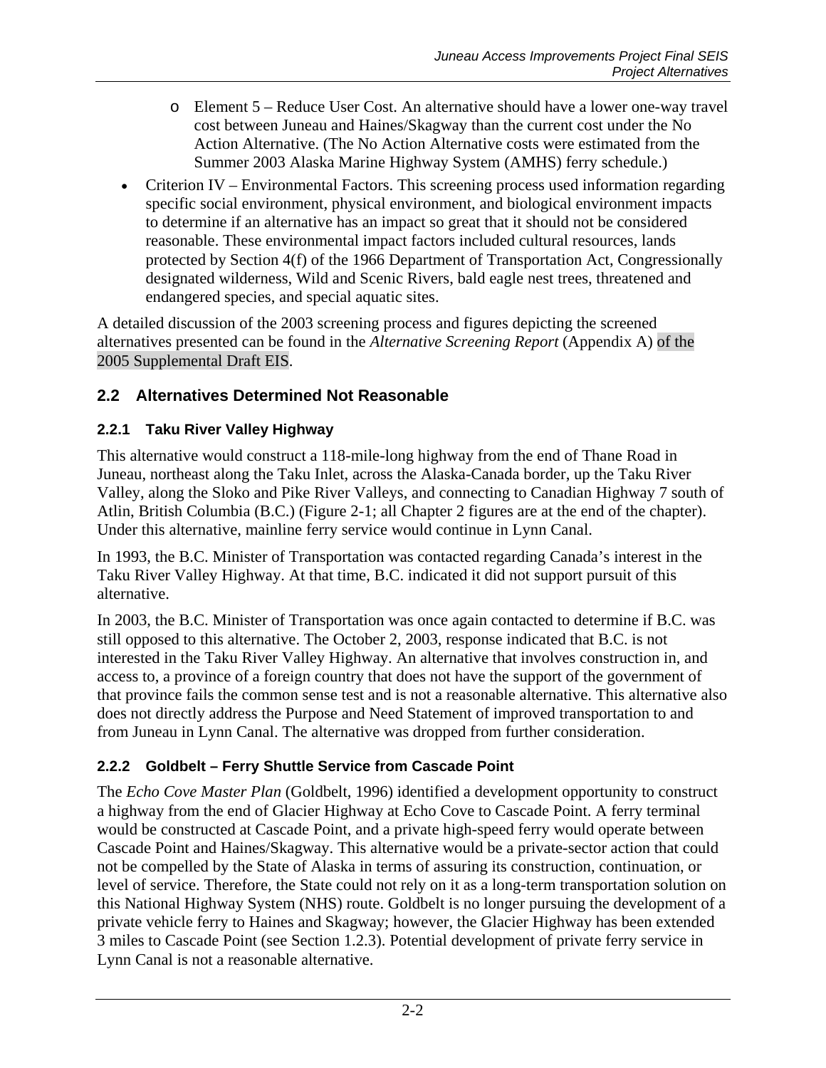- Element 5 – Reduce User Cost. An alternative should have a lower one-way travel cost between Juneau and Haines/Skagway than the current cost under the No Action Alternative. (The No Action Alternative costs were estimated from the Summer 2003 Alaska Marine Highway System (AMHS) ferry schedule.)

- Criterion IV – Environmental Factors. This screening process used information regarding specific social environment, physical environment, and biological environment impacts to determine if an alternative has an impact so great that it should not be considered reasonable. These environmental impact factors included cultural resources, lands protected by Section 4(f) of the 1966 Department of Transportation Act, Congressionally designated wilderness, Wild and Scenic Rivers, bald eagle nest trees, threatened and endangered species, and special aquatic sites.

A detailed discussion of the 2003 screening process and figures depicting the screened alternatives presented can be found in the *Alternative Screening Report* (Appendix A) of the 2005 Supplemental Draft EIS.

## 2.2 Alternatives Determined Not Reasonable

### 2.2.1 Taku River Valley Highway

This alternative would construct a 118-mile-long highway from the end of Thane Road in Juneau, northeast along the Taku Inlet, across the Alaska-Canada border, up the Taku River Valley, along the Sloko and Pike River Valleys, and connecting to Canadian Highway 7 south of Atlin, British Columbia (B.C.) (Figure 2-1; all Chapter 2 figures are at the end of the chapter). Under this alternative, mainline ferry service would continue in Lynn Canal.

In 1993, the B.C. Minister of Transportation was contacted regarding Canada's interest in the Taku River Valley Highway. At that time, B.C. indicated it did not support pursuit of this alternative.

In 2003, the B.C. Minister of Transportation was once again contacted to determine if B.C. was still opposed to this alternative. The October 2, 2003, response indicated that B.C. is not interested in the Taku River Valley Highway. An alternative that involves construction in, and access to, a province of a foreign country that does not have the support of the government of that province fails the common sense test and is not a reasonable alternative. This alternative also does not directly address the Purpose and Need Statement of improved transportation to and from Juneau in Lynn Canal. The alternative was dropped from further consideration.

### 2.2.2 Goldbelt – Ferry Shuttle Service from Cascade Point

The *Echo Cove Master Plan* (Goldbelt, 1996) identified a development opportunity to construct a highway from the end of Glacier Highway at Echo Cove to Cascade Point. A ferry terminal would be constructed at Cascade Point, and a private high-speed ferry would operate between Cascade Point and Haines/Skagway. This alternative would be a private-sector action that could not be compelled by the State of Alaska in terms of assuring its construction, continuation, or level of service. Therefore, the State could not rely on it as a long-term transportation solution on this National Highway System (NHS) route. Goldbelt is no longer pursuing the development of a private vehicle ferry to Haines and Skagway; however, the Glacier Highway has been extended 3 miles to Cascade Point (see Section 1.2.3). Potential development of private ferry service in Lynn Canal is not a reasonable alternative.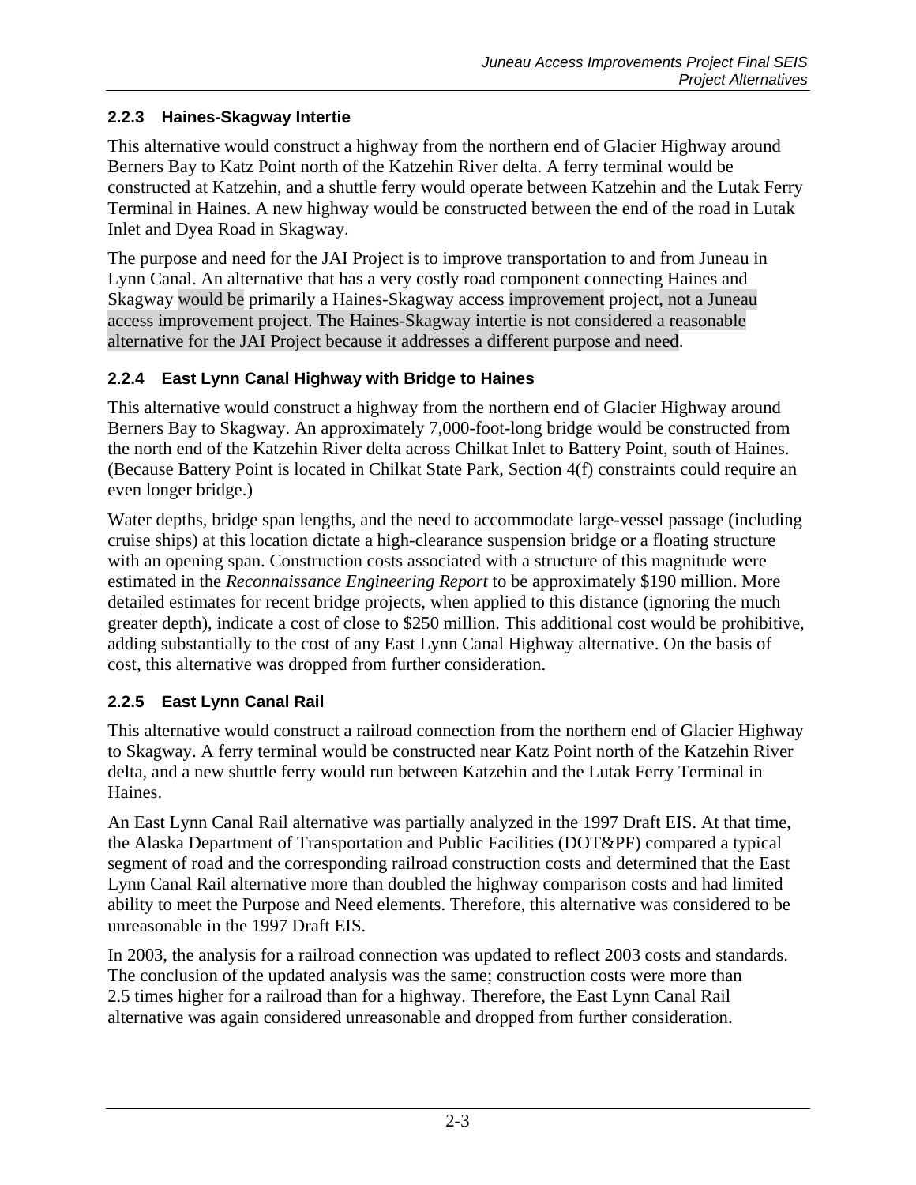### 2.2.3 Haines-Skagway Intertie

This alternative would construct a highway from the northern end of Glacier Highway around Berners Bay to Katz Point north of the Katzehin River delta. A ferry terminal would be constructed at Katzehin, and a shuttle ferry would operate between Katzehin and the Lutak Ferry Terminal in Haines. A new highway would be constructed between the end of the road in Lutak Inlet and Dyea Road in Skagway.

The purpose and need for the JAI Project is to improve transportation to and from Juneau in Lynn Canal. An alternative that has a very costly road component connecting Haines and Skagway would be primarily a Haines-Skagway access improvement project, not a Juneau access improvement project. The Haines-Skagway intertie is not considered a reasonable alternative for the JAI Project because it addresses a different purpose and need.

### 2.2.4 East Lynn Canal Highway with Bridge to Haines

This alternative would construct a highway from the northern end of Glacier Highway around Berners Bay to Skagway. An approximately 7,000-foot-long bridge would be constructed from the north end of the Katzehin River delta across Chilkat Inlet to Battery Point, south of Haines. (Because Battery Point is located in Chilkat State Park, Section 4(f) constraints could require an even longer bridge.)

Water depths, bridge span lengths, and the need to accommodate large-vessel passage (including cruise ships) at this location dictate a high-clearance suspension bridge or a floating structure with an opening span. Construction costs associated with a structure of this magnitude were estimated in the *Reconnaissance Engineering Report* to be approximately $190 million. More detailed estimates for recent bridge projects, when applied to this distance (ignoring the much greater depth), indicate a cost of close to $250 million. This additional cost would be prohibitive, adding substantially to the cost of any East Lynn Canal Highway alternative. On the basis of cost, this alternative was dropped from further consideration.

### 2.2.5 East Lynn Canal Rail

This alternative would construct a railroad connection from the northern end of Glacier Highway to Skagway. A ferry terminal would be constructed near Katz Point north of the Katzehin River delta, and a new shuttle ferry would run between Katzehin and the Lutak Ferry Terminal in Haines.

An East Lynn Canal Rail alternative was partially analyzed in the 1997 Draft EIS. At that time, the Alaska Department of Transportation and Public Facilities (DOT&PF) compared a typical segment of road and the corresponding railroad construction costs and determined that the East Lynn Canal Rail alternative more than doubled the highway comparison costs and had limited ability to meet the Purpose and Need elements. Therefore, this alternative was considered to be unreasonable in the 1997 Draft EIS.

In 2003, the analysis for a railroad connection was updated to reflect 2003 costs and standards. The conclusion of the updated analysis was the same; construction costs were more than 2.5 times higher for a railroad than for a highway. Therefore, the East Lynn Canal Rail alternative was again considered unreasonable and dropped from further consideration.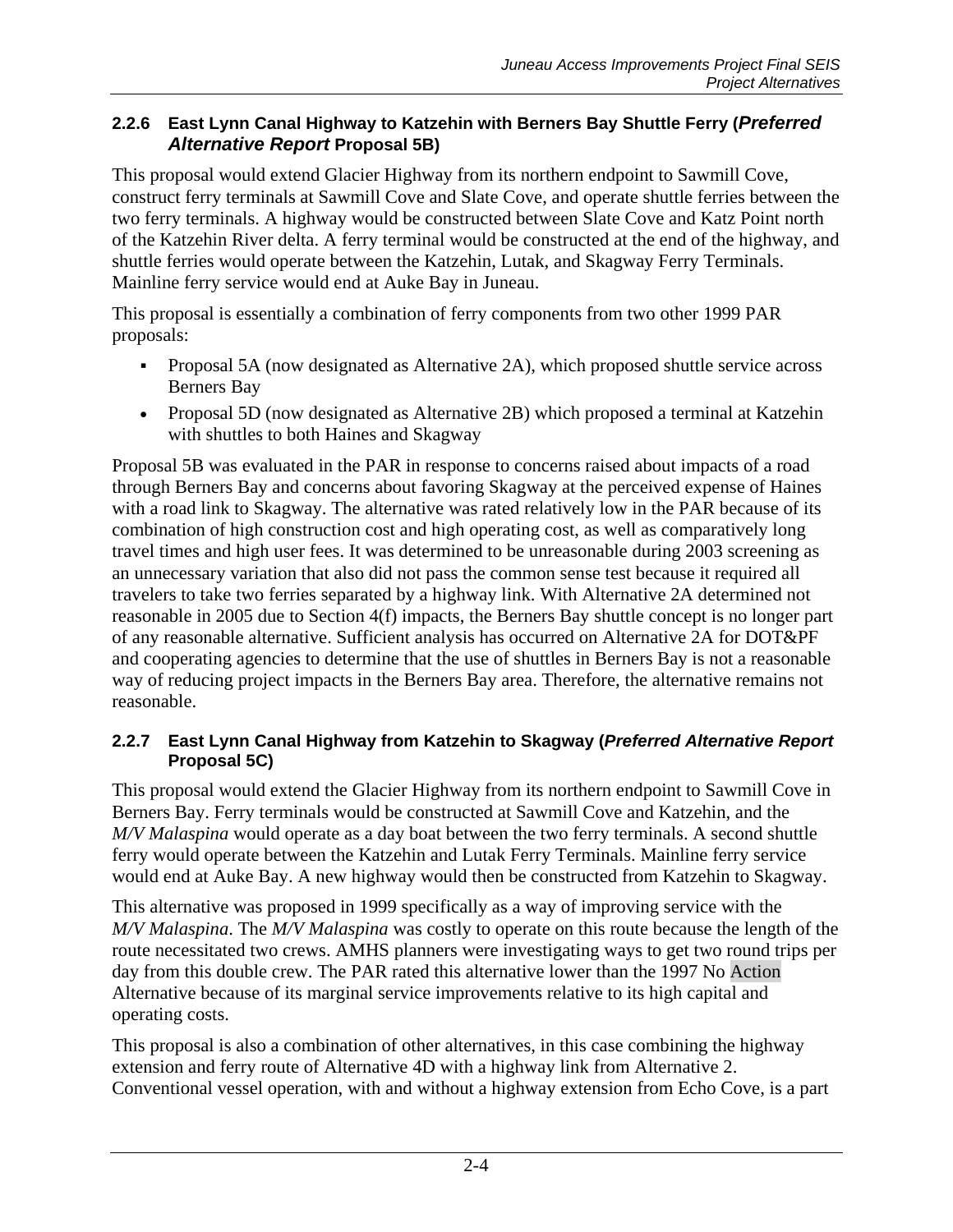### 2.2.6 East Lynn Canal Highway to Katzehin with Berners Bay Shuttle Ferry (*Preferred Alternative Report* Proposal 5B)

This proposal would extend Glacier Highway from its northern endpoint to Sawmill Cove, construct ferry terminals at Sawmill Cove and Slate Cove, and operate shuttle ferries between the two ferry terminals. A highway would be constructed between Slate Cove and Katz Point north of the Katzehin River delta. A ferry terminal would be constructed at the end of the highway, and shuttle ferries would operate between the Katzehin, Lutak, and Skagway Ferry Terminals. Mainline ferry service would end at Auke Bay in Juneau.

This proposal is essentially a combination of ferry components from two other 1999 PAR proposals:

- Proposal 5A (now designated as Alternative 2A), which proposed shuttle service across Berners Bay
- Proposal 5D (now designated as Alternative 2B) which proposed a terminal at Katzehin with shuttles to both Haines and Skagway

Proposal 5B was evaluated in the PAR in response to concerns raised about impacts of a road through Berners Bay and concerns about favoring Skagway at the perceived expense of Haines with a road link to Skagway. The alternative was rated relatively low in the PAR because of its combination of high construction cost and high operating cost, as well as comparatively long travel times and high user fees. It was determined to be unreasonable during 2003 screening as an unnecessary variation that also did not pass the common sense test because it required all travelers to take two ferries separated by a highway link. With Alternative 2A determined not reasonable in 2005 due to Section 4(f) impacts, the Berners Bay shuttle concept is no longer part of any reasonable alternative. Sufficient analysis has occurred on Alternative 2A for DOT&PF and cooperating agencies to determine that the use of shuttles in Berners Bay is not a reasonable way of reducing project impacts in the Berners Bay area. Therefore, the alternative remains not reasonable.

### 2.2.7 East Lynn Canal Highway from Katzehin to Skagway (*Preferred Alternative Report* Proposal 5C)

This proposal would extend the Glacier Highway from its northern endpoint to Sawmill Cove in Berners Bay. Ferry terminals would be constructed at Sawmill Cove and Katzehin, and the *M/V Malaspina* would operate as a day boat between the two ferry terminals. A second shuttle ferry would operate between the Katzehin and Lutak Ferry Terminals. Mainline ferry service would end at Auke Bay. A new highway would then be constructed from Katzehin to Skagway.

This alternative was proposed in 1999 specifically as a way of improving service with the *M/V Malaspina*. The *M/V Malaspina* was costly to operate on this route because the length of the route necessitated two crews. AMHS planners were investigating ways to get two round trips per day from this double crew. The PAR rated this alternative lower than the 1997 No Action Alternative because of its marginal service improvements relative to its high capital and operating costs.

This proposal is also a combination of other alternatives, in this case combining the highway extension and ferry route of Alternative 4D with a highway link from Alternative 2. Conventional vessel operation, with and without a highway extension from Echo Cove, is a part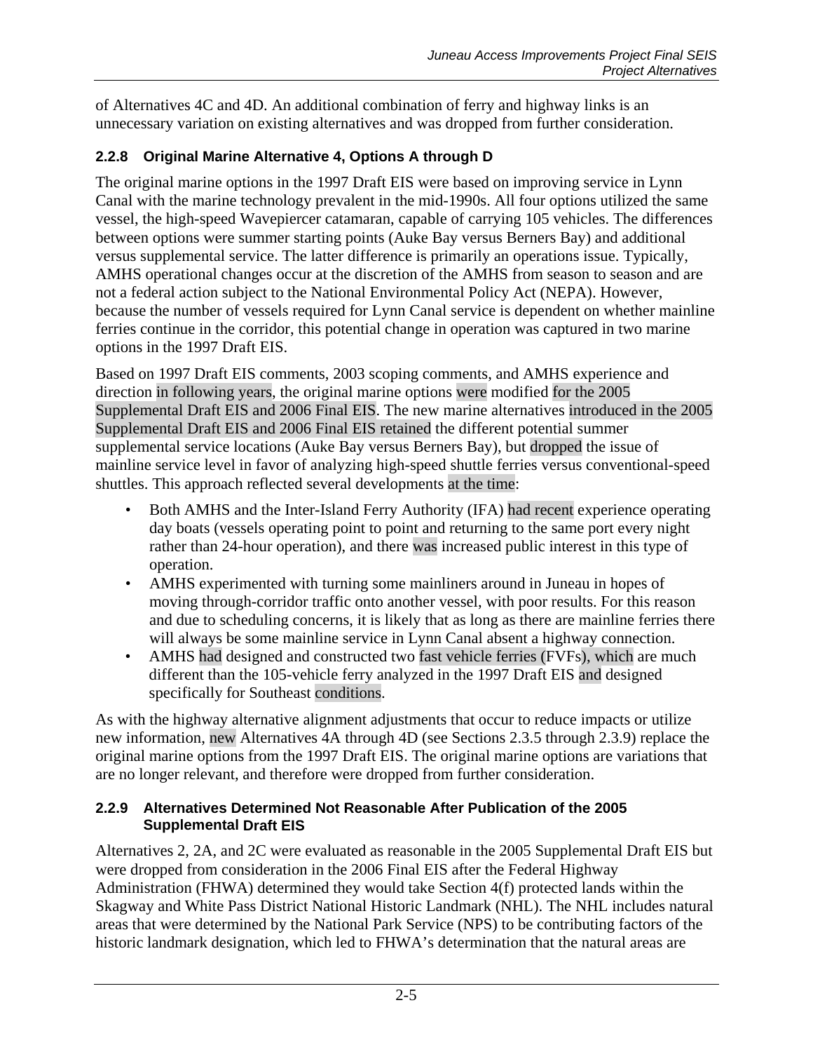of Alternatives 4C and 4D. An additional combination of ferry and highway links is an unnecessary variation on existing alternatives and was dropped from further consideration.

### 2.2.8 Original Marine Alternative 4, Options A through D

The original marine options in the 1997 Draft EIS were based on improving service in Lynn Canal with the marine technology prevalent in the mid-1990s. All four options utilized the same vessel, the high-speed Wavepiercer catamaran, capable of carrying 105 vehicles. The differences between options were summer starting points (Auke Bay versus Berners Bay) and additional versus supplemental service. The latter difference is primarily an operations issue. Typically, AMHS operational changes occur at the discretion of the AMHS from season to season and are not a federal action subject to the National Environmental Policy Act (NEPA). However, because the number of vessels required for Lynn Canal service is dependent on whether mainline ferries continue in the corridor, this potential change in operation was captured in two marine options in the 1997 Draft EIS.

Based on 1997 Draft EIS comments, 2003 scoping comments, and AMHS experience and direction in following years, the original marine options were modified for the 2005 Supplemental Draft EIS and 2006 Final EIS. The new marine alternatives introduced in the 2005 Supplemental Draft EIS and 2006 Final EIS retained the different potential summer supplemental service locations (Auke Bay versus Berners Bay), but dropped the issue of mainline service level in favor of analyzing high-speed shuttle ferries versus conventional-speed shuttles. This approach reflected several developments at the time:

- Both AMHS and the Inter-Island Ferry Authority (IFA) had recent experience operating day boats (vessels operating point to point and returning to the same port every night rather than 24-hour operation), and there was increased public interest in this type of operation.
- AMHS experimented with turning some mainliners around in Juneau in hopes of moving through-corridor traffic onto another vessel, with poor results. For this reason and due to scheduling concerns, it is likely that as long as there are mainline ferries there will always be some mainline service in Lynn Canal absent a highway connection.
- AMHS had designed and constructed two fast vehicle ferries (FVFs), which are much different than the 105-vehicle ferry analyzed in the 1997 Draft EIS and designed specifically for Southeast conditions.

As with the highway alternative alignment adjustments that occur to reduce impacts or utilize new information, new Alternatives 4A through 4D (see Sections 2.3.5 through 2.3.9) replace the original marine options from the 1997 Draft EIS. The original marine options are variations that are no longer relevant, and therefore were dropped from further consideration.

### 2.2.9 Alternatives Determined Not Reasonable After Publication of the 2005 Supplemental Draft EIS

Alternatives 2, 2A, and 2C were evaluated as reasonable in the 2005 Supplemental Draft EIS but were dropped from consideration in the 2006 Final EIS after the Federal Highway Administration (FHWA) determined they would take Section 4(f) protected lands within the Skagway and White Pass District National Historic Landmark (NHL). The NHL includes natural areas that were determined by the National Park Service (NPS) to be contributing factors of the historic landmark designation, which led to FHWA's determination that the natural areas are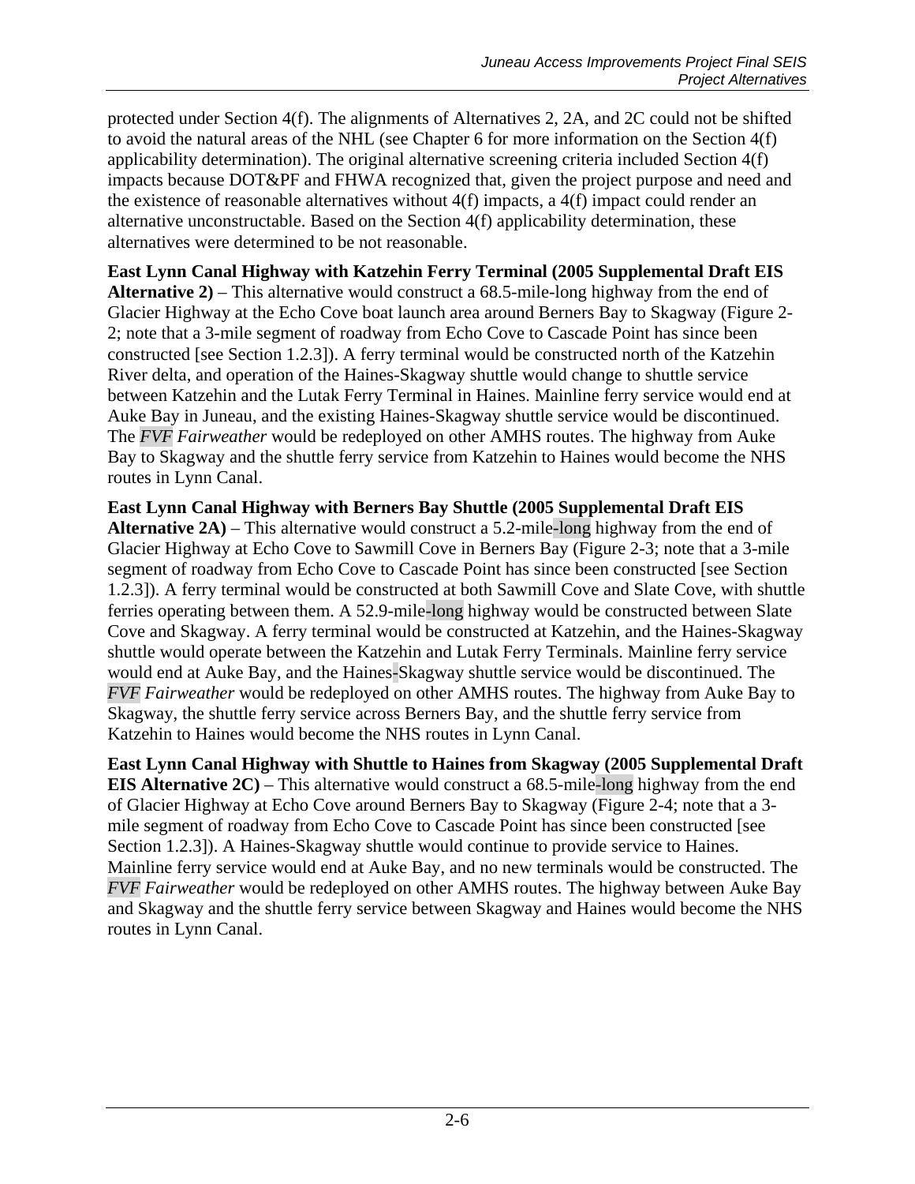protected under Section 4(f). The alignments of Alternatives 2, 2A, and 2C could not be shifted to avoid the natural areas of the NHL (see Chapter 6 for more information on the Section 4(f) applicability determination). The original alternative screening criteria included Section 4(f) impacts because DOT&PF and FHWA recognized that, given the project purpose and need and the existence of reasonable alternatives without 4(f) impacts, a 4(f) impact could render an alternative unconstructable. Based on the Section 4(f) applicability determination, these alternatives were determined to be not reasonable.

**East Lynn Canal Highway with Katzehin Ferry Terminal (2005 Supplemental Draft EIS Alternative 2)** – This alternative would construct a 68.5-mile-long highway from the end of Glacier Highway at the Echo Cove boat launch area around Berners Bay to Skagway (Figure 2-2; note that a 3-mile segment of roadway from Echo Cove to Cascade Point has since been constructed [see Section 1.2.3]). A ferry terminal would be constructed north of the Katzehin River delta, and operation of the Haines-Skagway shuttle would change to shuttle service between Katzehin and the Lutak Ferry Terminal in Haines. Mainline ferry service would end at Auke Bay in Juneau, and the existing Haines-Skagway shuttle service would be discontinued. The *FVF Fairweather* would be redeployed on other AMHS routes. The highway from Auke Bay to Skagway and the shuttle ferry service from Katzehin to Haines would become the NHS routes in Lynn Canal.

**East Lynn Canal Highway with Berners Bay Shuttle (2005 Supplemental Draft EIS Alternative 2A)** – This alternative would construct a 5.2-mile-long highway from the end of Glacier Highway at Echo Cove to Sawmill Cove in Berners Bay (Figure 2-3; note that a 3-mile segment of roadway from Echo Cove to Cascade Point has since been constructed [see Section 1.2.3]). A ferry terminal would be constructed at both Sawmill Cove and Slate Cove, with shuttle ferries operating between them. A 52.9-mile-long highway would be constructed between Slate Cove and Skagway. A ferry terminal would be constructed at Katzehin, and the Haines-Skagway shuttle would operate between the Katzehin and Lutak Ferry Terminals. Mainline ferry service would end at Auke Bay, and the Haines-Skagway shuttle service would be discontinued. The *FVF Fairweather* would be redeployed on other AMHS routes. The highway from Auke Bay to Skagway, the shuttle ferry service across Berners Bay, and the shuttle ferry service from Katzehin to Haines would become the NHS routes in Lynn Canal.

**East Lynn Canal Highway with Shuttle to Haines from Skagway (2005 Supplemental Draft EIS Alternative 2C)** – This alternative would construct a 68.5-mile-long highway from the end of Glacier Highway at Echo Cove around Berners Bay to Skagway (Figure 2-4; note that a 3-mile segment of roadway from Echo Cove to Cascade Point has since been constructed [see Section 1.2.3]). A Haines-Skagway shuttle would continue to provide service to Haines. Mainline ferry service would end at Auke Bay, and no new terminals would be constructed. The *FVF Fairweather* would be redeployed on other AMHS routes. The highway between Auke Bay and Skagway and the shuttle ferry service between Skagway and Haines would become the NHS routes in Lynn Canal.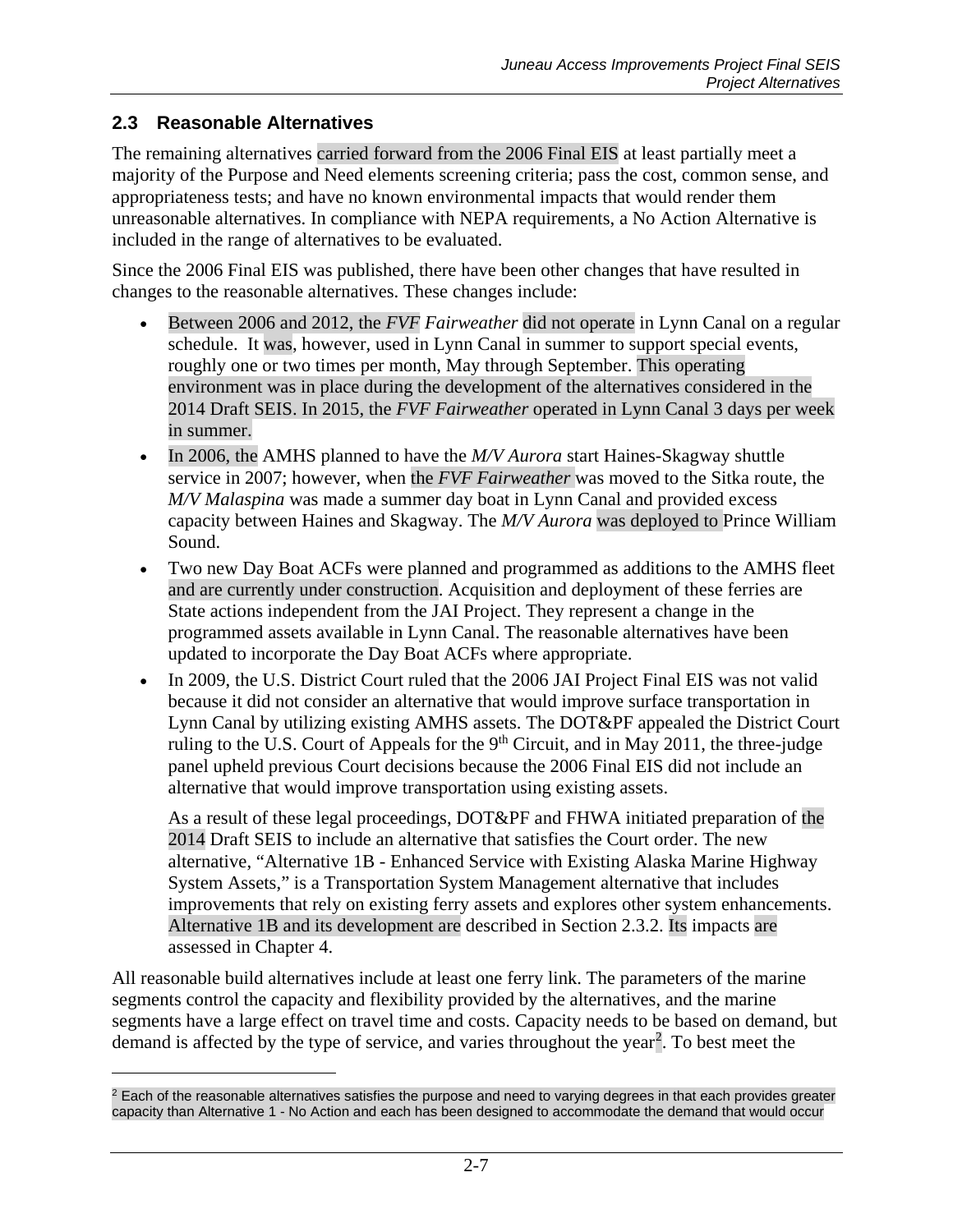## 2.3 Reasonable Alternatives

The remaining alternatives carried forward from the 2006 Final EIS at least partially meet a majority of the Purpose and Need elements screening criteria; pass the cost, common sense, and appropriateness tests; and have no known environmental impacts that would render them unreasonable alternatives. In compliance with NEPA requirements, a No Action Alternative is included in the range of alternatives to be evaluated.

Since the 2006 Final EIS was published, there have been other changes that have resulted in changes to the reasonable alternatives. These changes include:

- Between 2006 and 2012, the *FVF Fairweather* did not operate in Lynn Canal on a regular schedule. It was, however, used in Lynn Canal in summer to support special events, roughly one or two times per month, May through September. This operating environment was in place during the development of the alternatives considered in the 2014 Draft SEIS. In 2015, the *FVF Fairweather* operated in Lynn Canal 3 days per week in summer.
- In 2006, the AMHS planned to have the *M/V Aurora* start Haines-Skagway shuttle service in 2007; however, when the *FVF Fairweather* was moved to the Sitka route, the *M/V Malaspina* was made a summer day boat in Lynn Canal and provided excess capacity between Haines and Skagway. The *M/V Aurora* was deployed to Prince William Sound.
- Two new Day Boat ACFs were planned and programmed as additions to the AMHS fleet and are currently under construction. Acquisition and deployment of these ferries are State actions independent from the JAI Project. They represent a change in the programmed assets available in Lynn Canal. The reasonable alternatives have been updated to incorporate the Day Boat ACFs where appropriate.
- In 2009, the U.S. District Court ruled that the 2006 JAI Project Final EIS was not valid because it did not consider an alternative that would improve surface transportation in Lynn Canal by utilizing existing AMHS assets. The DOT&PF appealed the District Court ruling to the U.S. Court of Appeals for the 9th Circuit, and in May 2011, the three-judge panel upheld previous Court decisions because the 2006 Final EIS did not include an alternative that would improve transportation using existing assets.

  As a result of these legal proceedings, DOT&PF and FHWA initiated preparation of the 2014 Draft SEIS to include an alternative that satisfies the Court order. The new alternative, "Alternative 1B - Enhanced Service with Existing Alaska Marine Highway System Assets," is a Transportation System Management alternative that includes improvements that rely on existing ferry assets and explores other system enhancements. Alternative 1B and its development are described in Section 2.3.2. Its impacts are assessed in Chapter 4.

All reasonable build alternatives include at least one ferry link. The parameters of the marine segments control the capacity and flexibility provided by the alternatives, and the marine segments have a large effect on travel time and costs. Capacity needs to be based on demand, but demand is affected by the type of service, and varies throughout the year[2]. To best meet the

[2] Each of the reasonable alternatives satisfies the purpose and need to varying degrees in that each provides greater capacity than Alternative 1 - No Action and each has been designed to accommodate the demand that would occur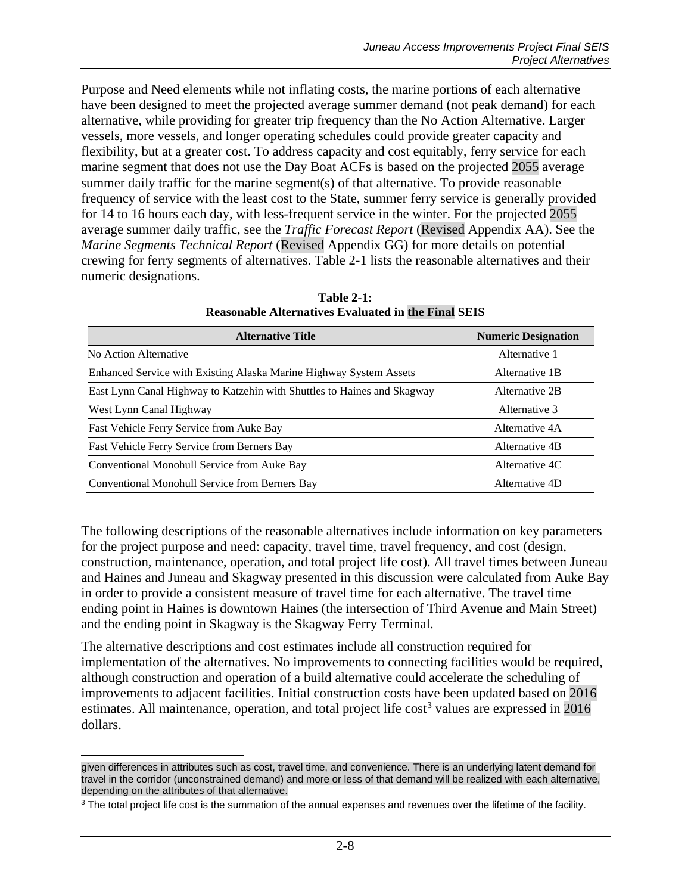Purpose and Need elements while not inflating costs, the marine portions of each alternative have been designed to meet the projected average summer demand (not peak demand) for each alternative, while providing for greater trip frequency than the No Action Alternative. Larger vessels, more vessels, and longer operating schedules could provide greater capacity and flexibility, but at a greater cost. To address capacity and cost equitably, ferry service for each marine segment that does not use the Day Boat ACFs is based on the projected 2055 average summer daily traffic for the marine segment(s) of that alternative. To provide reasonable frequency of service with the least cost to the State, summer ferry service is generally provided for 14 to 16 hours each day, with less-frequent service in the winter. For the projected 2055 average summer daily traffic, see the *Traffic Forecast Report* (Revised Appendix AA). See the *Marine Segments Technical Report* (Revised Appendix GG) for more details on potential crewing for ferry segments of alternatives. Table 2-1 lists the reasonable alternatives and their numeric designations.

**Table 2-1:**
**Reasonable Alternatives Evaluated in the Final SEIS**

| Alternative Title | Numeric Designation |
|---|---|
| No Action Alternative | Alternative 1 |
| Enhanced Service with Existing Alaska Marine Highway System Assets | Alternative 1B |
| East Lynn Canal Highway to Katzehin with Shuttles to Haines and Skagway | Alternative 2B |
| West Lynn Canal Highway | Alternative 3 |
| Fast Vehicle Ferry Service from Auke Bay | Alternative 4A |
| Fast Vehicle Ferry Service from Berners Bay | Alternative 4B |
| Conventional Monohull Service from Auke Bay | Alternative 4C |
| Conventional Monohull Service from Berners Bay | Alternative 4D |

The following descriptions of the reasonable alternatives include information on key parameters for the project purpose and need: capacity, travel time, travel frequency, and cost (design, construction, maintenance, operation, and total project life cost). All travel times between Juneau and Haines and Juneau and Skagway presented in this discussion were calculated from Auke Bay in order to provide a consistent measure of travel time for each alternative. The travel time ending point in Haines is downtown Haines (the intersection of Third Avenue and Main Street) and the ending point in Skagway is the Skagway Ferry Terminal.

The alternative descriptions and cost estimates include all construction required for implementation of the alternatives. No improvements to connecting facilities would be required, although construction and operation of a build alternative could accelerate the scheduling of improvements to adjacent facilities. Initial construction costs have been updated based on 2016 estimates. All maintenance, operation, and total project life cost[3] values are expressed in 2016 dollars.

---

given differences in attributes such as cost, travel time, and convenience. There is an underlying latent demand for travel in the corridor (unconstrained demand) and more or less of that demand will be realized with each alternative, depending on the attributes of that alternative.

[3] The total project life cost is the summation of the annual expenses and revenues over the lifetime of the facility.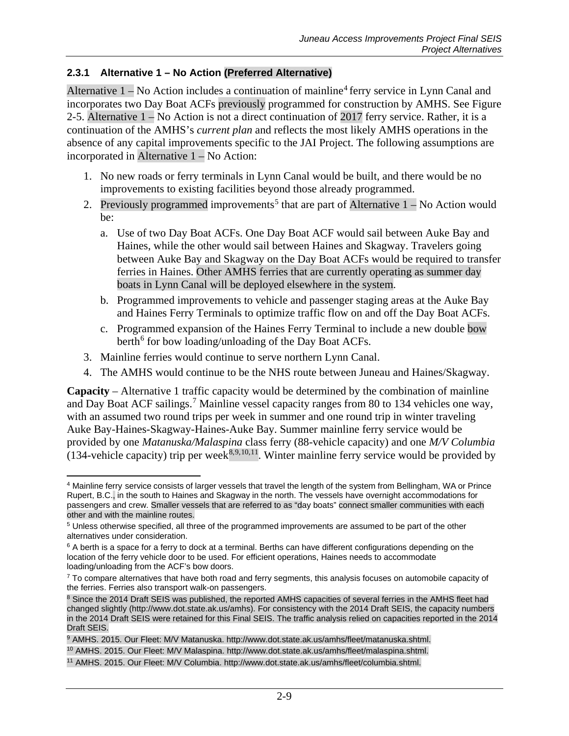### 2.3.1 Alternative 1 – No Action (Preferred Alternative)

Alternative 1 – No Action includes a continuation of mainline[4] ferry service in Lynn Canal and incorporates two Day Boat ACFs previously programmed for construction by AMHS. See Figure 2-5. Alternative 1 – No Action is not a direct continuation of 2017 ferry service. Rather, it is a continuation of the AMHS's *current plan* and reflects the most likely AMHS operations in the absence of any capital improvements specific to the JAI Project. The following assumptions are incorporated in Alternative 1 – No Action:

1. No new roads or ferry terminals in Lynn Canal would be built, and there would be no improvements to existing facilities beyond those already programmed.
2. Previously programmed improvements[5] that are part of Alternative 1 – No Action would be:
   a. Use of two Day Boat ACFs. One Day Boat ACF would sail between Auke Bay and Haines, while the other would sail between Haines and Skagway. Travelers going between Auke Bay and Skagway on the Day Boat ACFs would be required to transfer ferries in Haines. Other AMHS ferries that are currently operating as summer day boats in Lynn Canal will be deployed elsewhere in the system.
   b. Programmed improvements to vehicle and passenger staging areas at the Auke Bay and Haines Ferry Terminals to optimize traffic flow on and off the Day Boat ACFs.
   c. Programmed expansion of the Haines Ferry Terminal to include a new double bow berth[6] for bow loading/unloading of the Day Boat ACFs.
3. Mainline ferries would continue to serve northern Lynn Canal.
4. The AMHS would continue to be the NHS route between Juneau and Haines/Skagway.

**Capacity** – Alternative 1 traffic capacity would be determined by the combination of mainline and Day Boat ACF sailings.[7] Mainline vessel capacity ranges from 80 to 134 vehicles one way, with an assumed two round trips per week in summer and one round trip in winter traveling Auke Bay-Haines-Skagway-Haines-Auke Bay. Summer mainline ferry service would be provided by one *Matanuska/Malaspina* class ferry (88-vehicle capacity) and one *M/V Columbia* (134-vehicle capacity) trip per week[8,9,10,11]. Winter mainline ferry service would be provided by

---

[4] Mainline ferry service consists of larger vessels that travel the length of the system from Bellingham, WA or Prince Rupert, B.C., in the south to Haines and Skagway in the north. The vessels have overnight accommodations for passengers and crew. Smaller vessels that are referred to as "day boats" connect smaller communities with each other and with the mainline routes.

[5] Unless otherwise specified, all three of the programmed improvements are assumed to be part of the other alternatives under consideration.

[6] A berth is a space for a ferry to dock at a terminal. Berths can have different configurations depending on the location of the ferry vehicle door to be used. For efficient operations, Haines needs to accommodate loading/unloading from the ACF's bow doors.

[7] To compare alternatives that have both road and ferry segments, this analysis focuses on automobile capacity of the ferries. Ferries also transport walk-on passengers.

[8] Since the 2014 Draft SEIS was published, the reported AMHS capacities of several ferries in the AMHS fleet had changed slightly (http://www.dot.state.ak.us/amhs). For consistency with the 2014 Draft SEIS, the capacity numbers in the 2014 Draft SEIS were retained for this Final SEIS. The traffic analysis relied on capacities reported in the 2014 Draft SEIS.

[9] AMHS. 2015. Our Fleet: M/V Matanuska. http://www.dot.state.ak.us/amhs/fleet/matanuska.shtml.

[10] AMHS. 2015. Our Fleet: M/V Malaspina. http://www.dot.state.ak.us/amhs/fleet/malaspina.shtml.

[11] AMHS. 2015. Our Fleet: M/V Columbia. http://www.dot.state.ak.us/amhs/fleet/columbia.shtml.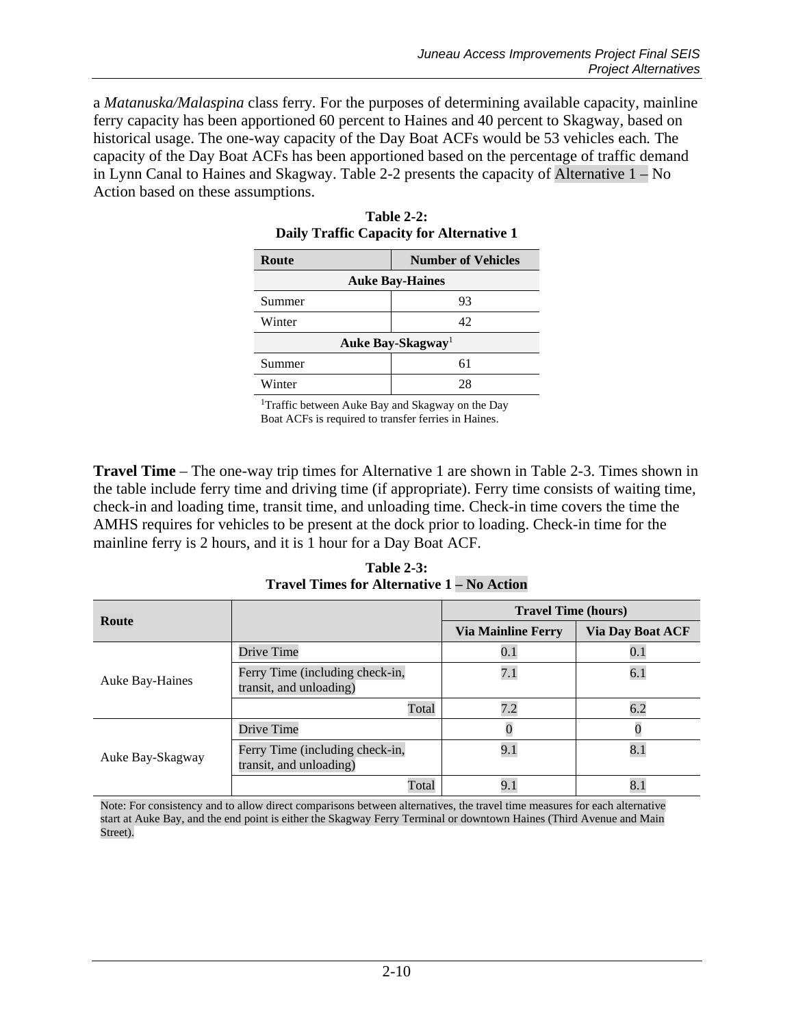a *Matanuska/Malaspina* class ferry. For the purposes of determining available capacity, mainline ferry capacity has been apportioned 60 percent to Haines and 40 percent to Skagway, based on historical usage. The one-way capacity of the Day Boat ACFs would be 53 vehicles each. The capacity of the Day Boat ACFs has been apportioned based on the percentage of traffic demand in Lynn Canal to Haines and Skagway. Table 2-2 presents the capacity of Alternative 1 – No Action based on these assumptions.

**Table 2-2:**
**Daily Traffic Capacity for Alternative 1**

| Route | Number of Vehicles |
|---|---|
| **Auke Bay-Haines** | |
| Summer | 93 |
| Winter | 42 |
| **Auke Bay-Skagway**[1] | |
| Summer | 61 |
| Winter | 28 |

[1]Traffic between Auke Bay and Skagway on the Day Boat ACFs is required to transfer ferries in Haines.

**Travel Time** – The one-way trip times for Alternative 1 are shown in Table 2-3. Times shown in the table include ferry time and driving time (if appropriate). Ferry time consists of waiting time, check-in and loading time, transit time, and unloading time. Check-in time covers the time the AMHS requires for vehicles to be present at the dock prior to loading. Check-in time for the mainline ferry is 2 hours, and it is 1 hour for a Day Boat ACF.

**Table 2-3:**
**Travel Times for Alternative 1 – No Action**

| Route | | Travel Time (hours) | |
|---|---|---|---|
| | | Via Mainline Ferry | Via Day Boat ACF |
| Auke Bay-Haines | Drive Time | 0.1 | 0.1 |
| | Ferry Time (including check-in, transit, and unloading) | 7.1 | 6.1 |
| | Total | 7.2 | 6.2 |
| Auke Bay-Skagway | Drive Time | 0 | 0 |
| | Ferry Time (including check-in, transit, and unloading) | 9.1 | 8.1 |
| | Total | 9.1 | 8.1 |

Note: For consistency and to allow direct comparisons between alternatives, the travel time measures for each alternative start at Auke Bay, and the end point is either the Skagway Ferry Terminal or downtown Haines (Third Avenue and Main Street).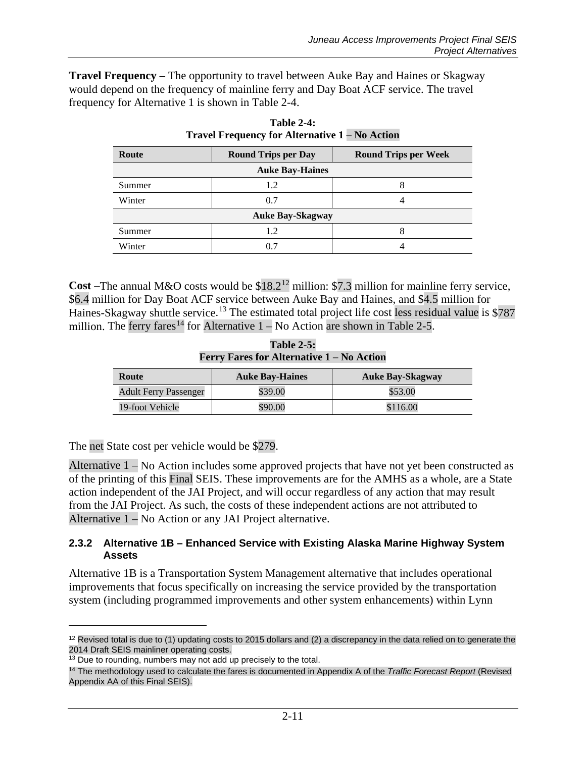**Travel Frequency –** The opportunity to travel between Auke Bay and Haines or Skagway would depend on the frequency of mainline ferry and Day Boat ACF service. The travel frequency for Alternative 1 is shown in Table 2-4.

**Table 2-4:**
**Travel Frequency for Alternative 1 – No Action**

| Route | Round Trips per Day | Round Trips per Week |
|---|---|---|
| **Auke Bay-Haines** | | |
| Summer | 1.2 | 8 |
| Winter | 0.7 | 4 |
| **Auke Bay-Skagway** | | |
| Summer | 1.2 | 8 |
| Winter | 0.7 | 4 |

**Cost** –The annual M&O costs would be $18.2[12] million: $7.3 million for mainline ferry service, $6.4 million for Day Boat ACF service between Auke Bay and Haines, and $4.5 million for Haines-Skagway shuttle service.[13] The estimated total project life cost less residual value is $787 million. The ferry fares[14] for Alternative 1 – No Action are shown in Table 2-5.

**Table 2-5:**
**Ferry Fares for Alternative 1 – No Action**

| Route | Auke Bay-Haines | Auke Bay-Skagway |
|---|---|---|
| Adult Ferry Passenger | $39.00 | $53.00 |
| 19-foot Vehicle | $90.00 | $116.00 |

The net State cost per vehicle would be $279.

Alternative 1 – No Action includes some approved projects that have not yet been constructed as of the printing of this Final SEIS. These improvements are for the AMHS as a whole, are a State action independent of the JAI Project, and will occur regardless of any action that may result from the JAI Project. As such, the costs of these independent actions are not attributed to Alternative 1 – No Action or any JAI Project alternative.

### 2.3.2 Alternative 1B – Enhanced Service with Existing Alaska Marine Highway System Assets

Alternative 1B is a Transportation System Management alternative that includes operational improvements that focus specifically on increasing the service provided by the transportation system (including programmed improvements and other system enhancements) within Lynn

---

[12] Revised total is due to (1) updating costs to 2015 dollars and (2) a discrepancy in the data relied on to generate the 2014 Draft SEIS mainliner operating costs.

[13] Due to rounding, numbers may not add up precisely to the total.

[14] The methodology used to calculate the fares is documented in Appendix A of the *Traffic Forecast Report* (Revised Appendix AA of this Final SEIS).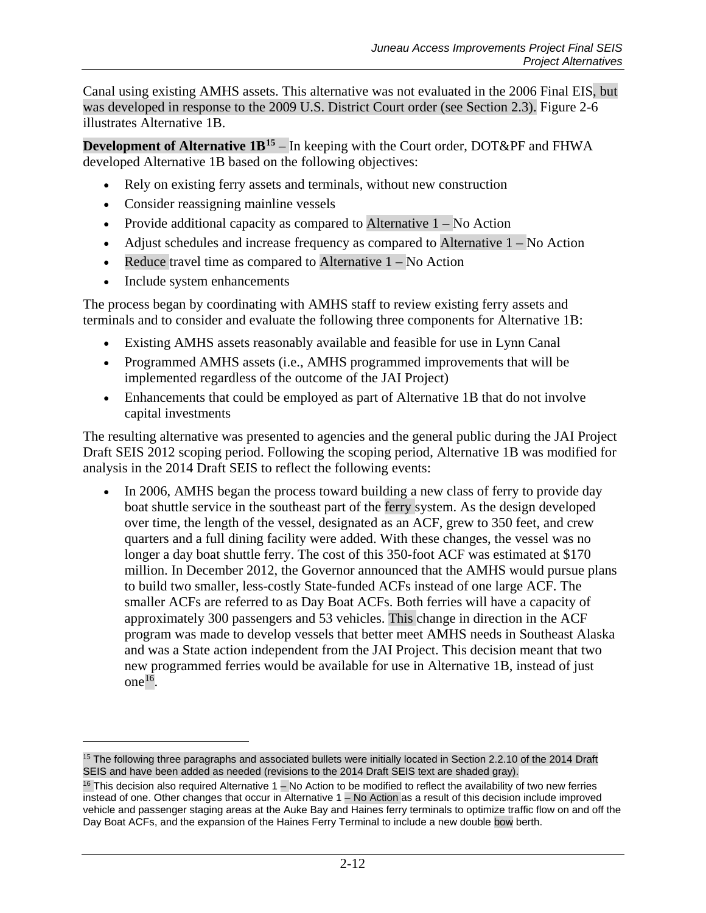Canal using existing AMHS assets. This alternative was not evaluated in the 2006 Final EIS, but was developed in response to the 2009 U.S. District Court order (see Section 2.3). Figure 2-6 illustrates Alternative 1B.

**Development of Alternative 1B**[15] – In keeping with the Court order, DOT&PF and FHWA developed Alternative 1B based on the following objectives:

- Rely on existing ferry assets and terminals, without new construction
- Consider reassigning mainline vessels
- Provide additional capacity as compared to Alternative 1 – No Action
- Adjust schedules and increase frequency as compared to Alternative 1 – No Action
- Reduce travel time as compared to Alternative 1 – No Action
- Include system enhancements

The process began by coordinating with AMHS staff to review existing ferry assets and terminals and to consider and evaluate the following three components for Alternative 1B:

- Existing AMHS assets reasonably available and feasible for use in Lynn Canal
- Programmed AMHS assets (i.e., AMHS programmed improvements that will be implemented regardless of the outcome of the JAI Project)
- Enhancements that could be employed as part of Alternative 1B that do not involve capital investments

The resulting alternative was presented to agencies and the general public during the JAI Project Draft SEIS 2012 scoping period. Following the scoping period, Alternative 1B was modified for analysis in the 2014 Draft SEIS to reflect the following events:

- In 2006, AMHS began the process toward building a new class of ferry to provide day boat shuttle service in the southeast part of the ferry system. As the design developed over time, the length of the vessel, designated as an ACF, grew to 350 feet, and crew quarters and a full dining facility were added. With these changes, the vessel was no longer a day boat shuttle ferry. The cost of this 350-foot ACF was estimated at $170 million. In December 2012, the Governor announced that the AMHS would pursue plans to build two smaller, less-costly State-funded ACFs instead of one large ACF. The smaller ACFs are referred to as Day Boat ACFs. Both ferries will have a capacity of approximately 300 passengers and 53 vehicles. This change in direction in the ACF program was made to develop vessels that better meet AMHS needs in Southeast Alaska and was a State action independent from the JAI Project. This decision meant that two new programmed ferries would be available for use in Alternative 1B, instead of just one[16].

---

[15] The following three paragraphs and associated bullets were initially located in Section 2.2.10 of the 2014 Draft SEIS and have been added as needed (revisions to the 2014 Draft SEIS text are shaded gray).

[16] This decision also required Alternative 1 – No Action to be modified to reflect the availability of two new ferries instead of one. Other changes that occur in Alternative 1 – No Action as a result of this decision include improved vehicle and passenger staging areas at the Auke Bay and Haines ferry terminals to optimize traffic flow on and off the Day Boat ACFs, and the expansion of the Haines Ferry Terminal to include a new double bow berth.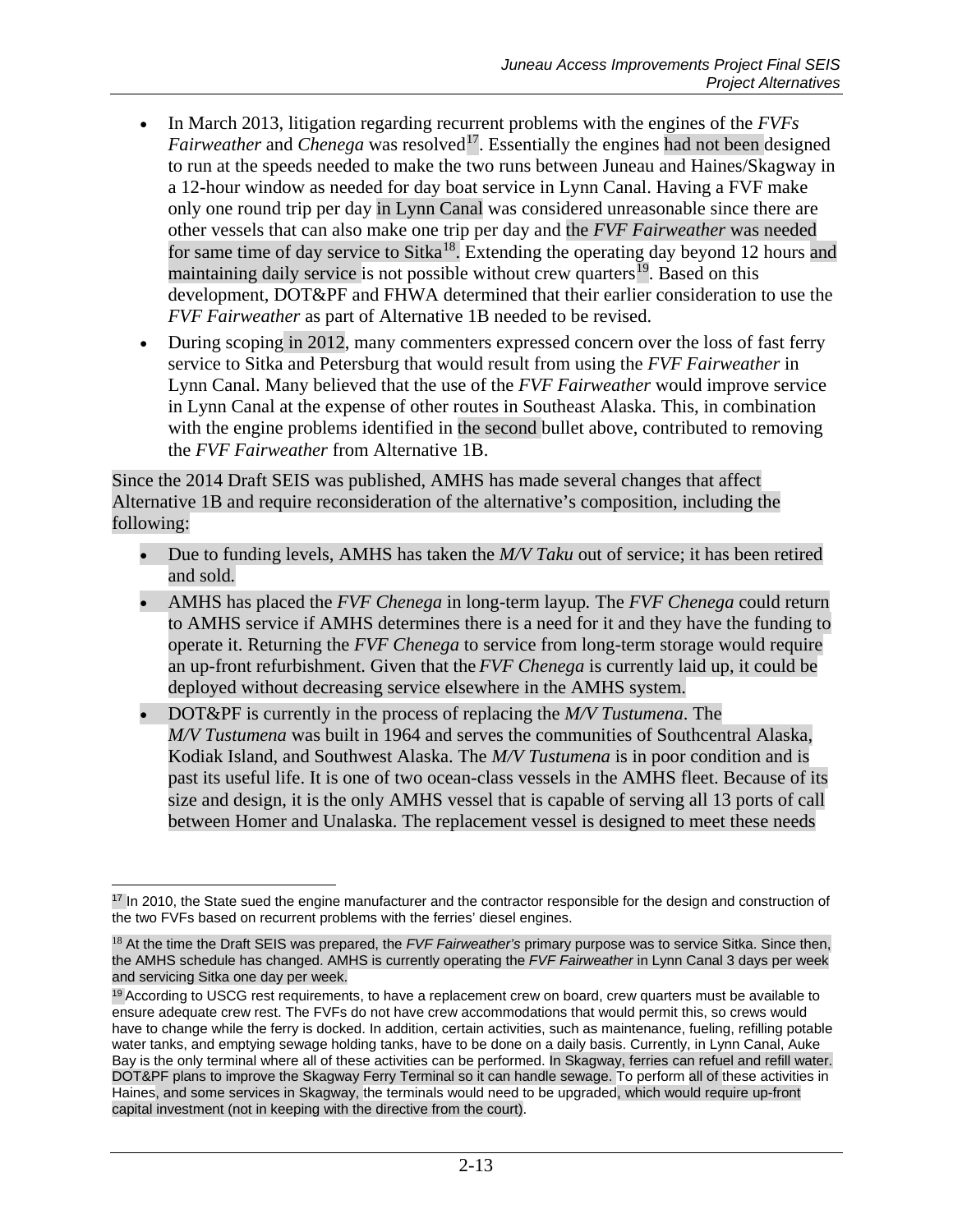- In March 2013, litigation regarding recurrent problems with the engines of the *FVFs Fairweather* and *Chenega* was resolved[17]. Essentially the engines had not been designed to run at the speeds needed to make the two runs between Juneau and Haines/Skagway in a 12-hour window as needed for day boat service in Lynn Canal. Having a FVF make only one round trip per day in Lynn Canal was considered unreasonable since there are other vessels that can also make one trip per day and the *FVF Fairweather* was needed for same time of day service to Sitka[18]. Extending the operating day beyond 12 hours and maintaining daily service is not possible without crew quarters[19]. Based on this development, DOT&PF and FHWA determined that their earlier consideration to use the *FVF Fairweather* as part of Alternative 1B needed to be revised.
- During scoping in 2012, many commenters expressed concern over the loss of fast ferry service to Sitka and Petersburg that would result from using the *FVF Fairweather* in Lynn Canal. Many believed that the use of the *FVF Fairweather* would improve service in Lynn Canal at the expense of other routes in Southeast Alaska. This, in combination with the engine problems identified in the second bullet above, contributed to removing the *FVF Fairweather* from Alternative 1B.

Since the 2014 Draft SEIS was published, AMHS has made several changes that affect Alternative 1B and require reconsideration of the alternative's composition, including the following:

- Due to funding levels, AMHS has taken the *M/V Taku* out of service; it has been retired and sold.
- AMHS has placed the *FVF Chenega* in long-term layup. The *FVF Chenega* could return to AMHS service if AMHS determines there is a need for it and they have the funding to operate it. Returning the *FVF Chenega* to service from long-term storage would require an up-front refurbishment. Given that the *FVF Chenega* is currently laid up, it could be deployed without decreasing service elsewhere in the AMHS system.
- DOT&PF is currently in the process of replacing the *M/V Tustumena*. The *M/V Tustumena* was built in 1964 and serves the communities of Southcentral Alaska, Kodiak Island, and Southwest Alaska. The *M/V Tustumena* is in poor condition and is past its useful life. It is one of two ocean-class vessels in the AMHS fleet. Because of its size and design, it is the only AMHS vessel that is capable of serving all 13 ports of call between Homer and Unalaska. The replacement vessel is designed to meet these needs

---

[17] In 2010, the State sued the engine manufacturer and the contractor responsible for the design and construction of the two FVFs based on recurrent problems with the ferries' diesel engines.

[18] At the time the Draft SEIS was prepared, the *FVF Fairweather's* primary purpose was to service Sitka. Since then, the AMHS schedule has changed. AMHS is currently operating the *FVF Fairweather* in Lynn Canal 3 days per week and servicing Sitka one day per week.

[19] According to USCG rest requirements, to have a replacement crew on board, crew quarters must be available to ensure adequate crew rest. The FVFs do not have crew accommodations that would permit this, so crews would have to change while the ferry is docked. In addition, certain activities, such as maintenance, fueling, refilling potable water tanks, and emptying sewage holding tanks, have to be done on a daily basis. Currently, in Lynn Canal, Auke Bay is the only terminal where all of these activities can be performed. In Skagway, ferries can refuel and refill water. DOT&PF plans to improve the Skagway Ferry Terminal so it can handle sewage. To perform all of these activities in Haines, and some services in Skagway, the terminals would need to be upgraded, which would require up-front capital investment (not in keeping with the directive from the court).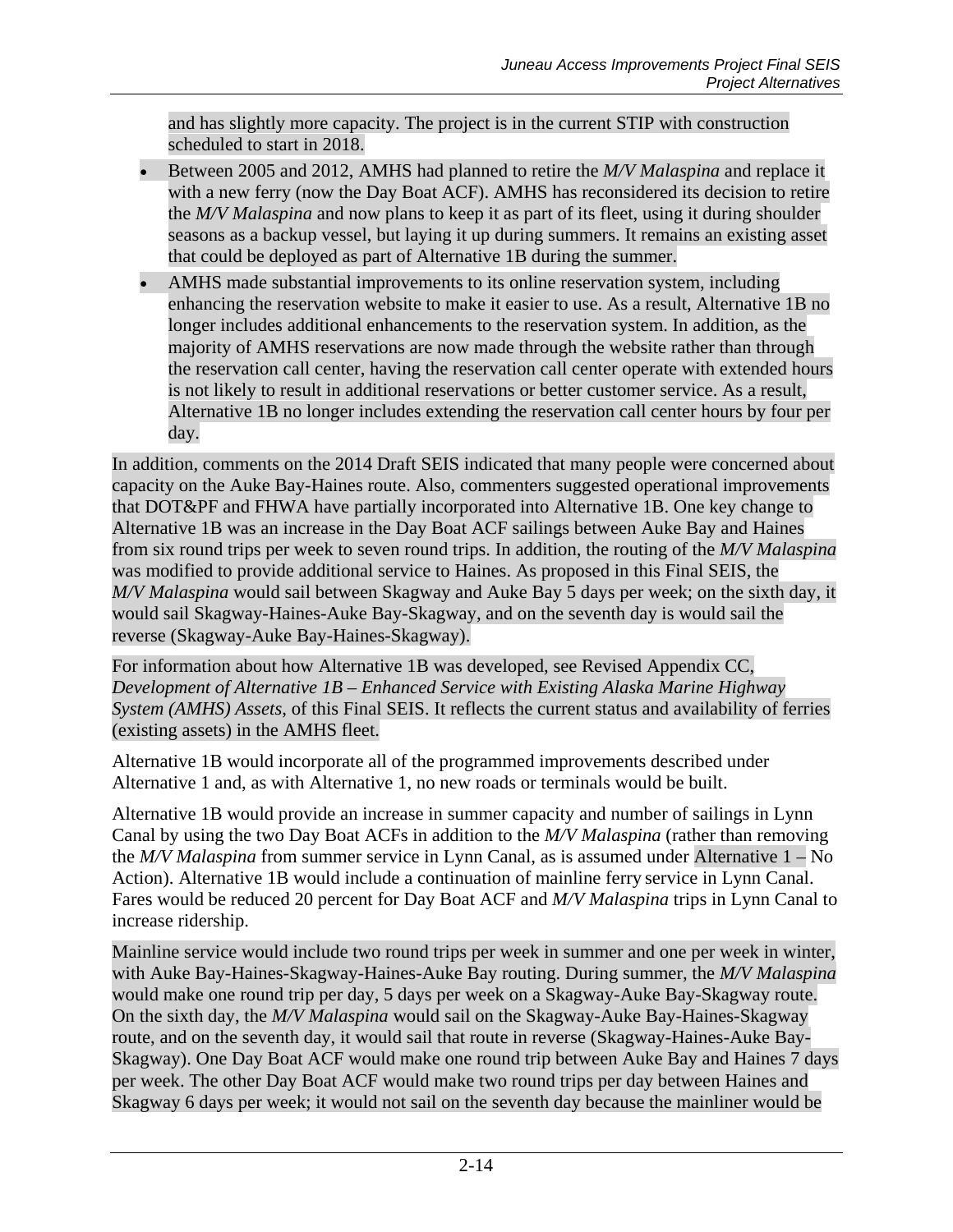and has slightly more capacity. The project is in the current STIP with construction scheduled to start in 2018.

- Between 2005 and 2012, AMHS had planned to retire the *M/V Malaspina* and replace it with a new ferry (now the Day Boat ACF). AMHS has reconsidered its decision to retire the *M/V Malaspina* and now plans to keep it as part of its fleet, using it during shoulder seasons as a backup vessel, but laying it up during summers. It remains an existing asset that could be deployed as part of Alternative 1B during the summer.
- AMHS made substantial improvements to its online reservation system, including enhancing the reservation website to make it easier to use. As a result, Alternative 1B no longer includes additional enhancements to the reservation system. In addition, as the majority of AMHS reservations are now made through the website rather than through the reservation call center, having the reservation call center operate with extended hours is not likely to result in additional reservations or better customer service. As a result, Alternative 1B no longer includes extending the reservation call center hours by four per day.

In addition, comments on the 2014 Draft SEIS indicated that many people were concerned about capacity on the Auke Bay-Haines route. Also, commenters suggested operational improvements that DOT&PF and FHWA have partially incorporated into Alternative 1B. One key change to Alternative 1B was an increase in the Day Boat ACF sailings between Auke Bay and Haines from six round trips per week to seven round trips. In addition, the routing of the *M/V Malaspina* was modified to provide additional service to Haines. As proposed in this Final SEIS, the *M/V Malaspina* would sail between Skagway and Auke Bay 5 days per week; on the sixth day, it would sail Skagway-Haines-Auke Bay-Skagway, and on the seventh day is would sail the reverse (Skagway-Auke Bay-Haines-Skagway).

For information about how Alternative 1B was developed, see Revised Appendix CC, *Development of Alternative 1B – Enhanced Service with Existing Alaska Marine Highway System (AMHS) Assets*, of this Final SEIS. It reflects the current status and availability of ferries (existing assets) in the AMHS fleet.

Alternative 1B would incorporate all of the programmed improvements described under Alternative 1 and, as with Alternative 1, no new roads or terminals would be built.

Alternative 1B would provide an increase in summer capacity and number of sailings in Lynn Canal by using the two Day Boat ACFs in addition to the *M/V Malaspina* (rather than removing the *M/V Malaspina* from summer service in Lynn Canal, as is assumed under Alternative 1 – No Action). Alternative 1B would include a continuation of mainline ferry service in Lynn Canal. Fares would be reduced 20 percent for Day Boat ACF and *M/V Malaspina* trips in Lynn Canal to increase ridership.

Mainline service would include two round trips per week in summer and one per week in winter, with Auke Bay-Haines-Skagway-Haines-Auke Bay routing. During summer, the *M/V Malaspina* would make one round trip per day, 5 days per week on a Skagway-Auke Bay-Skagway route. On the sixth day, the *M/V Malaspina* would sail on the Skagway-Auke Bay-Haines-Skagway route, and on the seventh day, it would sail that route in reverse (Skagway-Haines-Auke Bay-Skagway). One Day Boat ACF would make one round trip between Auke Bay and Haines 7 days per week. The other Day Boat ACF would make two round trips per day between Haines and Skagway 6 days per week; it would not sail on the seventh day because the mainliner would be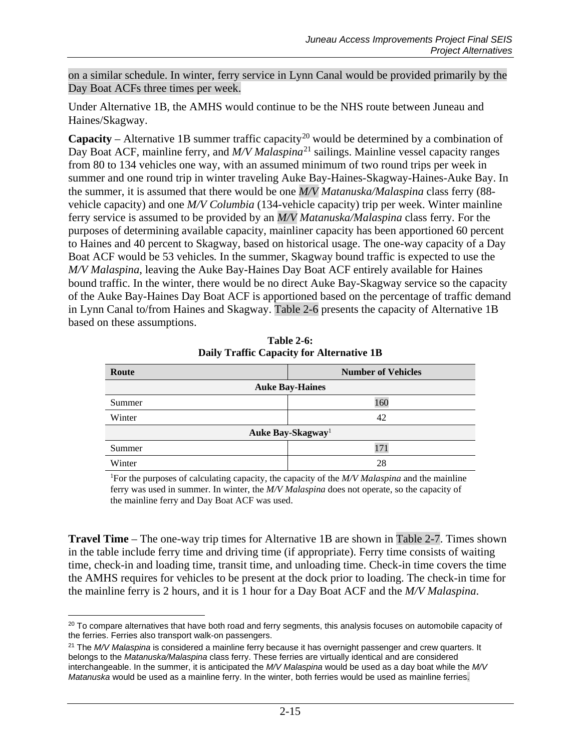on a similar schedule. In winter, ferry service in Lynn Canal would be provided primarily by the Day Boat ACFs three times per week.

Under Alternative 1B, the AMHS would continue to be the NHS route between Juneau and Haines/Skagway.

**Capacity** – Alternative 1B summer traffic capacity[20] would be determined by a combination of Day Boat ACF, mainline ferry, and *M/V Malaspina*[21] sailings. Mainline vessel capacity ranges from 80 to 134 vehicles one way, with an assumed minimum of two round trips per week in summer and one round trip in winter traveling Auke Bay-Haines-Skagway-Haines-Auke Bay. In the summer, it is assumed that there would be one *M/V Matanuska/Malaspina* class ferry (88-vehicle capacity) and one *M/V Columbia* (134-vehicle capacity) trip per week. Winter mainline ferry service is assumed to be provided by an *M/V Matanuska/Malaspina* class ferry. For the purposes of determining available capacity, mainliner capacity has been apportioned 60 percent to Haines and 40 percent to Skagway, based on historical usage. The one-way capacity of a Day Boat ACF would be 53 vehicles. In the summer, Skagway bound traffic is expected to use the *M/V Malaspina*, leaving the Auke Bay-Haines Day Boat ACF entirely available for Haines bound traffic. In the winter, there would be no direct Auke Bay-Skagway service so the capacity of the Auke Bay-Haines Day Boat ACF is apportioned based on the percentage of traffic demand in Lynn Canal to/from Haines and Skagway. Table 2-6 presents the capacity of Alternative 1B based on these assumptions.

**Table 2-6: Daily Traffic Capacity for Alternative 1B**

| Route | Number of Vehicles |
|---|---|
| **Auke Bay-Haines** | |
| Summer | 160 |
| Winter | 42 |
| **Auke Bay-Skagway**[1] | |
| Summer | 171 |
| Winter | 28 |

[1]For the purposes of calculating capacity, the capacity of the *M/V Malaspina* and the mainline ferry was used in summer. In winter, the *M/V Malaspina* does not operate, so the capacity of the mainline ferry and Day Boat ACF was used.

**Travel Time** – The one-way trip times for Alternative 1B are shown in Table 2-7. Times shown in the table include ferry time and driving time (if appropriate). Ferry time consists of waiting time, check-in and loading time, transit time, and unloading time. Check-in time covers the time the AMHS requires for vehicles to be present at the dock prior to loading. The check-in time for the mainline ferry is 2 hours, and it is 1 hour for a Day Boat ACF and the *M/V Malaspina*.

[20] To compare alternatives that have both road and ferry segments, this analysis focuses on automobile capacity of the ferries. Ferries also transport walk-on passengers.

[21] The *M/V Malaspina* is considered a mainline ferry because it has overnight passenger and crew quarters. It belongs to the *Matanuska/Malaspina* class ferry. These ferries are virtually identical and are considered interchangeable. In the summer, it is anticipated the *M/V Malaspina* would be used as a day boat while the *M/V Matanuska* would be used as a mainline ferry. In the winter, both ferries would be used as mainline ferries.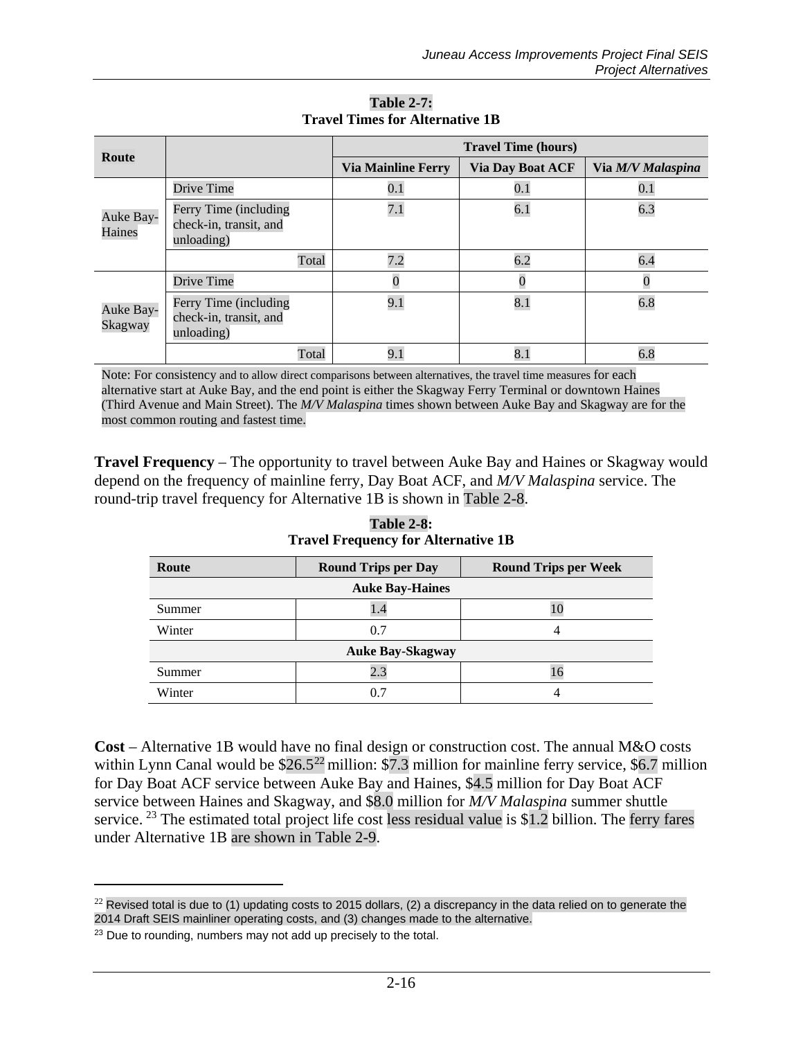**Table 2-7:**
**Travel Times for Alternative 1B**

| Route | | Travel Time (hours) | | |
|---|---|---|---|---|
| | | Via Mainline Ferry | Via Day Boat ACF | Via *M/V Malaspina* |
| Auke Bay-Haines | Drive Time | 0.1 | 0.1 | 0.1 |
| | Ferry Time (including check-in, transit, and unloading) | 7.1 | 6.1 | 6.3 |
| | Total | 7.2 | 6.2 | 6.4 |
| Auke Bay-Skagway | Drive Time | 0 | 0 | 0 |
| | Ferry Time (including check-in, transit, and unloading) | 9.1 | 8.1 | 6.8 |
| | Total | 9.1 | 8.1 | 6.8 |

Note: For consistency and to allow direct comparisons between alternatives, the travel time measures for each alternative start at Auke Bay, and the end point is either the Skagway Ferry Terminal or downtown Haines (Third Avenue and Main Street). The *M/V Malaspina* times shown between Auke Bay and Skagway are for the most common routing and fastest time.

**Travel Frequency** – The opportunity to travel between Auke Bay and Haines or Skagway would depend on the frequency of mainline ferry, Day Boat ACF, and *M/V Malaspina* service. The round-trip travel frequency for Alternative 1B is shown in Table 2-8.

**Table 2-8:**
**Travel Frequency for Alternative 1B**

| Route | Round Trips per Day | Round Trips per Week |
|---|---|---|
| **Auke Bay-Haines** | | |
| Summer | 1.4 | 10 |
| Winter | 0.7 | 4 |
| **Auke Bay-Skagway** | | |
| Summer | 2.3 | 16 |
| Winter | 0.7 | 4 |

**Cost** – Alternative 1B would have no final design or construction cost. The annual M&O costs within Lynn Canal would be $26.5[22] million: $7.3 million for mainline ferry service, $6.7 million for Day Boat ACF service between Auke Bay and Haines, $4.5 million for Day Boat ACF service between Haines and Skagway, and $8.0 million for *M/V Malaspina* summer shuttle service.[23] The estimated total project life cost less residual value is $1.2 billion. The ferry fares under Alternative 1B are shown in Table 2-9.

[22] Revised total is due to (1) updating costs to 2015 dollars, (2) a discrepancy in the data relied on to generate the 2014 Draft SEIS mainliner operating costs, and (3) changes made to the alternative.

[23] Due to rounding, numbers may not add up precisely to the total.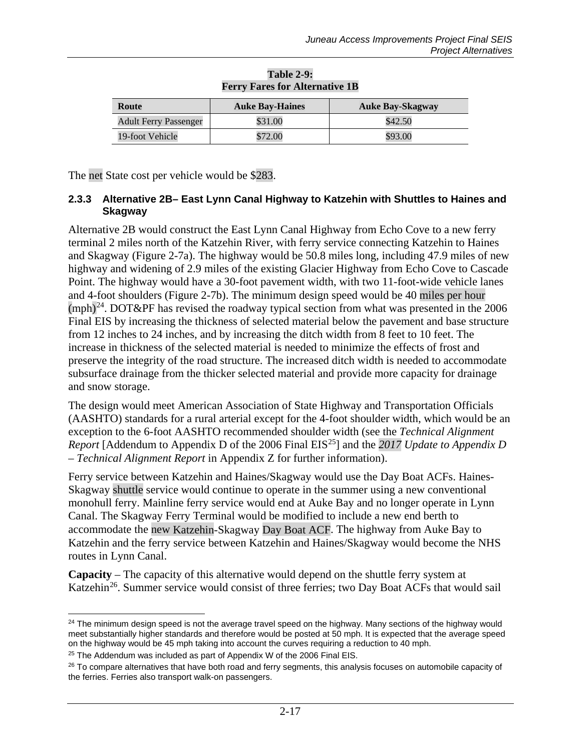**Table 2-9: Ferry Fares for Alternative 1B**

| Route | Auke Bay-Haines | Auke Bay-Skagway |
|---|---|---|
| Adult Ferry Passenger | $31.00 | $42.50 |
| 19-foot Vehicle | $72.00 | $93.00 |

The net State cost per vehicle would be $283.

### 2.3.3 Alternative 2B– East Lynn Canal Highway to Katzehin with Shuttles to Haines and Skagway

Alternative 2B would construct the East Lynn Canal Highway from Echo Cove to a new ferry terminal 2 miles north of the Katzehin River, with ferry service connecting Katzehin to Haines and Skagway (Figure 2-7a). The highway would be 50.8 miles long, including 47.9 miles of new highway and widening of 2.9 miles of the existing Glacier Highway from Echo Cove to Cascade Point. The highway would have a 30-foot pavement width, with two 11-foot-wide vehicle lanes and 4-foot shoulders (Figure 2-7b). The minimum design speed would be 40 miles per hour (mph)[24]. DOT&PF has revised the roadway typical section from what was presented in the 2006 Final EIS by increasing the thickness of selected material below the pavement and base structure from 12 inches to 24 inches, and by increasing the ditch width from 8 feet to 10 feet. The increase in thickness of the selected material is needed to minimize the effects of frost and preserve the integrity of the road structure. The increased ditch width is needed to accommodate subsurface drainage from the thicker selected material and provide more capacity for drainage and snow storage.

The design would meet American Association of State Highway and Transportation Officials (AASHTO) standards for a rural arterial except for the 4-foot shoulder width, which would be an exception to the 6-foot AASHTO recommended shoulder width (see the *Technical Alignment Report* [Addendum to Appendix D of the 2006 Final EIS[25]] and the *2017 Update to Appendix D – Technical Alignment Report* in Appendix Z for further information).

Ferry service between Katzehin and Haines/Skagway would use the Day Boat ACFs. Haines-Skagway shuttle service would continue to operate in the summer using a new conventional monohull ferry. Mainline ferry service would end at Auke Bay and no longer operate in Lynn Canal. The Skagway Ferry Terminal would be modified to include a new end berth to accommodate the new Katzehin-Skagway Day Boat ACF. The highway from Auke Bay to Katzehin and the ferry service between Katzehin and Haines/Skagway would become the NHS routes in Lynn Canal.

**Capacity** – The capacity of this alternative would depend on the shuttle ferry system at Katzehin[26]. Summer service would consist of three ferries; two Day Boat ACFs that would sail

[24] The minimum design speed is not the average travel speed on the highway. Many sections of the highway would meet substantially higher standards and therefore would be posted at 50 mph. It is expected that the average speed on the highway would be 45 mph taking into account the curves requiring a reduction to 40 mph.

[25] The Addendum was included as part of Appendix W of the 2006 Final EIS.

[26] To compare alternatives that have both road and ferry segments, this analysis focuses on automobile capacity of the ferries. Ferries also transport walk-on passengers.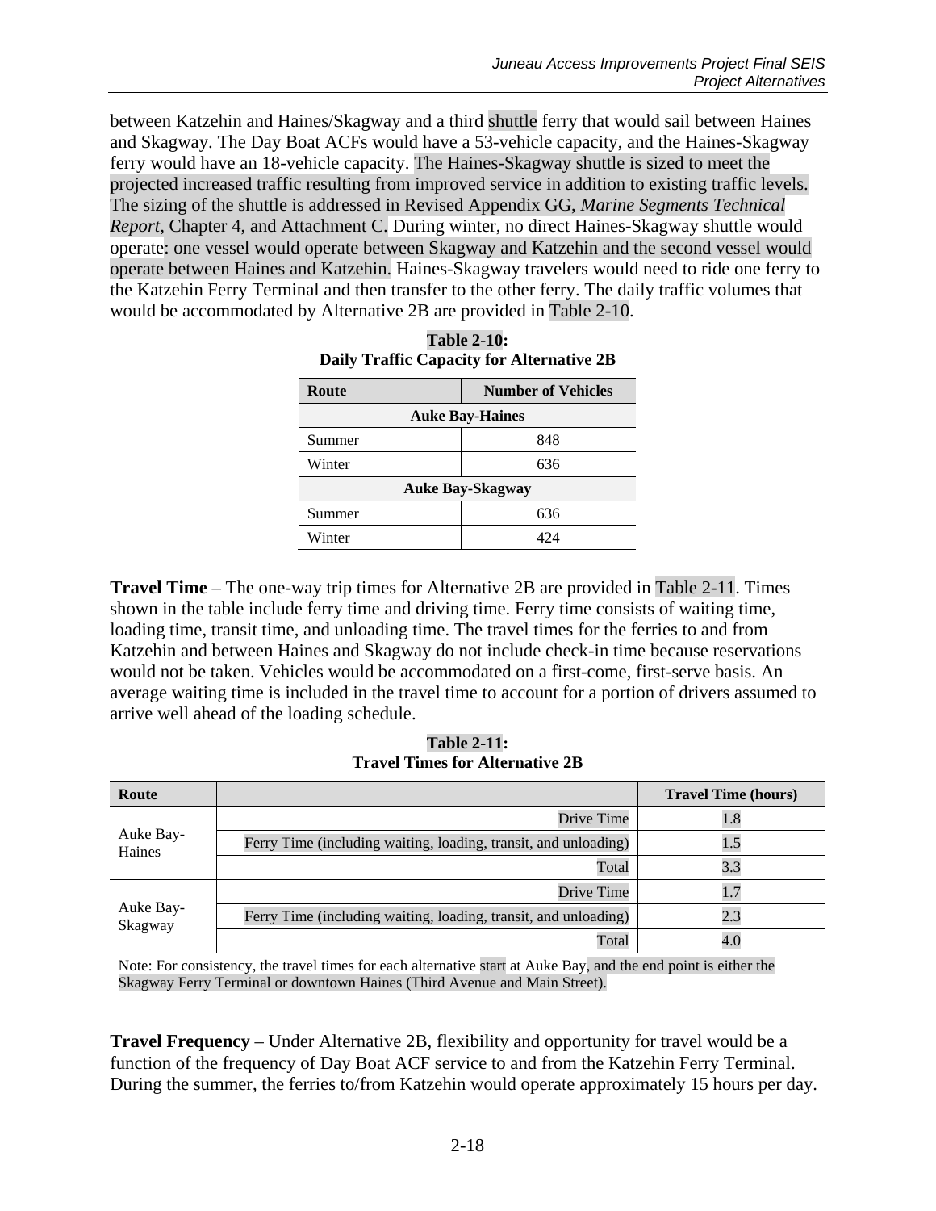between Katzehin and Haines/Skagway and a third shuttle ferry that would sail between Haines and Skagway. The Day Boat ACFs would have a 53-vehicle capacity, and the Haines-Skagway ferry would have an 18-vehicle capacity. The Haines-Skagway shuttle is sized to meet the projected increased traffic resulting from improved service in addition to existing traffic levels. The sizing of the shuttle is addressed in Revised Appendix GG, *Marine Segments Technical Report,* Chapter 4, and Attachment C. During winter, no direct Haines-Skagway shuttle would operate: one vessel would operate between Skagway and Katzehin and the second vessel would operate between Haines and Katzehin. Haines-Skagway travelers would need to ride one ferry to the Katzehin Ferry Terminal and then transfer to the other ferry. The daily traffic volumes that would be accommodated by Alternative 2B are provided in Table 2-10.

**Table 2-10:**
**Daily Traffic Capacity for Alternative 2B**

| Route | Number of Vehicles |
|---|---|
| **Auke Bay-Haines** | |
| Summer | 848 |
| Winter | 636 |
| **Auke Bay-Skagway** | |
| Summer | 636 |
| Winter | 424 |

**Travel Time** – The one-way trip times for Alternative 2B are provided in Table 2-11. Times shown in the table include ferry time and driving time. Ferry time consists of waiting time, loading time, transit time, and unloading time. The travel times for the ferries to and from Katzehin and between Haines and Skagway do not include check-in time because reservations would not be taken. Vehicles would be accommodated on a first-come, first-serve basis. An average waiting time is included in the travel time to account for a portion of drivers assumed to arrive well ahead of the loading schedule.

**Table 2-11:**
**Travel Times for Alternative 2B**

| Route | | Travel Time (hours) |
|---|---|---|
| Auke Bay-Haines | Drive Time | 1.8 |
| | Ferry Time (including waiting, loading, transit, and unloading) | 1.5 |
| | Total | 3.3 |
| Auke Bay-Skagway | Drive Time | 1.7 |
| | Ferry Time (including waiting, loading, transit, and unloading) | 2.3 |
| | Total | 4.0 |

Note: For consistency, the travel times for each alternative start at Auke Bay, and the end point is either the Skagway Ferry Terminal or downtown Haines (Third Avenue and Main Street).

**Travel Frequency** – Under Alternative 2B, flexibility and opportunity for travel would be a function of the frequency of Day Boat ACF service to and from the Katzehin Ferry Terminal. During the summer, the ferries to/from Katzehin would operate approximately 15 hours per day.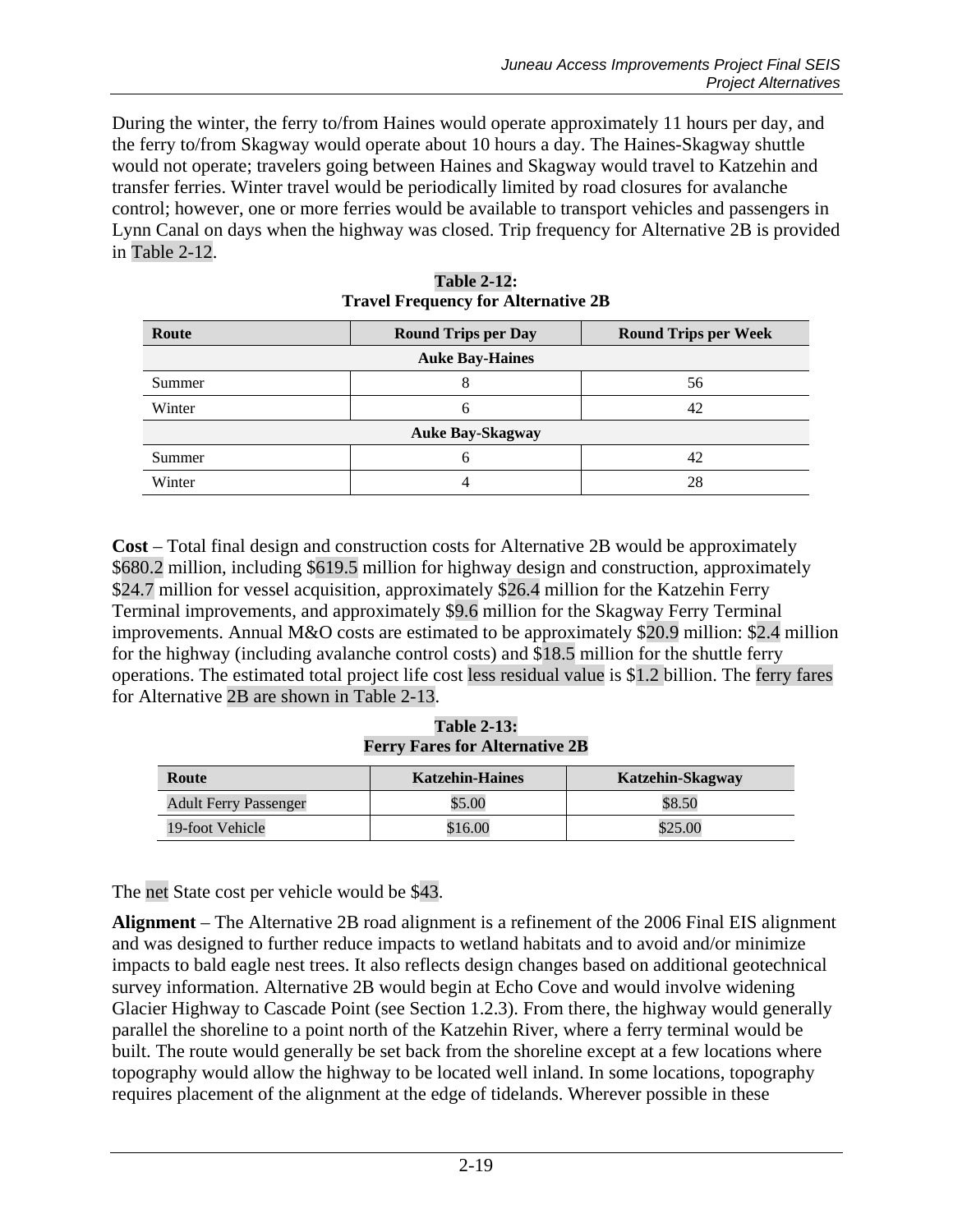During the winter, the ferry to/from Haines would operate approximately 11 hours per day, and the ferry to/from Skagway would operate about 10 hours a day. The Haines-Skagway shuttle would not operate; travelers going between Haines and Skagway would travel to Katzehin and transfer ferries. Winter travel would be periodically limited by road closures for avalanche control; however, one or more ferries would be available to transport vehicles and passengers in Lynn Canal on days when the highway was closed. Trip frequency for Alternative 2B is provided in Table 2-12.

**Table 2-12: Travel Frequency for Alternative 2B**

| Route | Round Trips per Day | Round Trips per Week |
|---|---|---|
| **Auke Bay-Haines** | | |
| Summer | 8 | 56 |
| Winter | 6 | 42 |
| **Auke Bay-Skagway** | | |
| Summer | 6 | 42 |
| Winter | 4 | 28 |

**Cost** – Total final design and construction costs for Alternative 2B would be approximately $680.2 million, including $619.5 million for highway design and construction, approximately $24.7 million for vessel acquisition, approximately $26.4 million for the Katzehin Ferry Terminal improvements, and approximately $9.6 million for the Skagway Ferry Terminal improvements. Annual M&O costs are estimated to be approximately $20.9 million: $2.4 million for the highway (including avalanche control costs) and $18.5 million for the shuttle ferry operations. The estimated total project life cost less residual value is $1.2 billion. The ferry fares for Alternative 2B are shown in Table 2-13.

**Table 2-13: Ferry Fares for Alternative 2B**

| Route | Katzehin-Haines | Katzehin-Skagway |
|---|---|---|
| Adult Ferry Passenger | $5.00 | $8.50 |
| 19-foot Vehicle | $16.00 | $25.00 |

The net State cost per vehicle would be $43.

**Alignment** – The Alternative 2B road alignment is a refinement of the 2006 Final EIS alignment and was designed to further reduce impacts to wetland habitats and to avoid and/or minimize impacts to bald eagle nest trees. It also reflects design changes based on additional geotechnical survey information. Alternative 2B would begin at Echo Cove and would involve widening Glacier Highway to Cascade Point (see Section 1.2.3). From there, the highway would generally parallel the shoreline to a point north of the Katzehin River, where a ferry terminal would be built. The route would generally be set back from the shoreline except at a few locations where topography would allow the highway to be located well inland. In some locations, topography requires placement of the alignment at the edge of tidelands. Wherever possible in these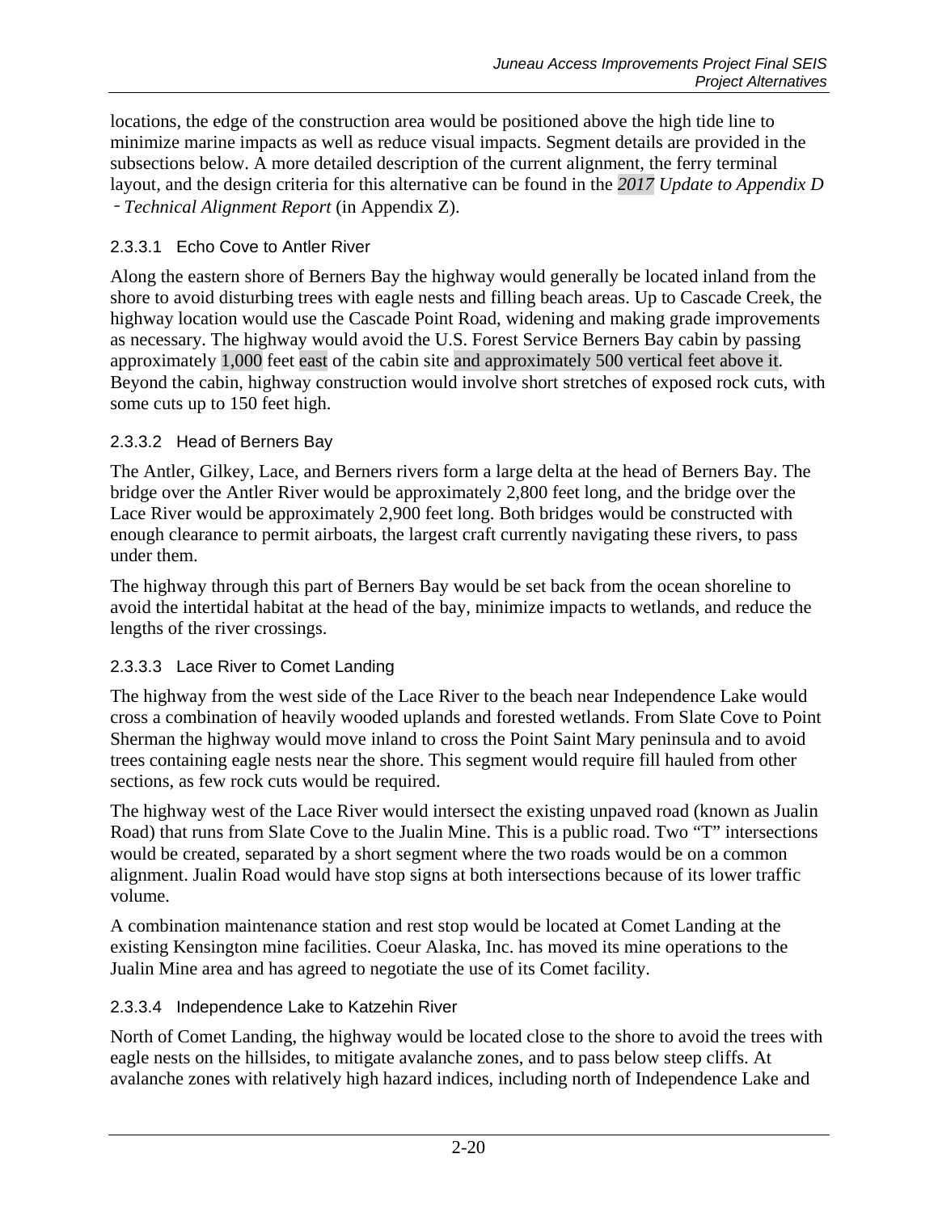locations, the edge of the construction area would be positioned above the high tide line to minimize marine impacts as well as reduce visual impacts. Segment details are provided in the subsections below. A more detailed description of the current alignment, the ferry terminal layout, and the design criteria for this alternative can be found in the *2017 Update to Appendix D – Technical Alignment Report* (in Appendix Z).

### 2.3.3.1 Echo Cove to Antler River

Along the eastern shore of Berners Bay the highway would generally be located inland from the shore to avoid disturbing trees with eagle nests and filling beach areas. Up to Cascade Creek, the highway location would use the Cascade Point Road, widening and making grade improvements as necessary. The highway would avoid the U.S. Forest Service Berners Bay cabin by passing approximately 1,000 feet east of the cabin site and approximately 500 vertical feet above it. Beyond the cabin, highway construction would involve short stretches of exposed rock cuts, with some cuts up to 150 feet high.

### 2.3.3.2 Head of Berners Bay

The Antler, Gilkey, Lace, and Berners rivers form a large delta at the head of Berners Bay. The bridge over the Antler River would be approximately 2,800 feet long, and the bridge over the Lace River would be approximately 2,900 feet long. Both bridges would be constructed with enough clearance to permit airboats, the largest craft currently navigating these rivers, to pass under them.

The highway through this part of Berners Bay would be set back from the ocean shoreline to avoid the intertidal habitat at the head of the bay, minimize impacts to wetlands, and reduce the lengths of the river crossings.

### 2.3.3.3 Lace River to Comet Landing

The highway from the west side of the Lace River to the beach near Independence Lake would cross a combination of heavily wooded uplands and forested wetlands. From Slate Cove to Point Sherman the highway would move inland to cross the Point Saint Mary peninsula and to avoid trees containing eagle nests near the shore. This segment would require fill hauled from other sections, as few rock cuts would be required.

The highway west of the Lace River would intersect the existing unpaved road (known as Jualin Road) that runs from Slate Cove to the Jualin Mine. This is a public road. Two "T" intersections would be created, separated by a short segment where the two roads would be on a common alignment. Jualin Road would have stop signs at both intersections because of its lower traffic volume.

A combination maintenance station and rest stop would be located at Comet Landing at the existing Kensington mine facilities. Coeur Alaska, Inc. has moved its mine operations to the Jualin Mine area and has agreed to negotiate the use of its Comet facility.

### 2.3.3.4 Independence Lake to Katzehin River

North of Comet Landing, the highway would be located close to the shore to avoid the trees with eagle nests on the hillsides, to mitigate avalanche zones, and to pass below steep cliffs. At avalanche zones with relatively high hazard indices, including north of Independence Lake and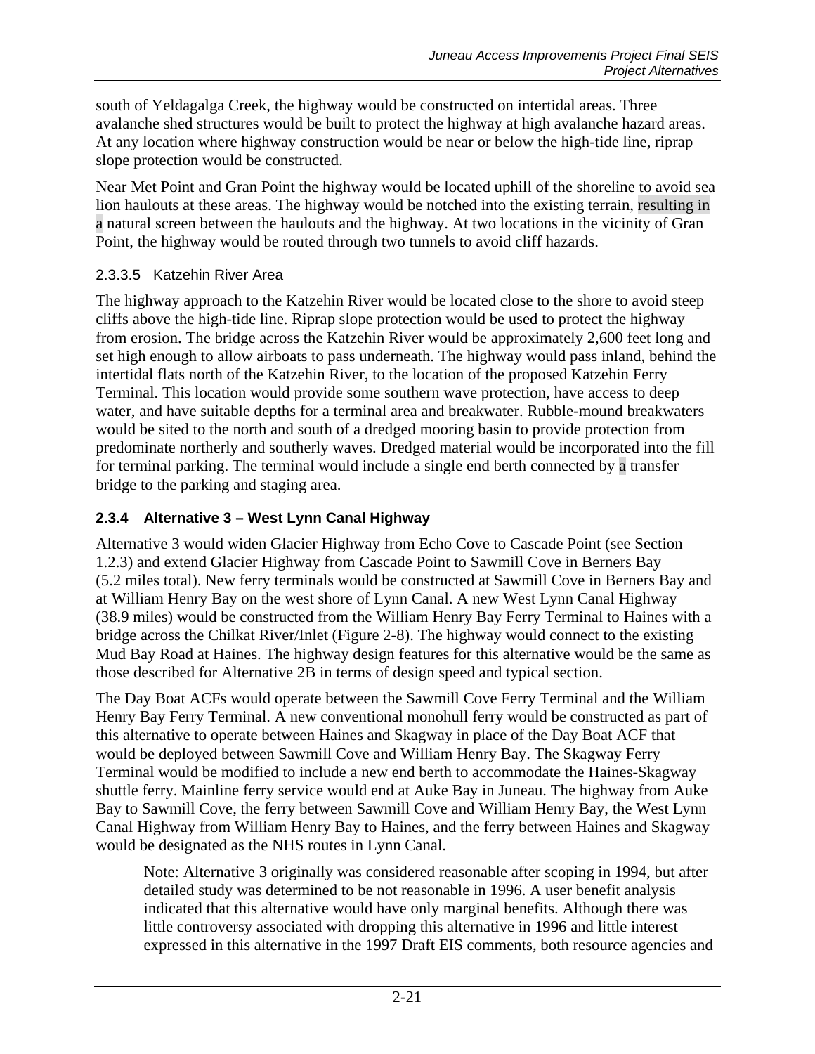south of Yeldagalga Creek, the highway would be constructed on intertidal areas. Three avalanche shed structures would be built to protect the highway at high avalanche hazard areas. At any location where highway construction would be near or below the high-tide line, riprap slope protection would be constructed.

Near Met Point and Gran Point the highway would be located uphill of the shoreline to avoid sea lion haulouts at these areas. The highway would be notched into the existing terrain, resulting in a natural screen between the haulouts and the highway. At two locations in the vicinity of Gran Point, the highway would be routed through two tunnels to avoid cliff hazards.

#### 2.3.3.5 Katzehin River Area

The highway approach to the Katzehin River would be located close to the shore to avoid steep cliffs above the high-tide line. Riprap slope protection would be used to protect the highway from erosion. The bridge across the Katzehin River would be approximately 2,600 feet long and set high enough to allow airboats to pass underneath. The highway would pass inland, behind the intertidal flats north of the Katzehin River, to the location of the proposed Katzehin Ferry Terminal. This location would provide some southern wave protection, have access to deep water, and have suitable depths for a terminal area and breakwater. Rubble-mound breakwaters would be sited to the north and south of a dredged mooring basin to provide protection from predominate northerly and southerly waves. Dredged material would be incorporated into the fill for terminal parking. The terminal would include a single end berth connected by a transfer bridge to the parking and staging area.

### 2.3.4 Alternative 3 – West Lynn Canal Highway

Alternative 3 would widen Glacier Highway from Echo Cove to Cascade Point (see Section 1.2.3) and extend Glacier Highway from Cascade Point to Sawmill Cove in Berners Bay (5.2 miles total). New ferry terminals would be constructed at Sawmill Cove in Berners Bay and at William Henry Bay on the west shore of Lynn Canal. A new West Lynn Canal Highway (38.9 miles) would be constructed from the William Henry Bay Ferry Terminal to Haines with a bridge across the Chilkat River/Inlet (Figure 2-8). The highway would connect to the existing Mud Bay Road at Haines. The highway design features for this alternative would be the same as those described for Alternative 2B in terms of design speed and typical section.

The Day Boat ACFs would operate between the Sawmill Cove Ferry Terminal and the William Henry Bay Ferry Terminal. A new conventional monohull ferry would be constructed as part of this alternative to operate between Haines and Skagway in place of the Day Boat ACF that would be deployed between Sawmill Cove and William Henry Bay. The Skagway Ferry Terminal would be modified to include a new end berth to accommodate the Haines-Skagway shuttle ferry. Mainline ferry service would end at Auke Bay in Juneau. The highway from Auke Bay to Sawmill Cove, the ferry between Sawmill Cove and William Henry Bay, the West Lynn Canal Highway from William Henry Bay to Haines, and the ferry between Haines and Skagway would be designated as the NHS routes in Lynn Canal.

> Note: Alternative 3 originally was considered reasonable after scoping in 1994, but after detailed study was determined to be not reasonable in 1996. A user benefit analysis indicated that this alternative would have only marginal benefits. Although there was little controversy associated with dropping this alternative in 1996 and little interest expressed in this alternative in the 1997 Draft EIS comments, both resource agencies and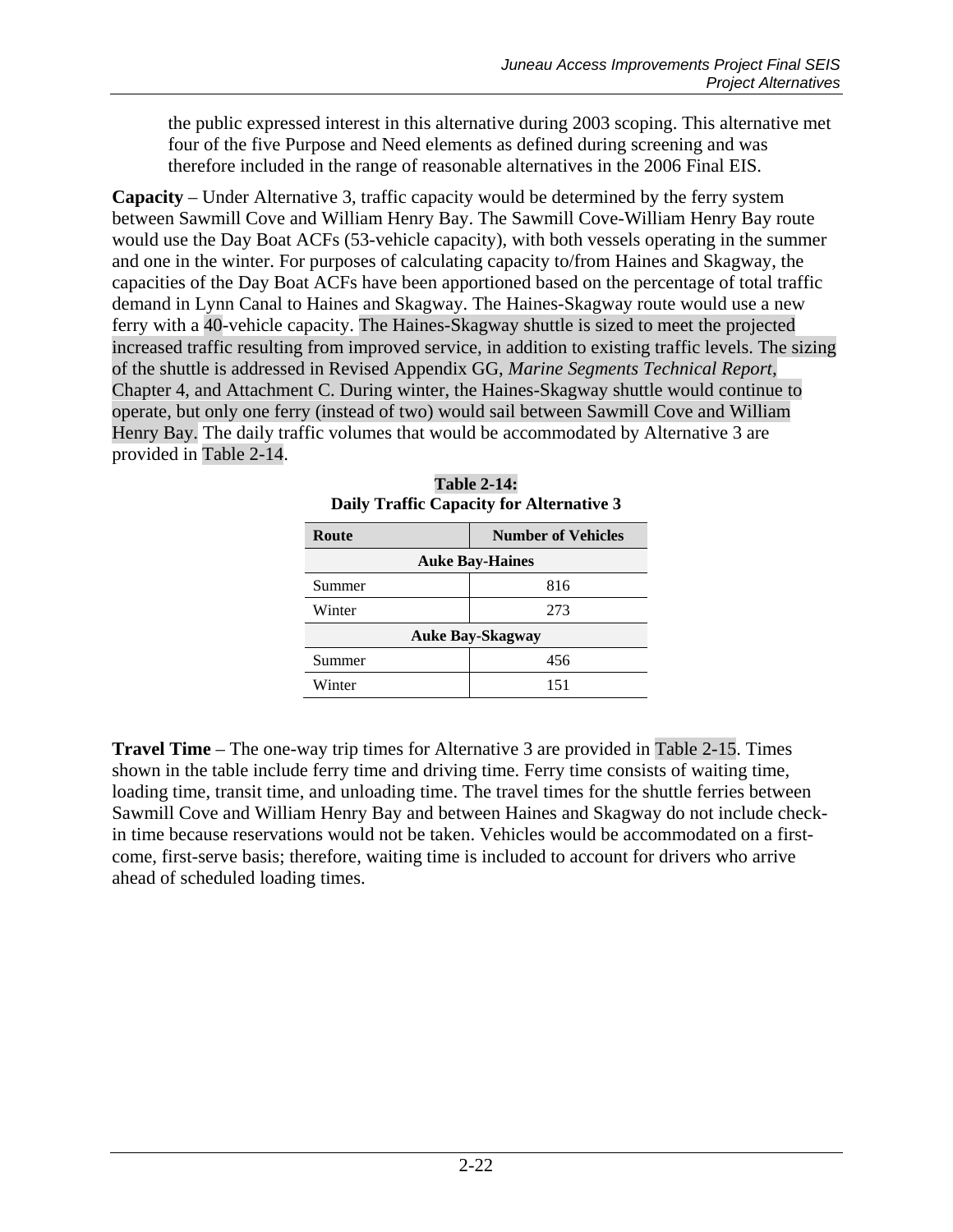the public expressed interest in this alternative during 2003 scoping. This alternative met four of the five Purpose and Need elements as defined during screening and was therefore included in the range of reasonable alternatives in the 2006 Final EIS.

**Capacity** – Under Alternative 3, traffic capacity would be determined by the ferry system between Sawmill Cove and William Henry Bay. The Sawmill Cove-William Henry Bay route would use the Day Boat ACFs (53-vehicle capacity), with both vessels operating in the summer and one in the winter. For purposes of calculating capacity to/from Haines and Skagway, the capacities of the Day Boat ACFs have been apportioned based on the percentage of total traffic demand in Lynn Canal to Haines and Skagway. The Haines-Skagway route would use a new ferry with a 40-vehicle capacity. The Haines-Skagway shuttle is sized to meet the projected increased traffic resulting from improved service, in addition to existing traffic levels. The sizing of the shuttle is addressed in Revised Appendix GG, *Marine Segments Technical Report*, Chapter 4, and Attachment C. During winter, the Haines-Skagway shuttle would continue to operate, but only one ferry (instead of two) would sail between Sawmill Cove and William Henry Bay. The daily traffic volumes that would be accommodated by Alternative 3 are provided in Table 2-14.

**Table 2-14:**
**Daily Traffic Capacity for Alternative 3**

| Route | Number of Vehicles |
|---|---|
| **Auke Bay-Haines** | |
| Summer | 816 |
| Winter | 273 |
| **Auke Bay-Skagway** | |
| Summer | 456 |
| Winter | 151 |

**Travel Time** – The one-way trip times for Alternative 3 are provided in Table 2-15. Times shown in the table include ferry time and driving time. Ferry time consists of waiting time, loading time, transit time, and unloading time. The travel times for the shuttle ferries between Sawmill Cove and William Henry Bay and between Haines and Skagway do not include check-in time because reservations would not be taken. Vehicles would be accommodated on a first-come, first-serve basis; therefore, waiting time is included to account for drivers who arrive ahead of scheduled loading times.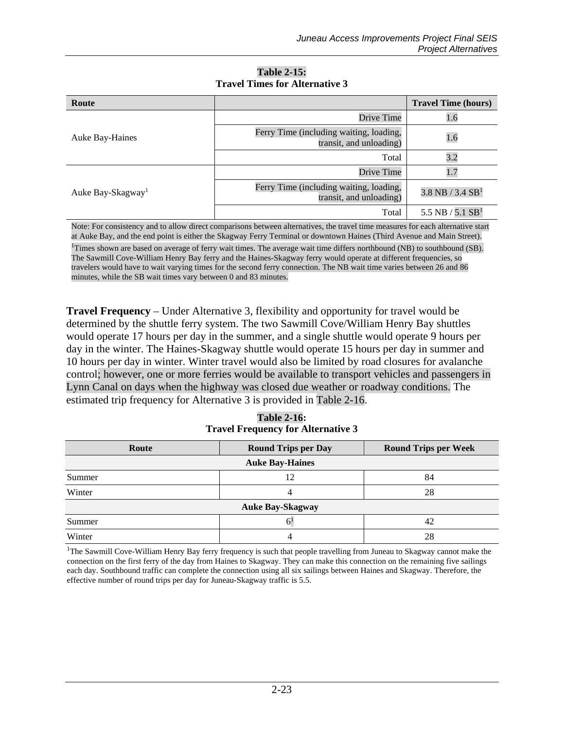**Table 2-15:**
**Travel Times for Alternative 3**

| Route | | Travel Time (hours) |
|---|---|---|
| Auke Bay-Haines | Drive Time | 1.6 |
| | Ferry Time (including waiting, loading, transit, and unloading) | 1.6 |
| | Total | 3.2 |
| Auke Bay-Skagway[1] | Drive Time | 1.7 |
| | Ferry Time (including waiting, loading, transit, and unloading) | 3.8 NB / 3.4 SB[1] |
| | Total | 5.5 NB / 5.1 SB[1] |

Note: For consistency and to allow direct comparisons between alternatives, the travel time measures for each alternative start at Auke Bay, and the end point is either the Skagway Ferry Terminal or downtown Haines (Third Avenue and Main Street).

[1]Times shown are based on average of ferry wait times. The average wait time differs northbound (NB) to southbound (SB). The Sawmill Cove-William Henry Bay ferry and the Haines-Skagway ferry would operate at different frequencies, so travelers would have to wait varying times for the second ferry connection. The NB wait time varies between 26 and 86 minutes, while the SB wait times vary between 0 and 83 minutes.

**Travel Frequency** – Under Alternative 3, flexibility and opportunity for travel would be determined by the shuttle ferry system. The two Sawmill Cove/William Henry Bay shuttles would operate 17 hours per day in the summer, and a single shuttle would operate 9 hours per day in the winter. The Haines-Skagway shuttle would operate 15 hours per day in summer and 10 hours per day in winter. Winter travel would also be limited by road closures for avalanche control; however, one or more ferries would be available to transport vehicles and passengers in Lynn Canal on days when the highway was closed due weather or roadway conditions. The estimated trip frequency for Alternative 3 is provided in Table 2-16.

**Table 2-16:**
**Travel Frequency for Alternative 3**

| Route | Round Trips per Day | Round Trips per Week |
|---|---|---|
| **Auke Bay-Haines** | | |
| Summer | 12 | 84 |
| Winter | 4 | 28 |
| **Auke Bay-Skagway** | | |
| Summer | 6[1] | 42 |
| Winter | 4 | 28 |

[1]The Sawmill Cove-William Henry Bay ferry frequency is such that people travelling from Juneau to Skagway cannot make the connection on the first ferry of the day from Haines to Skagway. They can make this connection on the remaining five sailings each day. Southbound traffic can complete the connection using all six sailings between Haines and Skagway. Therefore, the effective number of round trips per day for Juneau-Skagway traffic is 5.5.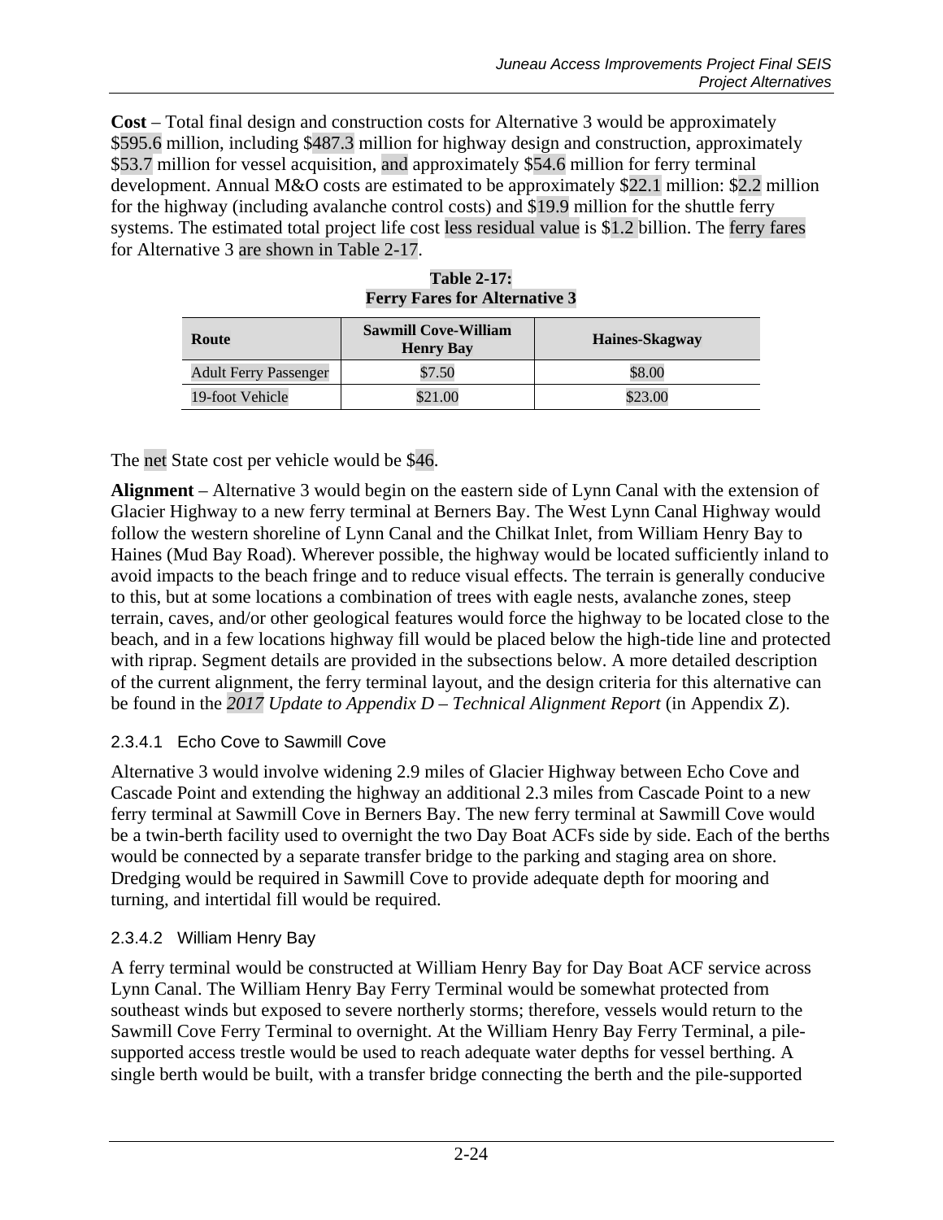**Cost** – Total final design and construction costs for Alternative 3 would be approximately $595.6 million, including $487.3 million for highway design and construction, approximately $53.7 million for vessel acquisition, and approximately $54.6 million for ferry terminal development. Annual M&O costs are estimated to be approximately $22.1 million: $2.2 million for the highway (including avalanche control costs) and $19.9 million for the shuttle ferry systems. The estimated total project life cost less residual value is $1.2 billion. The ferry fares for Alternative 3 are shown in Table 2-17.

**Table 2-17: Ferry Fares for Alternative 3**

| Route | Sawmill Cove-William Henry Bay | Haines-Skagway |
|---|---|---|
| Adult Ferry Passenger | $7.50 | $8.00 |
| 19-foot Vehicle | $21.00 | $23.00 |

The net State cost per vehicle would be $46.

**Alignment** – Alternative 3 would begin on the eastern side of Lynn Canal with the extension of Glacier Highway to a new ferry terminal at Berners Bay. The West Lynn Canal Highway would follow the western shoreline of Lynn Canal and the Chilkat Inlet, from William Henry Bay to Haines (Mud Bay Road). Wherever possible, the highway would be located sufficiently inland to avoid impacts to the beach fringe and to reduce visual effects. The terrain is generally conducive to this, but at some locations a combination of trees with eagle nests, avalanche zones, steep terrain, caves, and/or other geological features would force the highway to be located close to the beach, and in a few locations highway fill would be placed below the high-tide line and protected with riprap. Segment details are provided in the subsections below. A more detailed description of the current alignment, the ferry terminal layout, and the design criteria for this alternative can be found in the *2017 Update to Appendix D – Technical Alignment Report* (in Appendix Z).

### 2.3.4.1 Echo Cove to Sawmill Cove

Alternative 3 would involve widening 2.9 miles of Glacier Highway between Echo Cove and Cascade Point and extending the highway an additional 2.3 miles from Cascade Point to a new ferry terminal at Sawmill Cove in Berners Bay. The new ferry terminal at Sawmill Cove would be a twin-berth facility used to overnight the two Day Boat ACFs side by side. Each of the berths would be connected by a separate transfer bridge to the parking and staging area on shore. Dredging would be required in Sawmill Cove to provide adequate depth for mooring and turning, and intertidal fill would be required.

### 2.3.4.2 William Henry Bay

A ferry terminal would be constructed at William Henry Bay for Day Boat ACF service across Lynn Canal. The William Henry Bay Ferry Terminal would be somewhat protected from southeast winds but exposed to severe northerly storms; therefore, vessels would return to the Sawmill Cove Ferry Terminal to overnight. At the William Henry Bay Ferry Terminal, a pile-supported access trestle would be used to reach adequate water depths for vessel berthing. A single berth would be built, with a transfer bridge connecting the berth and the pile-supported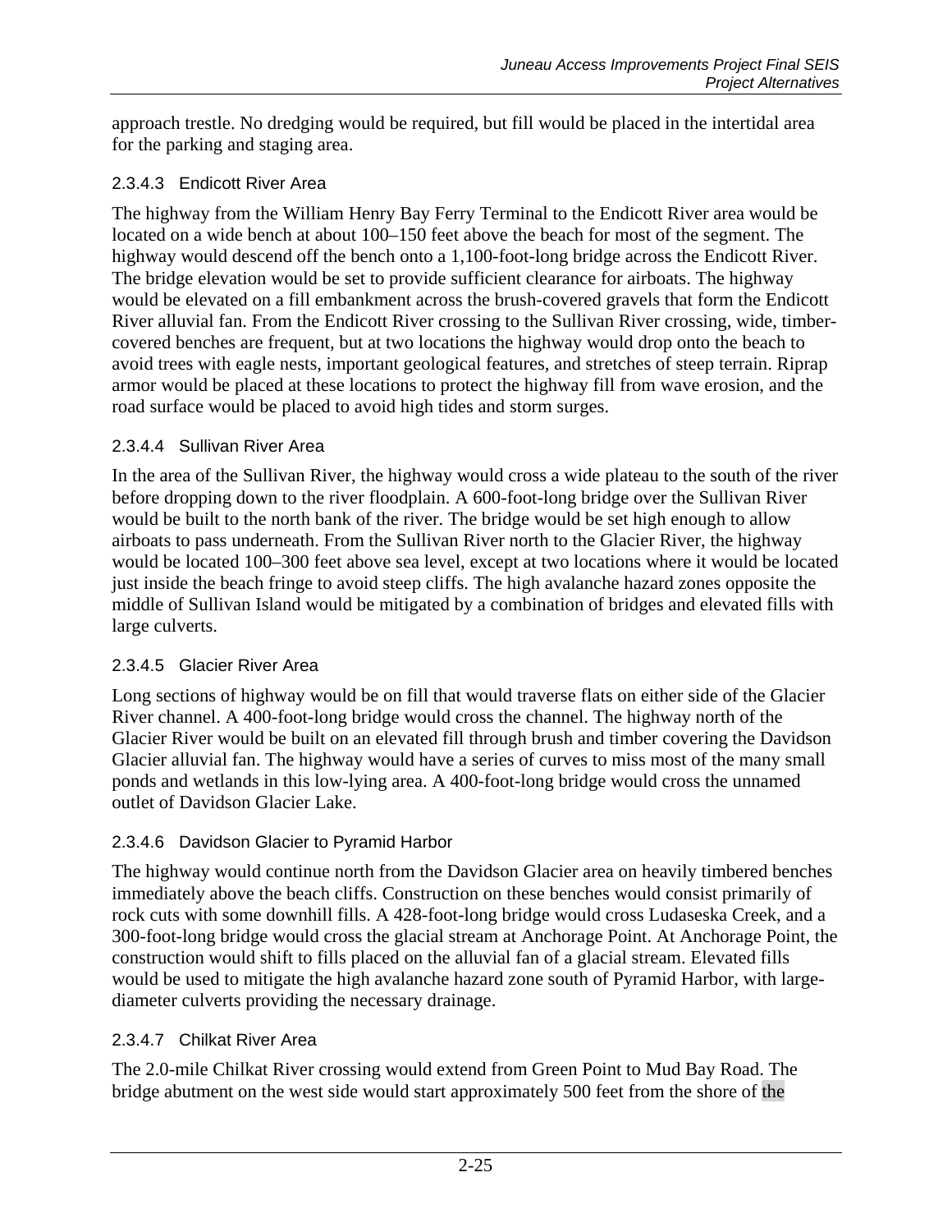approach trestle. No dredging would be required, but fill would be placed in the intertidal area for the parking and staging area.

#### 2.3.4.3 Endicott River Area

The highway from the William Henry Bay Ferry Terminal to the Endicott River area would be located on a wide bench at about 100–150 feet above the beach for most of the segment. The highway would descend off the bench onto a 1,100-foot-long bridge across the Endicott River. The bridge elevation would be set to provide sufficient clearance for airboats. The highway would be elevated on a fill embankment across the brush-covered gravels that form the Endicott River alluvial fan. From the Endicott River crossing to the Sullivan River crossing, wide, timber-covered benches are frequent, but at two locations the highway would drop onto the beach to avoid trees with eagle nests, important geological features, and stretches of steep terrain. Riprap armor would be placed at these locations to protect the highway fill from wave erosion, and the road surface would be placed to avoid high tides and storm surges.

#### 2.3.4.4 Sullivan River Area

In the area of the Sullivan River, the highway would cross a wide plateau to the south of the river before dropping down to the river floodplain. A 600-foot-long bridge over the Sullivan River would be built to the north bank of the river. The bridge would be set high enough to allow airboats to pass underneath. From the Sullivan River north to the Glacier River, the highway would be located 100–300 feet above sea level, except at two locations where it would be located just inside the beach fringe to avoid steep cliffs. The high avalanche hazard zones opposite the middle of Sullivan Island would be mitigated by a combination of bridges and elevated fills with large culverts.

#### 2.3.4.5 Glacier River Area

Long sections of highway would be on fill that would traverse flats on either side of the Glacier River channel. A 400-foot-long bridge would cross the channel. The highway north of the Glacier River would be built on an elevated fill through brush and timber covering the Davidson Glacier alluvial fan. The highway would have a series of curves to miss most of the many small ponds and wetlands in this low-lying area. A 400-foot-long bridge would cross the unnamed outlet of Davidson Glacier Lake.

#### 2.3.4.6 Davidson Glacier to Pyramid Harbor

The highway would continue north from the Davidson Glacier area on heavily timbered benches immediately above the beach cliffs. Construction on these benches would consist primarily of rock cuts with some downhill fills. A 428-foot-long bridge would cross Ludaseska Creek, and a 300-foot-long bridge would cross the glacial stream at Anchorage Point. At Anchorage Point, the construction would shift to fills placed on the alluvial fan of a glacial stream. Elevated fills would be used to mitigate the high avalanche hazard zone south of Pyramid Harbor, with large-diameter culverts providing the necessary drainage.

#### 2.3.4.7 Chilkat River Area

The 2.0-mile Chilkat River crossing would extend from Green Point to Mud Bay Road. The bridge abutment on the west side would start approximately 500 feet from the shore of the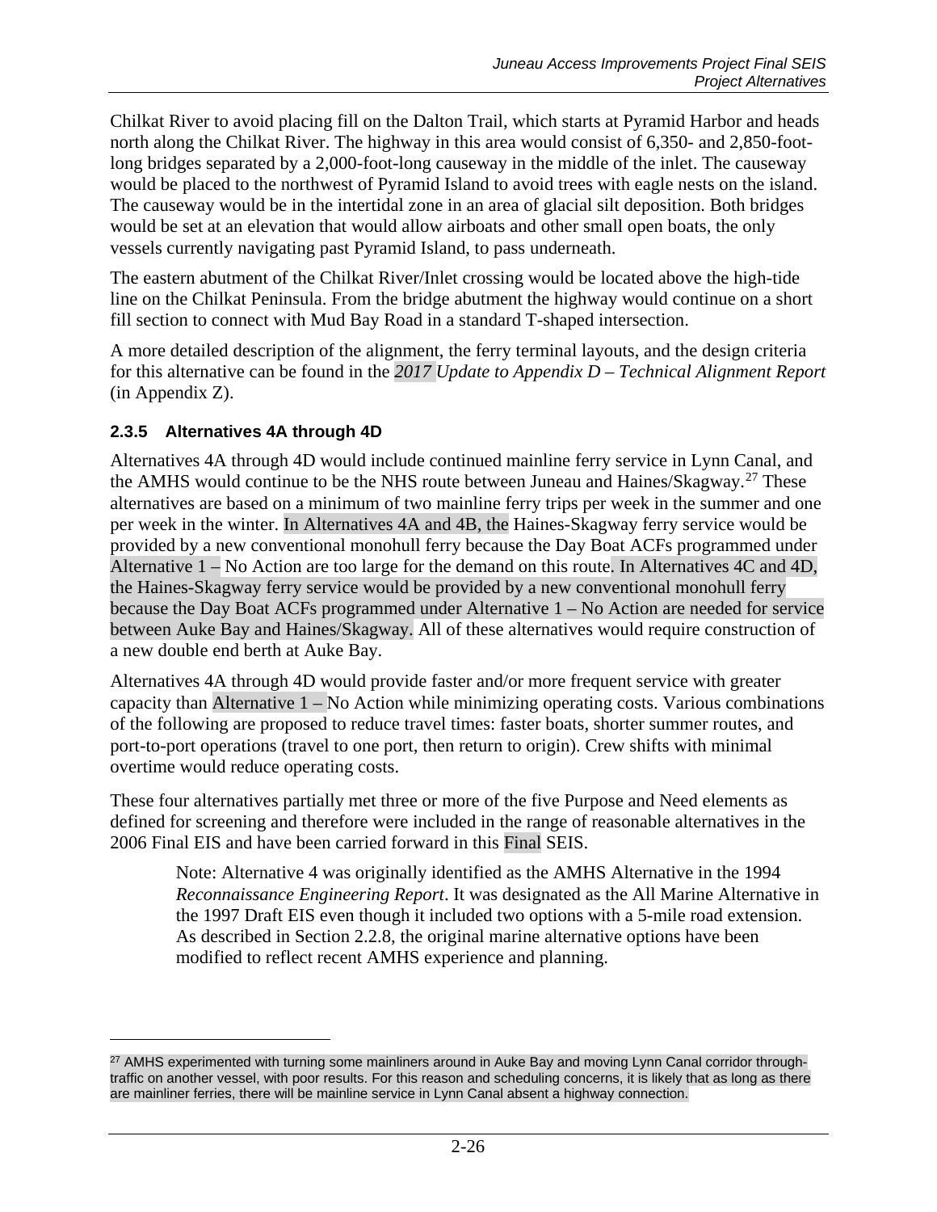Chilkat River to avoid placing fill on the Dalton Trail, which starts at Pyramid Harbor and heads north along the Chilkat River. The highway in this area would consist of 6,350- and 2,850-foot-long bridges separated by a 2,000-foot-long causeway in the middle of the inlet. The causeway would be placed to the northwest of Pyramid Island to avoid trees with eagle nests on the island. The causeway would be in the intertidal zone in an area of glacial silt deposition. Both bridges would be set at an elevation that would allow airboats and other small open boats, the only vessels currently navigating past Pyramid Island, to pass underneath.

The eastern abutment of the Chilkat River/Inlet crossing would be located above the high-tide line on the Chilkat Peninsula. From the bridge abutment the highway would continue on a short fill section to connect with Mud Bay Road in a standard T-shaped intersection.

A more detailed description of the alignment, the ferry terminal layouts, and the design criteria for this alternative can be found in the *2017 Update to Appendix D – Technical Alignment Report* (in Appendix Z).

### 2.3.5 Alternatives 4A through 4D

Alternatives 4A through 4D would include continued mainline ferry service in Lynn Canal, and the AMHS would continue to be the NHS route between Juneau and Haines/Skagway.[27] These alternatives are based on a minimum of two mainline ferry trips per week in the summer and one per week in the winter. In Alternatives 4A and 4B, the Haines-Skagway ferry service would be provided by a new conventional monohull ferry because the Day Boat ACFs programmed under Alternative 1 – No Action are too large for the demand on this route. In Alternatives 4C and 4D, the Haines-Skagway ferry service would be provided by a new conventional monohull ferry because the Day Boat ACFs programmed under Alternative 1 – No Action are needed for service between Auke Bay and Haines/Skagway. All of these alternatives would require construction of a new double end berth at Auke Bay.

Alternatives 4A through 4D would provide faster and/or more frequent service with greater capacity than Alternative 1 – No Action while minimizing operating costs. Various combinations of the following are proposed to reduce travel times: faster boats, shorter summer routes, and port-to-port operations (travel to one port, then return to origin). Crew shifts with minimal overtime would reduce operating costs.

These four alternatives partially met three or more of the five Purpose and Need elements as defined for screening and therefore were included in the range of reasonable alternatives in the 2006 Final EIS and have been carried forward in this Final SEIS.

> Note: Alternative 4 was originally identified as the AMHS Alternative in the 1994 *Reconnaissance Engineering Report*. It was designated as the All Marine Alternative in the 1997 Draft EIS even though it included two options with a 5-mile road extension. As described in Section 2.2.8, the original marine alternative options have been modified to reflect recent AMHS experience and planning.

---

[27] AMHS experimented with turning some mainliners around in Auke Bay and moving Lynn Canal corridor through-traffic on another vessel, with poor results. For this reason and scheduling concerns, it is likely that as long as there are mainliner ferries, there will be mainline service in Lynn Canal absent a highway connection.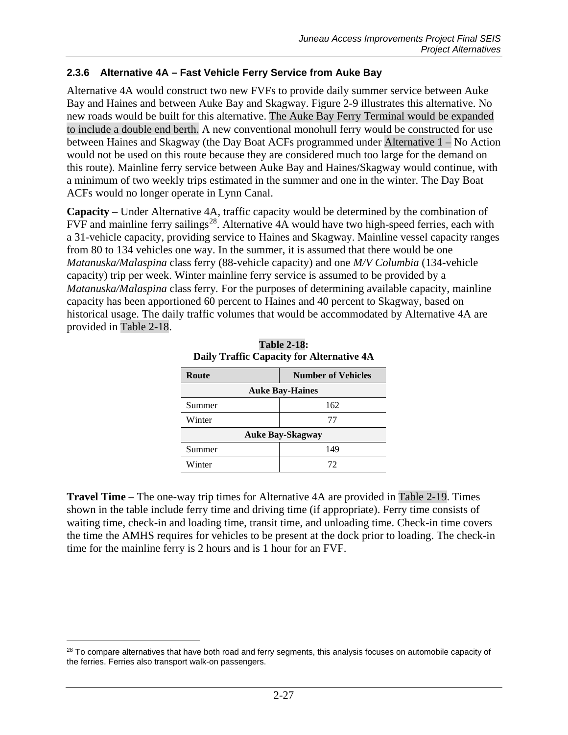### 2.3.6 Alternative 4A – Fast Vehicle Ferry Service from Auke Bay

Alternative 4A would construct two new FVFs to provide daily summer service between Auke Bay and Haines and between Auke Bay and Skagway. Figure 2-9 illustrates this alternative. No new roads would be built for this alternative. The Auke Bay Ferry Terminal would be expanded to include a double end berth. A new conventional monohull ferry would be constructed for use between Haines and Skagway (the Day Boat ACFs programmed under Alternative 1 – No Action would not be used on this route because they are considered much too large for the demand on this route). Mainline ferry service between Auke Bay and Haines/Skagway would continue, with a minimum of two weekly trips estimated in the summer and one in the winter. The Day Boat ACFs would no longer operate in Lynn Canal.

**Capacity** – Under Alternative 4A, traffic capacity would be determined by the combination of FVF and mainline ferry sailings[28]. Alternative 4A would have two high-speed ferries, each with a 31-vehicle capacity, providing service to Haines and Skagway. Mainline vessel capacity ranges from 80 to 134 vehicles one way. In the summer, it is assumed that there would be one *Matanuska/Malaspina* class ferry (88-vehicle capacity) and one *M/V Columbia* (134-vehicle capacity) trip per week. Winter mainline ferry service is assumed to be provided by a *Matanuska/Malaspina* class ferry. For the purposes of determining available capacity, mainline capacity has been apportioned 60 percent to Haines and 40 percent to Skagway, based on historical usage. The daily traffic volumes that would be accommodated by Alternative 4A are provided in Table 2-18.

**Table 2-18: Daily Traffic Capacity for Alternative 4A**

| Route | Number of Vehicles |
|---|---|
| **Auke Bay-Haines** | |
| Summer | 162 |
| Winter | 77 |
| **Auke Bay-Skagway** | |
| Summer | 149 |
| Winter | 72 |

**Travel Time** – The one-way trip times for Alternative 4A are provided in Table 2-19. Times shown in the table include ferry time and driving time (if appropriate). Ferry time consists of waiting time, check-in and loading time, transit time, and unloading time. Check-in time covers the time the AMHS requires for vehicles to be present at the dock prior to loading. The check-in time for the mainline ferry is 2 hours and is 1 hour for an FVF.

[28] To compare alternatives that have both road and ferry segments, this analysis focuses on automobile capacity of the ferries. Ferries also transport walk-on passengers.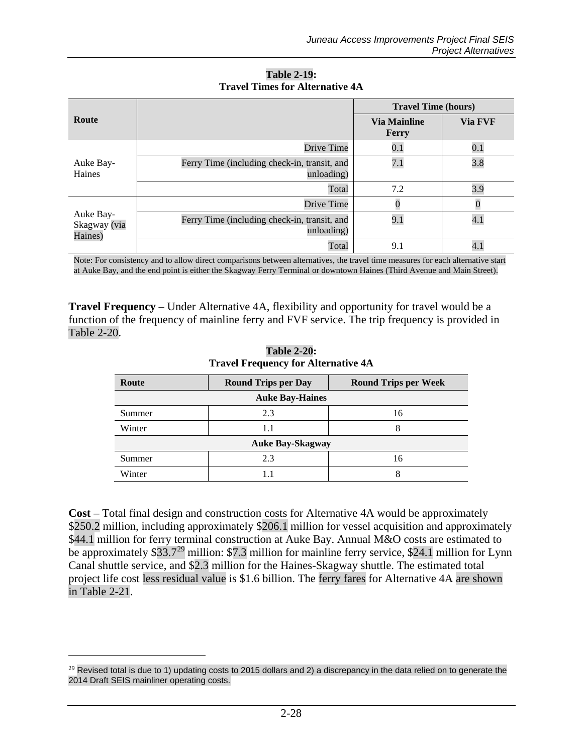**Table 2-19:**
**Travel Times for Alternative 4A**

| Route | | Travel Time (hours) | |
|---|---|---|---|
| | | Via Mainline Ferry | Via FVF |
| Auke Bay-Haines | Drive Time | 0.1 | 0.1 |
| | Ferry Time (including check-in, transit, and unloading) | 7.1 | 3.8 |
| | Total | 7.2 | 3.9 |
| Auke Bay-Skagway (via Haines) | Drive Time | 0 | 0 |
| | Ferry Time (including check-in, transit, and unloading) | 9.1 | 4.1 |
| | Total | 9.1 | 4.1 |

Note: For consistency and to allow direct comparisons between alternatives, the travel time measures for each alternative start at Auke Bay, and the end point is either the Skagway Ferry Terminal or downtown Haines (Third Avenue and Main Street).

**Travel Frequency** – Under Alternative 4A, flexibility and opportunity for travel would be a function of the frequency of mainline ferry and FVF service. The trip frequency is provided in Table 2-20.

**Table 2-20:**
**Travel Frequency for Alternative 4A**

| Route | Round Trips per Day | Round Trips per Week |
|---|---|---|
| **Auke Bay-Haines** | | |
| Summer | 2.3 | 16 |
| Winter | 1.1 | 8 |
| **Auke Bay-Skagway** | | |
| Summer | 2.3 | 16 |
| Winter | 1.1 | 8 |

**Cost** – Total final design and construction costs for Alternative 4A would be approximately $250.2 million, including approximately $206.1 million for vessel acquisition and approximately $44.1 million for ferry terminal construction at Auke Bay. Annual M&O costs are estimated to be approximately $33.7[29] million: $7.3 million for mainline ferry service, $24.1 million for Lynn Canal shuttle service, and $2.3 million for the Haines-Skagway shuttle. The estimated total project life cost less residual value is $1.6 billion. The ferry fares for Alternative 4A are shown in Table 2-21.

[29] Revised total is due to 1) updating costs to 2015 dollars and 2) a discrepancy in the data relied on to generate the 2014 Draft SEIS mainliner operating costs.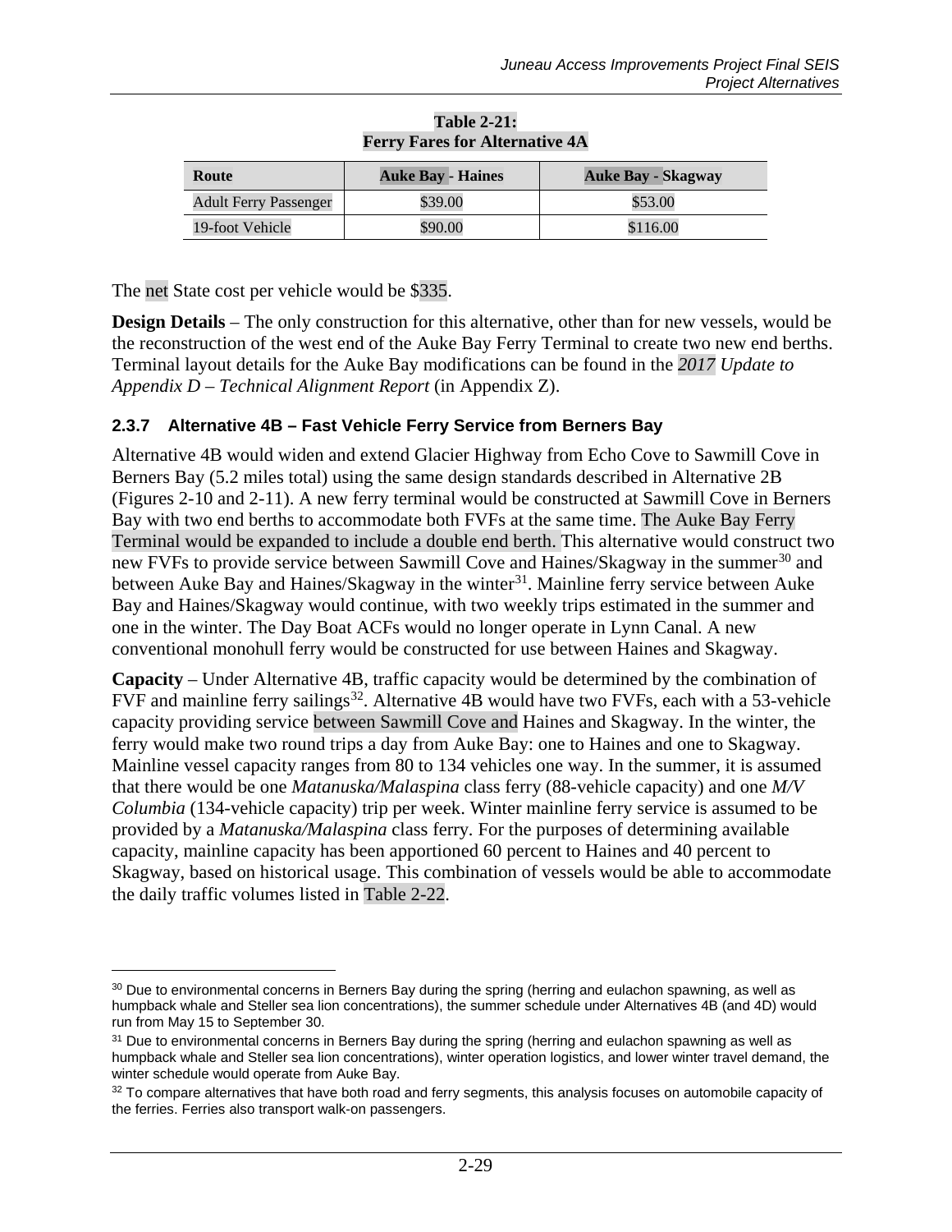**Table 2-21:
Ferry Fares for Alternative 4A**

| Route | Auke Bay - Haines | Auke Bay - Skagway |
|---|---|---|
| Adult Ferry Passenger | $39.00 | $53.00 |
| 19-foot Vehicle | $90.00 | $116.00 |

The net State cost per vehicle would be $335.

**Design Details** – The only construction for this alternative, other than for new vessels, would be the reconstruction of the west end of the Auke Bay Ferry Terminal to create two new end berths. Terminal layout details for the Auke Bay modifications can be found in the *2017 Update to Appendix D – Technical Alignment Report* (in Appendix Z).

### 2.3.7 Alternative 4B – Fast Vehicle Ferry Service from Berners Bay

Alternative 4B would widen and extend Glacier Highway from Echo Cove to Sawmill Cove in Berners Bay (5.2 miles total) using the same design standards described in Alternative 2B (Figures 2-10 and 2-11). A new ferry terminal would be constructed at Sawmill Cove in Berners Bay with two end berths to accommodate both FVFs at the same time. The Auke Bay Ferry Terminal would be expanded to include a double end berth. This alternative would construct two new FVFs to provide service between Sawmill Cove and Haines/Skagway in the summer[30] and between Auke Bay and Haines/Skagway in the winter[31]. Mainline ferry service between Auke Bay and Haines/Skagway would continue, with two weekly trips estimated in the summer and one in the winter. The Day Boat ACFs would no longer operate in Lynn Canal. A new conventional monohull ferry would be constructed for use between Haines and Skagway.

**Capacity** – Under Alternative 4B, traffic capacity would be determined by the combination of FVF and mainline ferry sailings[32]. Alternative 4B would have two FVFs, each with a 53-vehicle capacity providing service between Sawmill Cove and Haines and Skagway. In the winter, the ferry would make two round trips a day from Auke Bay: one to Haines and one to Skagway. Mainline vessel capacity ranges from 80 to 134 vehicles one way. In the summer, it is assumed that there would be one *Matanuska/Malaspina* class ferry (88-vehicle capacity) and one *M/V Columbia* (134-vehicle capacity) trip per week. Winter mainline ferry service is assumed to be provided by a *Matanuska/Malaspina* class ferry. For the purposes of determining available capacity, mainline capacity has been apportioned 60 percent to Haines and 40 percent to Skagway, based on historical usage. This combination of vessels would be able to accommodate the daily traffic volumes listed in Table 2-22.

---

[30] Due to environmental concerns in Berners Bay during the spring (herring and eulachon spawning, as well as humpback whale and Steller sea lion concentrations), the summer schedule under Alternatives 4B (and 4D) would run from May 15 to September 30.

[31] Due to environmental concerns in Berners Bay during the spring (herring and eulachon spawning as well as humpback whale and Steller sea lion concentrations), winter operation logistics, and lower winter travel demand, the winter schedule would operate from Auke Bay.

[32] To compare alternatives that have both road and ferry segments, this analysis focuses on automobile capacity of the ferries. Ferries also transport walk-on passengers.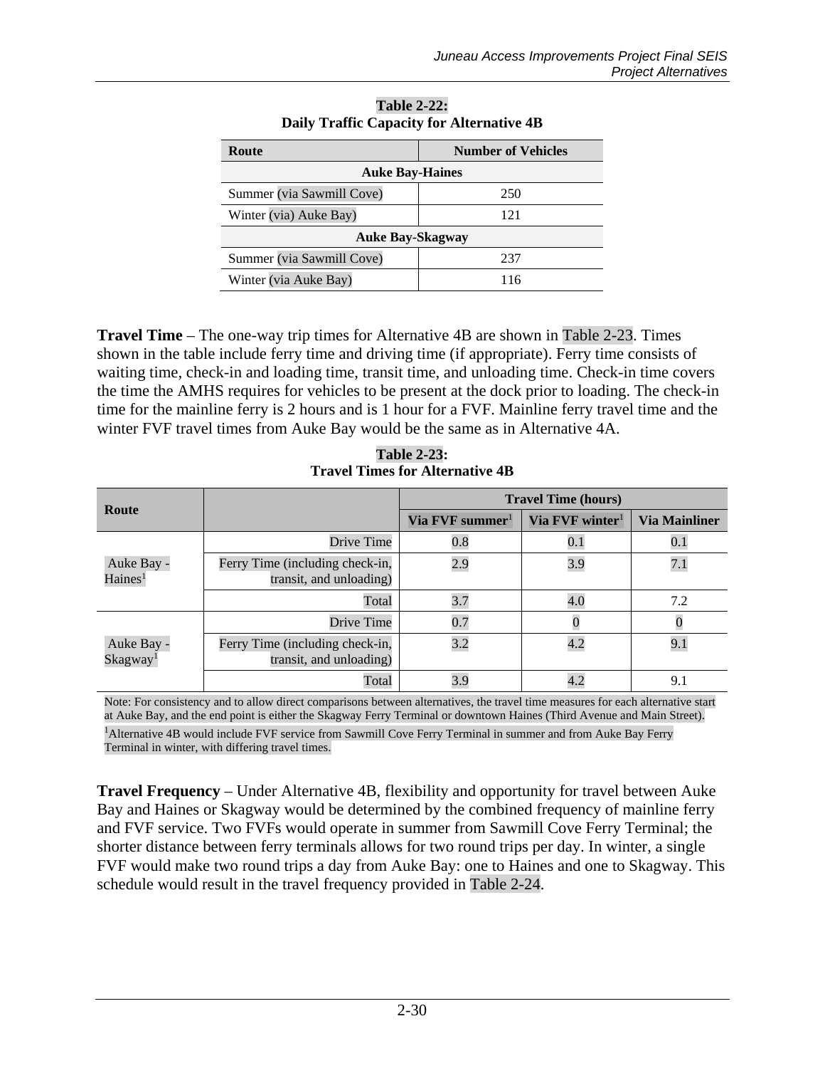**Table 2-22:**
**Daily Traffic Capacity for Alternative 4B**

| Route | Number of Vehicles |
|---|---|
| **Auke Bay-Haines** | |
| Summer (via Sawmill Cove) | 250 |
| Winter (via) Auke Bay) | 121 |
| **Auke Bay-Skagway** | |
| Summer (via Sawmill Cove) | 237 |
| Winter (via Auke Bay) | 116 |

**Travel Time** – The one-way trip times for Alternative 4B are shown in Table 2-23. Times shown in the table include ferry time and driving time (if appropriate). Ferry time consists of waiting time, check-in and loading time, transit time, and unloading time. Check-in time covers the time the AMHS requires for vehicles to be present at the dock prior to loading. The check-in time for the mainline ferry is 2 hours and is 1 hour for a FVF. Mainline ferry travel time and the winter FVF travel times from Auke Bay would be the same as in Alternative 4A.

**Table 2-23:**
**Travel Times for Alternative 4B**

| Route | | Travel Time (hours) | | |
|---|---|---|---|---|
| | | Via FVF summer[1] | Via FVF winter[1] | Via Mainliner |
| Auke Bay - Haines[1] | Drive Time | 0.8 | 0.1 | 0.1 |
| | Ferry Time (including check-in, transit, and unloading) | 2.9 | 3.9 | 7.1 |
| | Total | 3.7 | 4.0 | 7.2 |
| Auke Bay - Skagway[1] | Drive Time | 0.7 | 0 | 0 |
| | Ferry Time (including check-in, transit, and unloading) | 3.2 | 4.2 | 9.1 |
| | Total | 3.9 | 4.2 | 9.1 |

Note: For consistency and to allow direct comparisons between alternatives, the travel time measures for each alternative start at Auke Bay, and the end point is either the Skagway Ferry Terminal or downtown Haines (Third Avenue and Main Street).

[1]Alternative 4B would include FVF service from Sawmill Cove Ferry Terminal in summer and from Auke Bay Ferry Terminal in winter, with differing travel times.

**Travel Frequency** – Under Alternative 4B, flexibility and opportunity for travel between Auke Bay and Haines or Skagway would be determined by the combined frequency of mainline ferry and FVF service. Two FVFs would operate in summer from Sawmill Cove Ferry Terminal; the shorter distance between ferry terminals allows for two round trips per day. In winter, a single FVF would make two round trips a day from Auke Bay: one to Haines and one to Skagway. This schedule would result in the travel frequency provided in Table 2-24.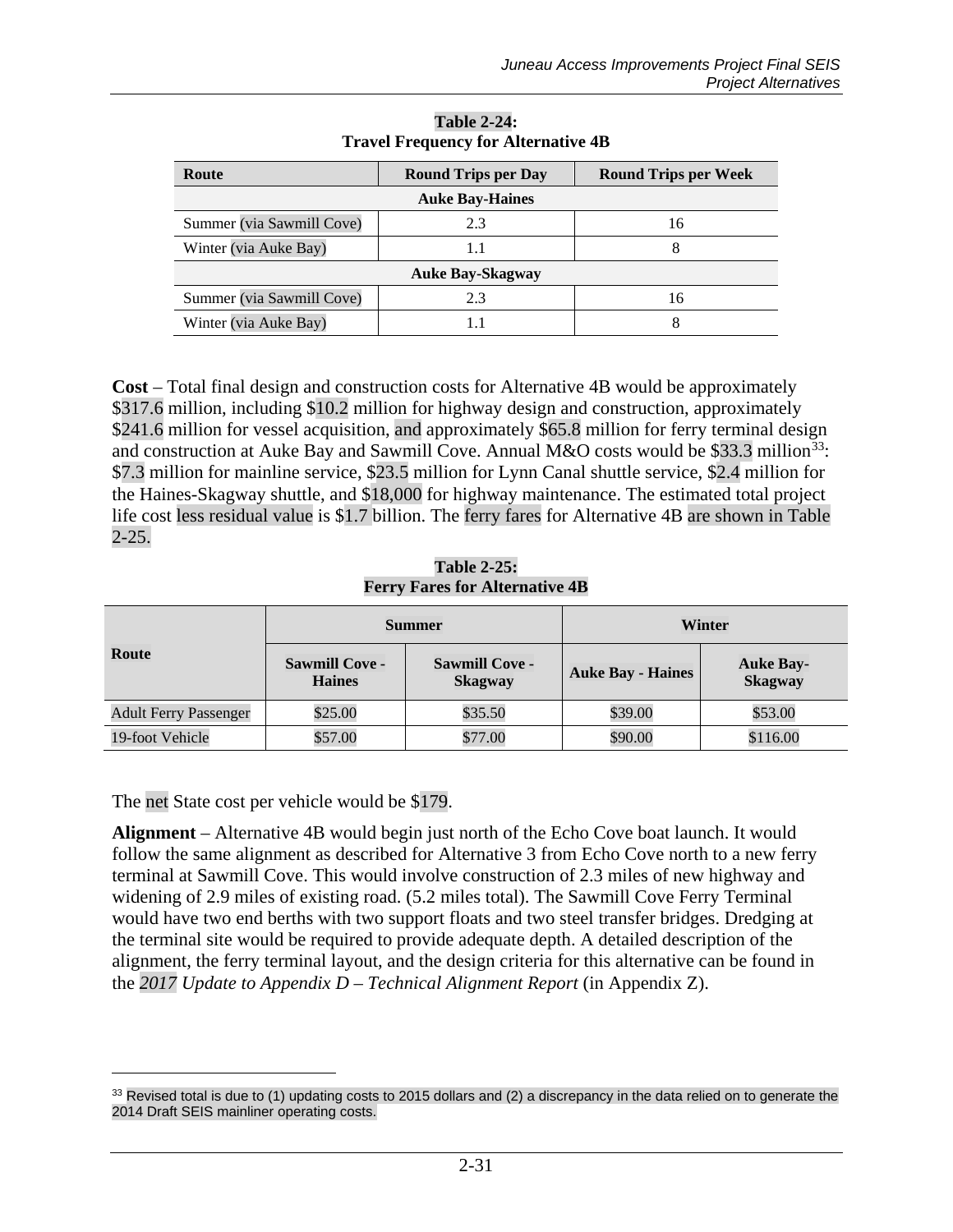**Table 2-24:**
**Travel Frequency for Alternative 4B**

| Route | Round Trips per Day | Round Trips per Week |
|---|---|---|
| **Auke Bay-Haines** | | |
| Summer (via Sawmill Cove) | 2.3 | 16 |
| Winter (via Auke Bay) | 1.1 | 8 |
| **Auke Bay-Skagway** | | |
| Summer (via Sawmill Cove) | 2.3 | 16 |
| Winter (via Auke Bay) | 1.1 | 8 |

**Cost** – Total final design and construction costs for Alternative 4B would be approximately $317.6 million, including $10.2 million for highway design and construction, approximately $241.6 million for vessel acquisition, and approximately $65.8 million for ferry terminal design and construction at Auke Bay and Sawmill Cove. Annual M&O costs would be $33.3 million[33]: $7.3 million for mainline service, $23.5 million for Lynn Canal shuttle service, $2.4 million for the Haines-Skagway shuttle, and $18,000 for highway maintenance. The estimated total project life cost less residual value is $1.7 billion. The ferry fares for Alternative 4B are shown in Table 2-25.

**Table 2-25:**
**Ferry Fares for Alternative 4B**

| Route | Summer | | Winter | |
|---|---|---|---|---|
| | Sawmill Cove - Haines | Sawmill Cove - Skagway | Auke Bay - Haines | Auke Bay-Skagway |
| Adult Ferry Passenger | $25.00 | $35.50 | $39.00 | $53.00 |
| 19-foot Vehicle | $57.00 | $77.00 | $90.00 | $116.00 |

The net State cost per vehicle would be $179.

**Alignment** – Alternative 4B would begin just north of the Echo Cove boat launch. It would follow the same alignment as described for Alternative 3 from Echo Cove north to a new ferry terminal at Sawmill Cove. This would involve construction of 2.3 miles of new highway and widening of 2.9 miles of existing road. (5.2 miles total). The Sawmill Cove Ferry Terminal would have two end berths with two support floats and two steel transfer bridges. Dredging at the terminal site would be required to provide adequate depth. A detailed description of the alignment, the ferry terminal layout, and the design criteria for this alternative can be found in the *2017 Update to Appendix D – Technical Alignment Report* (in Appendix Z).

---

[33] Revised total is due to (1) updating costs to 2015 dollars and (2) a discrepancy in the data relied on to generate the 2014 Draft SEIS mainliner operating costs.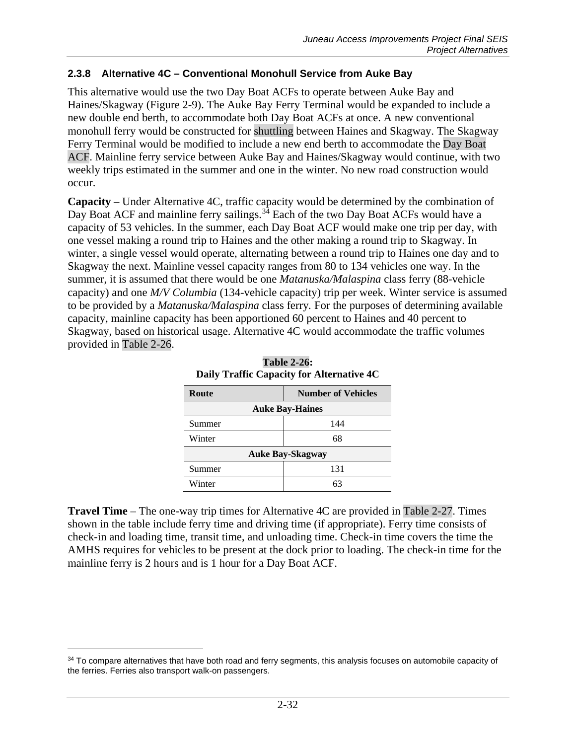### 2.3.8 Alternative 4C – Conventional Monohull Service from Auke Bay

This alternative would use the two Day Boat ACFs to operate between Auke Bay and Haines/Skagway (Figure 2-9). The Auke Bay Ferry Terminal would be expanded to include a new double end berth, to accommodate both Day Boat ACFs at once. A new conventional monohull ferry would be constructed for shuttling between Haines and Skagway. The Skagway Ferry Terminal would be modified to include a new end berth to accommodate the Day Boat ACF. Mainline ferry service between Auke Bay and Haines/Skagway would continue, with two weekly trips estimated in the summer and one in the winter. No new road construction would occur.

**Capacity** – Under Alternative 4C, traffic capacity would be determined by the combination of Day Boat ACF and mainline ferry sailings.[34] Each of the two Day Boat ACFs would have a capacity of 53 vehicles. In the summer, each Day Boat ACF would make one trip per day, with one vessel making a round trip to Haines and the other making a round trip to Skagway. In winter, a single vessel would operate, alternating between a round trip to Haines one day and to Skagway the next. Mainline vessel capacity ranges from 80 to 134 vehicles one way. In the summer, it is assumed that there would be one *Matanuska/Malaspina* class ferry (88-vehicle capacity) and one *M/V Columbia* (134-vehicle capacity) trip per week. Winter service is assumed to be provided by a *Matanuska/Malaspina* class ferry. For the purposes of determining available capacity, mainline capacity has been apportioned 60 percent to Haines and 40 percent to Skagway, based on historical usage. Alternative 4C would accommodate the traffic volumes provided in Table 2-26.

**Table 2-26: Daily Traffic Capacity for Alternative 4C**

| Route | Number of Vehicles |
|---|---|
| **Auke Bay-Haines** | |
| Summer | 144 |
| Winter | 68 |
| **Auke Bay-Skagway** | |
| Summer | 131 |
| Winter | 63 |

**Travel Time** – The one-way trip times for Alternative 4C are provided in Table 2-27. Times shown in the table include ferry time and driving time (if appropriate). Ferry time consists of check-in and loading time, transit time, and unloading time. Check-in time covers the time the AMHS requires for vehicles to be present at the dock prior to loading. The check-in time for the mainline ferry is 2 hours and is 1 hour for a Day Boat ACF.

[34] To compare alternatives that have both road and ferry segments, this analysis focuses on automobile capacity of the ferries. Ferries also transport walk-on passengers.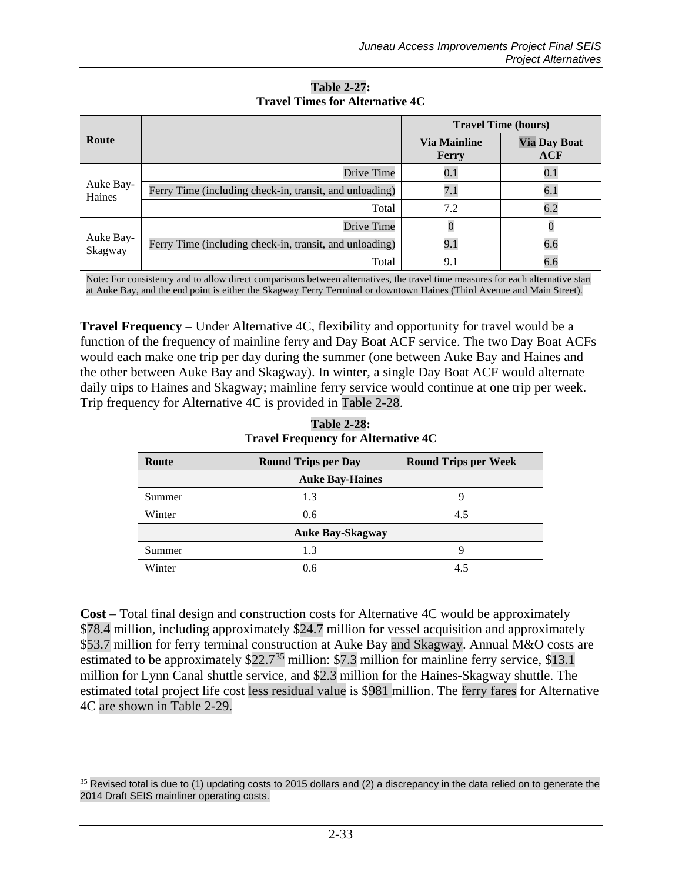**Table 2-27:**
**Travel Times for Alternative 4C**

| Route | | Travel Time (hours) | |
|---|---|---|---|
| | | Via Mainline Ferry | Via Day Boat ACF |
| Auke Bay-Haines | Drive Time | 0.1 | 0.1 |
| | Ferry Time (including check-in, transit, and unloading) | 7.1 | 6.1 |
| | Total | 7.2 | 6.2 |
| Auke Bay-Skagway | Drive Time | 0 | 0 |
| | Ferry Time (including check-in, transit, and unloading) | 9.1 | 6.6 |
| | Total | 9.1 | 6.6 |

Note: For consistency and to allow direct comparisons between alternatives, the travel time measures for each alternative start at Auke Bay, and the end point is either the Skagway Ferry Terminal or downtown Haines (Third Avenue and Main Street).

**Travel Frequency** – Under Alternative 4C, flexibility and opportunity for travel would be a function of the frequency of mainline ferry and Day Boat ACF service. The two Day Boat ACFs would each make one trip per day during the summer (one between Auke Bay and Haines and the other between Auke Bay and Skagway). In winter, a single Day Boat ACF would alternate daily trips to Haines and Skagway; mainline ferry service would continue at one trip per week. Trip frequency for Alternative 4C is provided in Table 2-28.

**Table 2-28:**
**Travel Frequency for Alternative 4C**

| Route | Round Trips per Day | Round Trips per Week |
|---|---|---|
| **Auke Bay-Haines** | | |
| Summer | 1.3 | 9 |
| Winter | 0.6 | 4.5 |
| **Auke Bay-Skagway** | | |
| Summer | 1.3 | 9 |
| Winter | 0.6 | 4.5 |

**Cost** – Total final design and construction costs for Alternative 4C would be approximately $78.4 million, including approximately $24.7 million for vessel acquisition and approximately $53.7 million for ferry terminal construction at Auke Bay and Skagway. Annual M&O costs are estimated to be approximately $22.7[35] million: $7.3 million for mainline ferry service, $13.1 million for Lynn Canal shuttle service, and $2.3 million for the Haines-Skagway shuttle. The estimated total project life cost less residual value is $981 million. The ferry fares for Alternative 4C are shown in Table 2-29.

[35] Revised total is due to (1) updating costs to 2015 dollars and (2) a discrepancy in the data relied on to generate the 2014 Draft SEIS mainliner operating costs.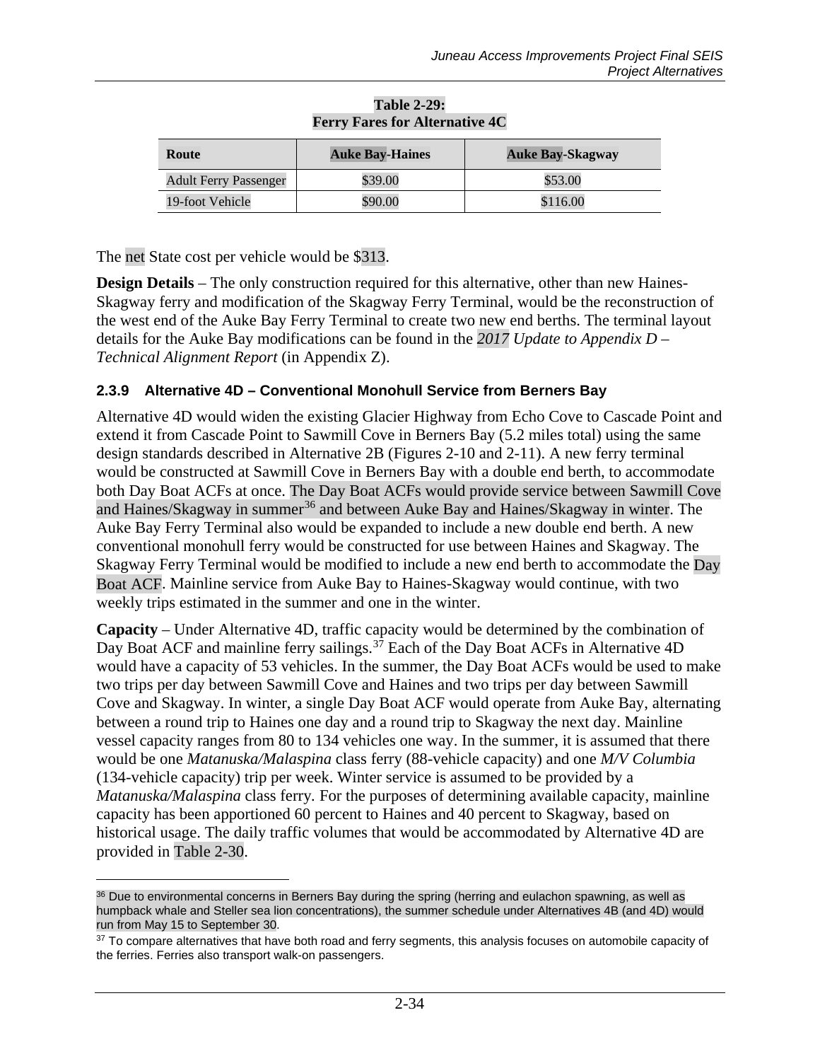**Table 2-29: Ferry Fares for Alternative 4C**

| Route | Auke Bay-Haines | Auke Bay-Skagway |
|---|---|---|
| Adult Ferry Passenger | $39.00 | $53.00 |
| 19-foot Vehicle | $90.00 | $116.00 |

The net State cost per vehicle would be $313.

**Design Details** – The only construction required for this alternative, other than new Haines-Skagway ferry and modification of the Skagway Ferry Terminal, would be the reconstruction of the west end of the Auke Bay Ferry Terminal to create two new end berths. The terminal layout details for the Auke Bay modifications can be found in the *2017 Update to Appendix D – Technical Alignment Report* (in Appendix Z).

### 2.3.9 Alternative 4D – Conventional Monohull Service from Berners Bay

Alternative 4D would widen the existing Glacier Highway from Echo Cove to Cascade Point and extend it from Cascade Point to Sawmill Cove in Berners Bay (5.2 miles total) using the same design standards described in Alternative 2B (Figures 2-10 and 2-11). A new ferry terminal would be constructed at Sawmill Cove in Berners Bay with a double end berth, to accommodate both Day Boat ACFs at once. The Day Boat ACFs would provide service between Sawmill Cove and Haines/Skagway in summer[36] and between Auke Bay and Haines/Skagway in winter. The Auke Bay Ferry Terminal also would be expanded to include a new double end berth. A new conventional monohull ferry would be constructed for use between Haines and Skagway. The Skagway Ferry Terminal would be modified to include a new end berth to accommodate the Day Boat ACF. Mainline service from Auke Bay to Haines-Skagway would continue, with two weekly trips estimated in the summer and one in the winter.

**Capacity** – Under Alternative 4D, traffic capacity would be determined by the combination of Day Boat ACF and mainline ferry sailings.[37] Each of the Day Boat ACFs in Alternative 4D would have a capacity of 53 vehicles. In the summer, the Day Boat ACFs would be used to make two trips per day between Sawmill Cove and Haines and two trips per day between Sawmill Cove and Skagway. In winter, a single Day Boat ACF would operate from Auke Bay, alternating between a round trip to Haines one day and a round trip to Skagway the next day. Mainline vessel capacity ranges from 80 to 134 vehicles one way. In the summer, it is assumed that there would be one *Matanuska/Malaspina* class ferry (88-vehicle capacity) and one *M/V Columbia* (134-vehicle capacity) trip per week. Winter service is assumed to be provided by a *Matanuska/Malaspina* class ferry. For the purposes of determining available capacity, mainline capacity has been apportioned 60 percent to Haines and 40 percent to Skagway, based on historical usage. The daily traffic volumes that would be accommodated by Alternative 4D are provided in Table 2-30.

[36] Due to environmental concerns in Berners Bay during the spring (herring and eulachon spawning, as well as humpback whale and Steller sea lion concentrations), the summer schedule under Alternatives 4B (and 4D) would run from May 15 to September 30.

[37] To compare alternatives that have both road and ferry segments, this analysis focuses on automobile capacity of the ferries. Ferries also transport walk-on passengers.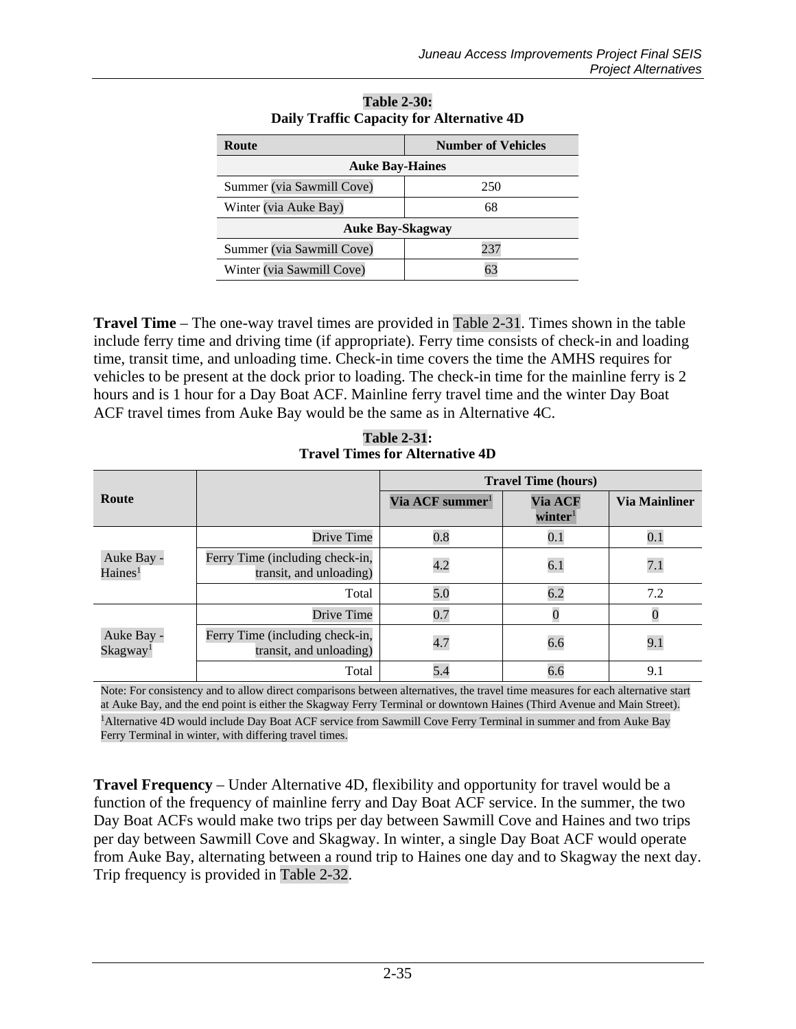**Table 2-30:**
**Daily Traffic Capacity for Alternative 4D**

| Route | Number of Vehicles |
|---|---|
| **Auke Bay-Haines** | |
| Summer (via Sawmill Cove) | 250 |
| Winter (via Auke Bay) | 68 |
| **Auke Bay-Skagway** | |
| Summer (via Sawmill Cove) | 237 |
| Winter (via Sawmill Cove) | 63 |

**Travel Time** – The one-way travel times are provided in Table 2-31. Times shown in the table include ferry time and driving time (if appropriate). Ferry time consists of check-in and loading time, transit time, and unloading time. Check-in time covers the time the AMHS requires for vehicles to be present at the dock prior to loading. The check-in time for the mainline ferry is 2 hours and is 1 hour for a Day Boat ACF. Mainline ferry travel time and the winter Day Boat ACF travel times from Auke Bay would be the same as in Alternative 4C.

**Table 2-31:**
**Travel Times for Alternative 4D**

| Route | | Travel Time (hours) | | |
|---|---|---|---|---|
| | | Via ACF summer[1] | Via ACF winter[1] | Via Mainliner |
| Auke Bay - Haines[1] | Drive Time | 0.8 | 0.1 | 0.1 |
| | Ferry Time (including check-in, transit, and unloading) | 4.2 | 6.1 | 7.1 |
| | Total | 5.0 | 6.2 | 7.2 |
| Auke Bay - Skagway[1] | Drive Time | 0.7 | 0 | 0 |
| | Ferry Time (including check-in, transit, and unloading) | 4.7 | 6.6 | 9.1 |
| | Total | 5.4 | 6.6 | 9.1 |

Note: For consistency and to allow direct comparisons between alternatives, the travel time measures for each alternative start at Auke Bay, and the end point is either the Skagway Ferry Terminal or downtown Haines (Third Avenue and Main Street).

[1]Alternative 4D would include Day Boat ACF service from Sawmill Cove Ferry Terminal in summer and from Auke Bay Ferry Terminal in winter, with differing travel times.

**Travel Frequency** – Under Alternative 4D, flexibility and opportunity for travel would be a function of the frequency of mainline ferry and Day Boat ACF service. In the summer, the two Day Boat ACFs would make two trips per day between Sawmill Cove and Haines and two trips per day between Sawmill Cove and Skagway. In winter, a single Day Boat ACF would operate from Auke Bay, alternating between a round trip to Haines one day and to Skagway the next day. Trip frequency is provided in Table 2-32.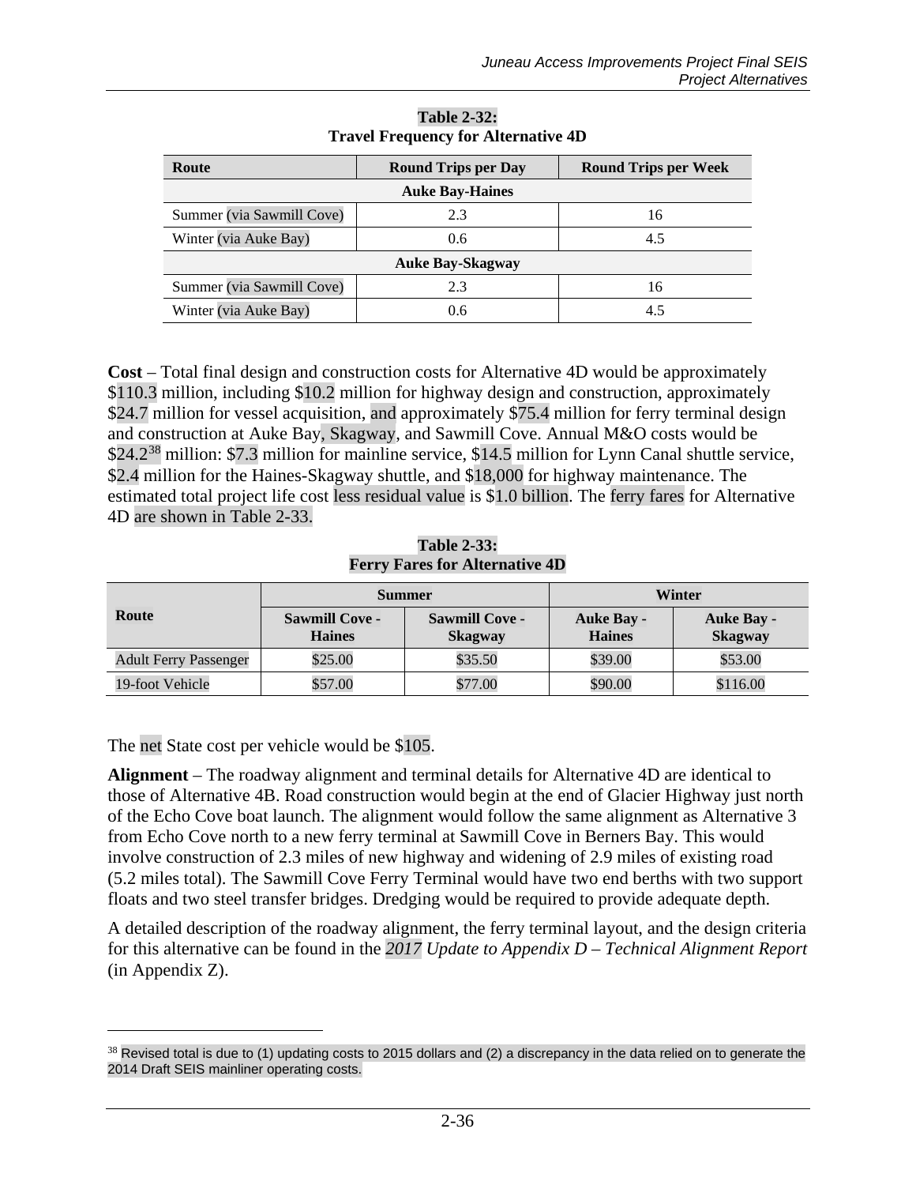**Table 2-32:**
**Travel Frequency for Alternative 4D**

| Route | Round Trips per Day | Round Trips per Week |
|---|---|---|
| **Auke Bay-Haines** | | |
| Summer (via Sawmill Cove) | 2.3 | 16 |
| Winter (via Auke Bay) | 0.6 | 4.5 |
| **Auke Bay-Skagway** | | |
| Summer (via Sawmill Cove) | 2.3 | 16 |
| Winter (via Auke Bay) | 0.6 | 4.5 |

**Cost** – Total final design and construction costs for Alternative 4D would be approximately $110.3 million, including $10.2 million for highway design and construction, approximately $24.7 million for vessel acquisition, and approximately $75.4 million for ferry terminal design and construction at Auke Bay, Skagway, and Sawmill Cove. Annual M&O costs would be $24.2[38] million: $7.3 million for mainline service, $14.5 million for Lynn Canal shuttle service, $2.4 million for the Haines-Skagway shuttle, and $18,000 for highway maintenance. The estimated total project life cost less residual value is $1.0 billion. The ferry fares for Alternative 4D are shown in Table 2-33.

**Table 2-33:**
**Ferry Fares for Alternative 4D**

| Route | Summer | | Winter | |
|---|---|---|---|---|
| | Sawmill Cove - Haines | Sawmill Cove - Skagway | Auke Bay - Haines | Auke Bay - Skagway |
| Adult Ferry Passenger | $25.00 | $35.50 | $39.00 | $53.00 |
| 19-foot Vehicle | $57.00 | $77.00 | $90.00 | $116.00 |

The net State cost per vehicle would be $105.

**Alignment** – The roadway alignment and terminal details for Alternative 4D are identical to those of Alternative 4B. Road construction would begin at the end of Glacier Highway just north of the Echo Cove boat launch. The alignment would follow the same alignment as Alternative 3 from Echo Cove north to a new ferry terminal at Sawmill Cove in Berners Bay. This would involve construction of 2.3 miles of new highway and widening of 2.9 miles of existing road (5.2 miles total). The Sawmill Cove Ferry Terminal would have two end berths with two support floats and two steel transfer bridges. Dredging would be required to provide adequate depth.

A detailed description of the roadway alignment, the ferry terminal layout, and the design criteria for this alternative can be found in the *2017 Update to Appendix D – Technical Alignment Report* (in Appendix Z).

---

[38] Revised total is due to (1) updating costs to 2015 dollars and (2) a discrepancy in the data relied on to generate the 2014 Draft SEIS mainliner operating costs.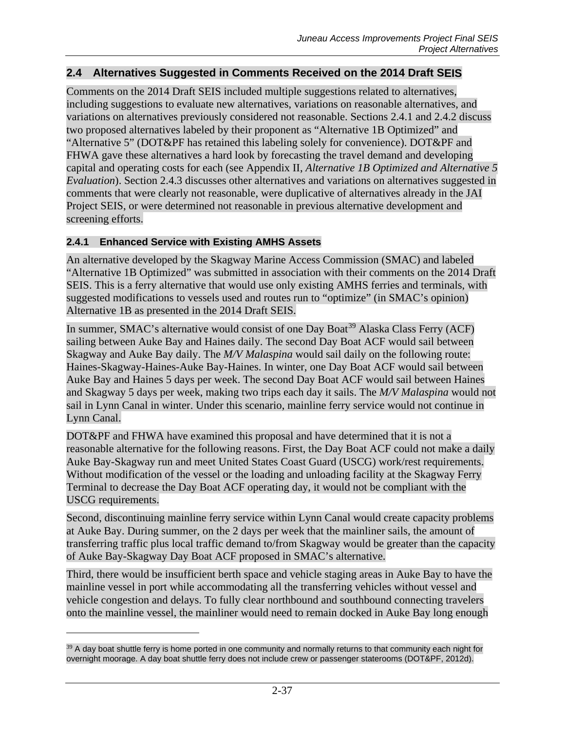## 2.4 Alternatives Suggested in Comments Received on the 2014 Draft SEIS

Comments on the 2014 Draft SEIS included multiple suggestions related to alternatives, including suggestions to evaluate new alternatives, variations on reasonable alternatives, and variations on alternatives previously considered not reasonable. Sections 2.4.1 and 2.4.2 discuss two proposed alternatives labeled by their proponent as "Alternative 1B Optimized" and "Alternative 5" (DOT&PF has retained this labeling solely for convenience). DOT&PF and FHWA gave these alternatives a hard look by forecasting the travel demand and developing capital and operating costs for each (see Appendix II, *Alternative 1B Optimized and Alternative 5 Evaluation*). Section 2.4.3 discusses other alternatives and variations on alternatives suggested in comments that were clearly not reasonable, were duplicative of alternatives already in the JAI Project SEIS, or were determined not reasonable in previous alternative development and screening efforts.

### 2.4.1 Enhanced Service with Existing AMHS Assets

An alternative developed by the Skagway Marine Access Commission (SMAC) and labeled "Alternative 1B Optimized" was submitted in association with their comments on the 2014 Draft SEIS. This is a ferry alternative that would use only existing AMHS ferries and terminals, with suggested modifications to vessels used and routes run to "optimize" (in SMAC's opinion) Alternative 1B as presented in the 2014 Draft SEIS.

In summer, SMAC's alternative would consist of one Day Boat[39] Alaska Class Ferry (ACF) sailing between Auke Bay and Haines daily. The second Day Boat ACF would sail between Skagway and Auke Bay daily. The *M/V Malaspina* would sail daily on the following route: Haines-Skagway-Haines-Auke Bay-Haines. In winter, one Day Boat ACF would sail between Auke Bay and Haines 5 days per week. The second Day Boat ACF would sail between Haines and Skagway 5 days per week, making two trips each day it sails. The *M/V Malaspina* would not sail in Lynn Canal in winter. Under this scenario, mainline ferry service would not continue in Lynn Canal.

DOT&PF and FHWA have examined this proposal and have determined that it is not a reasonable alternative for the following reasons. First, the Day Boat ACF could not make a daily Auke Bay-Skagway run and meet United States Coast Guard (USCG) work/rest requirements. Without modification of the vessel or the loading and unloading facility at the Skagway Ferry Terminal to decrease the Day Boat ACF operating day, it would not be compliant with the USCG requirements.

Second, discontinuing mainline ferry service within Lynn Canal would create capacity problems at Auke Bay. During summer, on the 2 days per week that the mainliner sails, the amount of transferring traffic plus local traffic demand to/from Skagway would be greater than the capacity of Auke Bay-Skagway Day Boat ACF proposed in SMAC's alternative.

Third, there would be insufficient berth space and vehicle staging areas in Auke Bay to have the mainline vessel in port while accommodating all the transferring vehicles without vessel and vehicle congestion and delays. To fully clear northbound and southbound connecting travelers onto the mainline vessel, the mainliner would need to remain docked in Auke Bay long enough

[39] A day boat shuttle ferry is home ported in one community and normally returns to that community each night for overnight moorage. A day boat shuttle ferry does not include crew or passenger staterooms (DOT&PF, 2012d).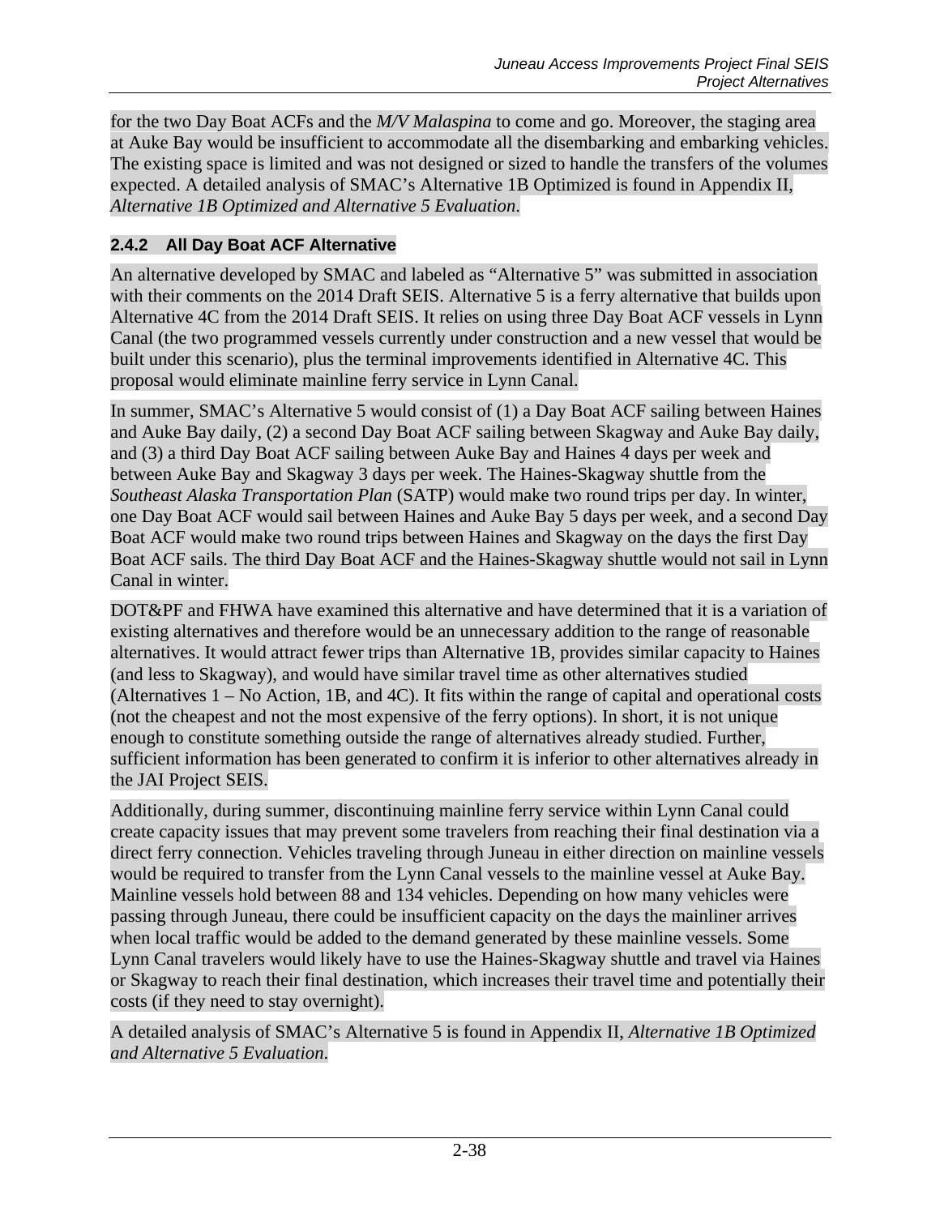for the two Day Boat ACFs and the *M/V Malaspina* to come and go. Moreover, the staging area at Auke Bay would be insufficient to accommodate all the disembarking and embarking vehicles. The existing space is limited and was not designed or sized to handle the transfers of the volumes expected. A detailed analysis of SMAC's Alternative 1B Optimized is found in Appendix II, *Alternative 1B Optimized and Alternative 5 Evaluation*.

### 2.4.2 All Day Boat ACF Alternative

An alternative developed by SMAC and labeled as "Alternative 5" was submitted in association with their comments on the 2014 Draft SEIS. Alternative 5 is a ferry alternative that builds upon Alternative 4C from the 2014 Draft SEIS. It relies on using three Day Boat ACF vessels in Lynn Canal (the two programmed vessels currently under construction and a new vessel that would be built under this scenario), plus the terminal improvements identified in Alternative 4C. This proposal would eliminate mainline ferry service in Lynn Canal.

In summer, SMAC's Alternative 5 would consist of (1) a Day Boat ACF sailing between Haines and Auke Bay daily, (2) a second Day Boat ACF sailing between Skagway and Auke Bay daily, and (3) a third Day Boat ACF sailing between Auke Bay and Haines 4 days per week and between Auke Bay and Skagway 3 days per week. The Haines-Skagway shuttle from the *Southeast Alaska Transportation Plan* (SATP) would make two round trips per day. In winter, one Day Boat ACF would sail between Haines and Auke Bay 5 days per week, and a second Day Boat ACF would make two round trips between Haines and Skagway on the days the first Day Boat ACF sails. The third Day Boat ACF and the Haines-Skagway shuttle would not sail in Lynn Canal in winter.

DOT&PF and FHWA have examined this alternative and have determined that it is a variation of existing alternatives and therefore would be an unnecessary addition to the range of reasonable alternatives. It would attract fewer trips than Alternative 1B, provides similar capacity to Haines (and less to Skagway), and would have similar travel time as other alternatives studied (Alternatives 1 – No Action, 1B, and 4C). It fits within the range of capital and operational costs (not the cheapest and not the most expensive of the ferry options). In short, it is not unique enough to constitute something outside the range of alternatives already studied. Further, sufficient information has been generated to confirm it is inferior to other alternatives already in the JAI Project SEIS.

Additionally, during summer, discontinuing mainline ferry service within Lynn Canal could create capacity issues that may prevent some travelers from reaching their final destination via a direct ferry connection. Vehicles traveling through Juneau in either direction on mainline vessels would be required to transfer from the Lynn Canal vessels to the mainline vessel at Auke Bay. Mainline vessels hold between 88 and 134 vehicles. Depending on how many vehicles were passing through Juneau, there could be insufficient capacity on the days the mainliner arrives when local traffic would be added to the demand generated by these mainline vessels. Some Lynn Canal travelers would likely have to use the Haines-Skagway shuttle and travel via Haines or Skagway to reach their final destination, which increases their travel time and potentially their costs (if they need to stay overnight).

A detailed analysis of SMAC's Alternative 5 is found in Appendix II, *Alternative 1B Optimized and Alternative 5 Evaluation*.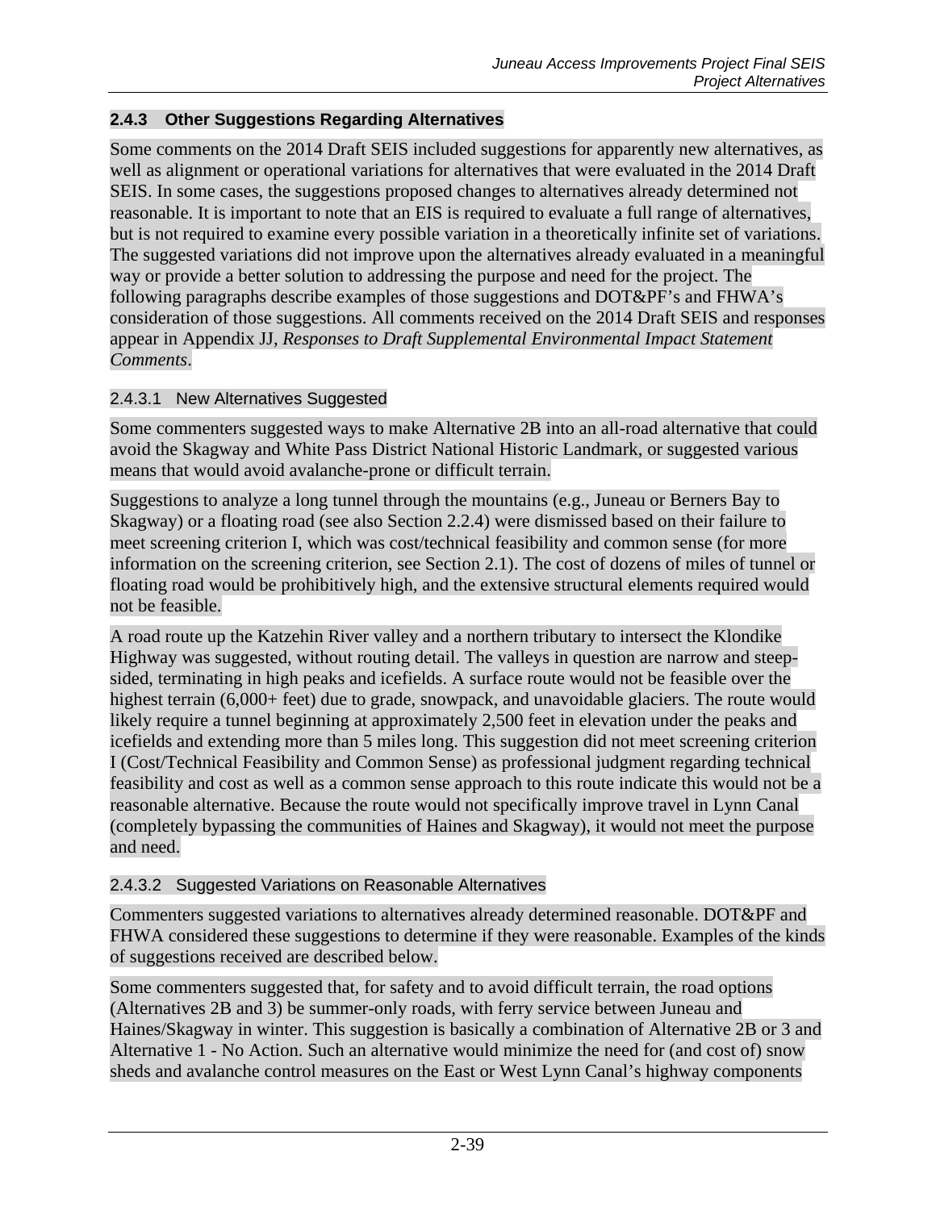### 2.4.3 Other Suggestions Regarding Alternatives

Some comments on the 2014 Draft SEIS included suggestions for apparently new alternatives, as well as alignment or operational variations for alternatives that were evaluated in the 2014 Draft SEIS. In some cases, the suggestions proposed changes to alternatives already determined not reasonable. It is important to note that an EIS is required to evaluate a full range of alternatives, but is not required to examine every possible variation in a theoretically infinite set of variations. The suggested variations did not improve upon the alternatives already evaluated in a meaningful way or provide a better solution to addressing the purpose and need for the project. The following paragraphs describe examples of those suggestions and DOT&PF's and FHWA's consideration of those suggestions. All comments received on the 2014 Draft SEIS and responses appear in Appendix JJ, *Responses to Draft Supplemental Environmental Impact Statement Comments*.

#### 2.4.3.1 New Alternatives Suggested

Some commenters suggested ways to make Alternative 2B into an all-road alternative that could avoid the Skagway and White Pass District National Historic Landmark, or suggested various means that would avoid avalanche-prone or difficult terrain.

Suggestions to analyze a long tunnel through the mountains (e.g., Juneau or Berners Bay to Skagway) or a floating road (see also Section 2.2.4) were dismissed based on their failure to meet screening criterion I, which was cost/technical feasibility and common sense (for more information on the screening criterion, see Section 2.1). The cost of dozens of miles of tunnel or floating road would be prohibitively high, and the extensive structural elements required would not be feasible.

A road route up the Katzehin River valley and a northern tributary to intersect the Klondike Highway was suggested, without routing detail. The valleys in question are narrow and steep-sided, terminating in high peaks and icefields. A surface route would not be feasible over the highest terrain (6,000+ feet) due to grade, snowpack, and unavoidable glaciers. The route would likely require a tunnel beginning at approximately 2,500 feet in elevation under the peaks and icefields and extending more than 5 miles long. This suggestion did not meet screening criterion I (Cost/Technical Feasibility and Common Sense) as professional judgment regarding technical feasibility and cost as well as a common sense approach to this route indicate this would not be a reasonable alternative. Because the route would not specifically improve travel in Lynn Canal (completely bypassing the communities of Haines and Skagway), it would not meet the purpose and need.

#### 2.4.3.2 Suggested Variations on Reasonable Alternatives

Commenters suggested variations to alternatives already determined reasonable. DOT&PF and FHWA considered these suggestions to determine if they were reasonable. Examples of the kinds of suggestions received are described below.

Some commenters suggested that, for safety and to avoid difficult terrain, the road options (Alternatives 2B and 3) be summer-only roads, with ferry service between Juneau and Haines/Skagway in winter. This suggestion is basically a combination of Alternative 2B or 3 and Alternative 1 - No Action. Such an alternative would minimize the need for (and cost of) snow sheds and avalanche control measures on the East or West Lynn Canal's highway components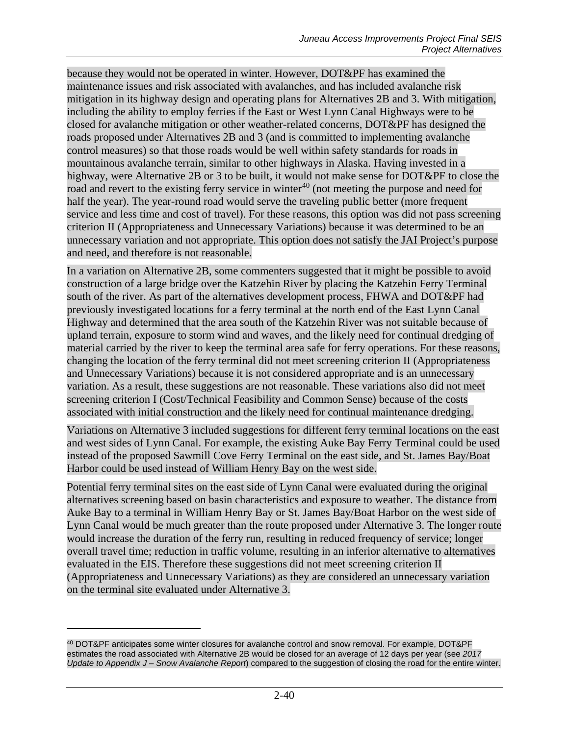because they would not be operated in winter. However, DOT&PF has examined the maintenance issues and risk associated with avalanches, and has included avalanche risk mitigation in its highway design and operating plans for Alternatives 2B and 3. With mitigation, including the ability to employ ferries if the East or West Lynn Canal Highways were to be closed for avalanche mitigation or other weather-related concerns, DOT&PF has designed the roads proposed under Alternatives 2B and 3 (and is committed to implementing avalanche control measures) so that those roads would be well within safety standards for roads in mountainous avalanche terrain, similar to other highways in Alaska. Having invested in a highway, were Alternative 2B or 3 to be built, it would not make sense for DOT&PF to close the road and revert to the existing ferry service in winter[40] (not meeting the purpose and need for half the year). The year-round road would serve the traveling public better (more frequent service and less time and cost of travel). For these reasons, this option was did not pass screening criterion II (Appropriateness and Unnecessary Variations) because it was determined to be an unnecessary variation and not appropriate. This option does not satisfy the JAI Project's purpose and need, and therefore is not reasonable.

In a variation on Alternative 2B, some commenters suggested that it might be possible to avoid construction of a large bridge over the Katzehin River by placing the Katzehin Ferry Terminal south of the river. As part of the alternatives development process, FHWA and DOT&PF had previously investigated locations for a ferry terminal at the north end of the East Lynn Canal Highway and determined that the area south of the Katzehin River was not suitable because of upland terrain, exposure to storm wind and waves, and the likely need for continual dredging of material carried by the river to keep the terminal area safe for ferry operations. For these reasons, changing the location of the ferry terminal did not meet screening criterion II (Appropriateness and Unnecessary Variations) because it is not considered appropriate and is an unnecessary variation. As a result, these suggestions are not reasonable. These variations also did not meet screening criterion I (Cost/Technical Feasibility and Common Sense) because of the costs associated with initial construction and the likely need for continual maintenance dredging.

Variations on Alternative 3 included suggestions for different ferry terminal locations on the east and west sides of Lynn Canal. For example, the existing Auke Bay Ferry Terminal could be used instead of the proposed Sawmill Cove Ferry Terminal on the east side, and St. James Bay/Boat Harbor could be used instead of William Henry Bay on the west side.

Potential ferry terminal sites on the east side of Lynn Canal were evaluated during the original alternatives screening based on basin characteristics and exposure to weather. The distance from Auke Bay to a terminal in William Henry Bay or St. James Bay/Boat Harbor on the west side of Lynn Canal would be much greater than the route proposed under Alternative 3. The longer route would increase the duration of the ferry run, resulting in reduced frequency of service; longer overall travel time; reduction in traffic volume, resulting in an inferior alternative to alternatives evaluated in the EIS. Therefore these suggestions did not meet screening criterion II (Appropriateness and Unnecessary Variations) as they are considered an unnecessary variation on the terminal site evaluated under Alternative 3.

---

[40] DOT&PF anticipates some winter closures for avalanche control and snow removal. For example, DOT&PF estimates the road associated with Alternative 2B would be closed for an average of 12 days per year (see *2017 Update to Appendix J – Snow Avalanche Report*) compared to the suggestion of closing the road for the entire winter.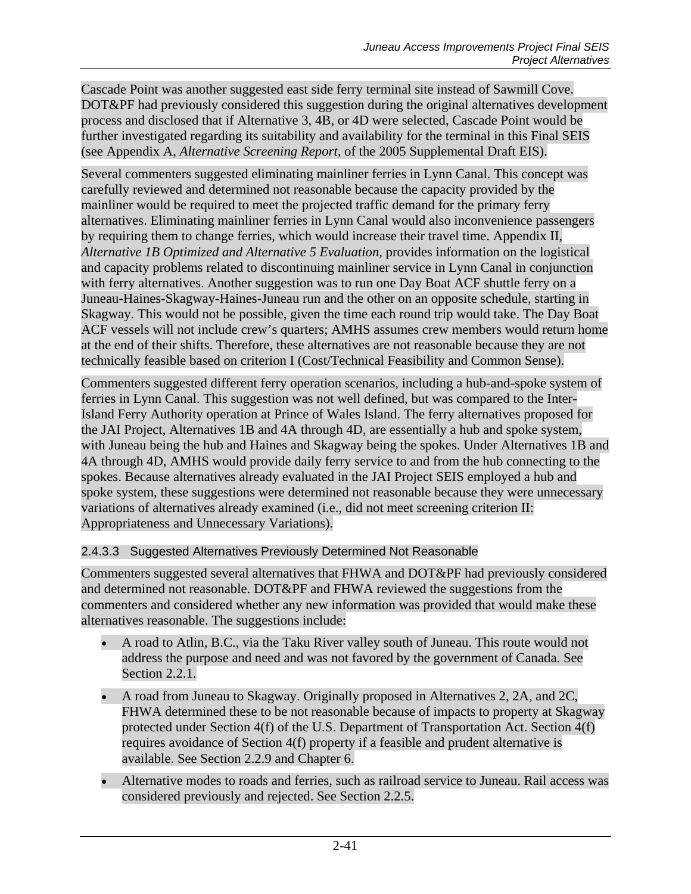Cascade Point was another suggested east side ferry terminal site instead of Sawmill Cove. DOT&PF had previously considered this suggestion during the original alternatives development process and disclosed that if Alternative 3, 4B, or 4D were selected, Cascade Point would be further investigated regarding its suitability and availability for the terminal in this Final SEIS (see Appendix A, *Alternative Screening Report*, of the 2005 Supplemental Draft EIS).

Several commenters suggested eliminating mainliner ferries in Lynn Canal. This concept was carefully reviewed and determined not reasonable because the capacity provided by the mainliner would be required to meet the projected traffic demand for the primary ferry alternatives. Eliminating mainliner ferries in Lynn Canal would also inconvenience passengers by requiring them to change ferries, which would increase their travel time. Appendix II, *Alternative 1B Optimized and Alternative 5 Evaluation*, provides information on the logistical and capacity problems related to discontinuing mainliner service in Lynn Canal in conjunction with ferry alternatives. Another suggestion was to run one Day Boat ACF shuttle ferry on a Juneau-Haines-Skagway-Haines-Juneau run and the other on an opposite schedule, starting in Skagway. This would not be possible, given the time each round trip would take. The Day Boat ACF vessels will not include crew's quarters; AMHS assumes crew members would return home at the end of their shifts. Therefore, these alternatives are not reasonable because they are not technically feasible based on criterion I (Cost/Technical Feasibility and Common Sense).

Commenters suggested different ferry operation scenarios, including a hub-and-spoke system of ferries in Lynn Canal. This suggestion was not well defined, but was compared to the Inter-Island Ferry Authority operation at Prince of Wales Island. The ferry alternatives proposed for the JAI Project, Alternatives 1B and 4A through 4D, are essentially a hub and spoke system, with Juneau being the hub and Haines and Skagway being the spokes. Under Alternatives 1B and 4A through 4D, AMHS would provide daily ferry service to and from the hub connecting to the spokes. Because alternatives already evaluated in the JAI Project SEIS employed a hub and spoke system, these suggestions were determined not reasonable because they were unnecessary variations of alternatives already examined (i.e., did not meet screening criterion II: Appropriateness and Unnecessary Variations).

#### 2.4.3.3 Suggested Alternatives Previously Determined Not Reasonable

Commenters suggested several alternatives that FHWA and DOT&PF had previously considered and determined not reasonable. DOT&PF and FHWA reviewed the suggestions from the commenters and considered whether any new information was provided that would make these alternatives reasonable. The suggestions include:

- A road to Atlin, B.C., via the Taku River valley south of Juneau. This route would not address the purpose and need and was not favored by the government of Canada. See Section 2.2.1.
- A road from Juneau to Skagway. Originally proposed in Alternatives 2, 2A, and 2C, FHWA determined these to be not reasonable because of impacts to property at Skagway protected under Section 4(f) of the U.S. Department of Transportation Act. Section 4(f) requires avoidance of Section 4(f) property if a feasible and prudent alternative is available. See Section 2.2.9 and Chapter 6.
- Alternative modes to roads and ferries, such as railroad service to Juneau. Rail access was considered previously and rejected. See Section 2.2.5.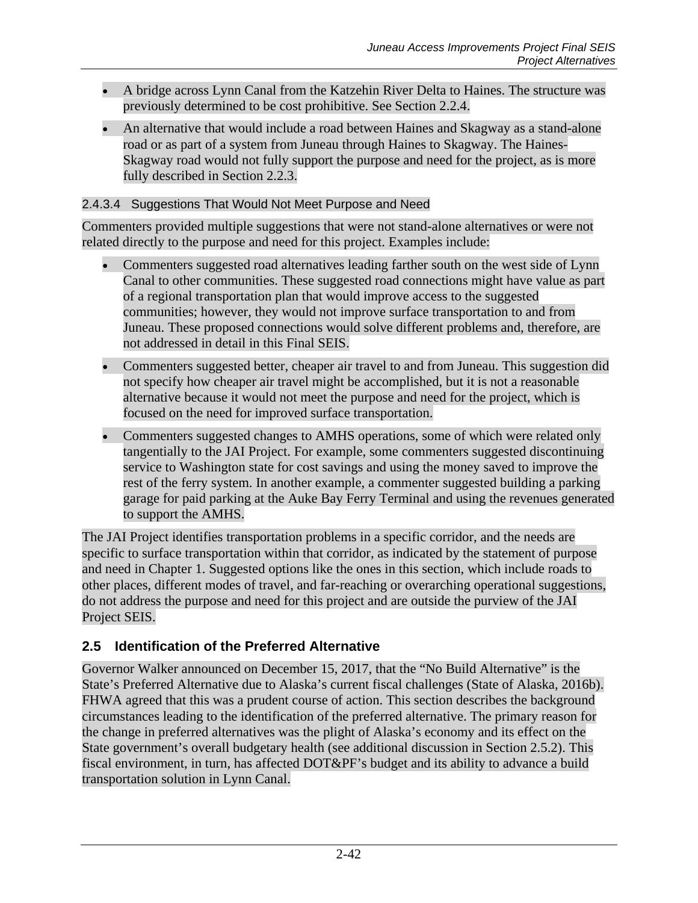- A bridge across Lynn Canal from the Katzehin River Delta to Haines. The structure was previously determined to be cost prohibitive. See Section 2.2.4.
- An alternative that would include a road between Haines and Skagway as a stand-alone road or as part of a system from Juneau through Haines to Skagway. The Haines-Skagway road would not fully support the purpose and need for the project, as is more fully described in Section 2.2.3.

#### 2.4.3.4 Suggestions That Would Not Meet Purpose and Need

Commenters provided multiple suggestions that were not stand-alone alternatives or were not related directly to the purpose and need for this project. Examples include:

- Commenters suggested road alternatives leading farther south on the west side of Lynn Canal to other communities. These suggested road connections might have value as part of a regional transportation plan that would improve access to the suggested communities; however, they would not improve surface transportation to and from Juneau. These proposed connections would solve different problems and, therefore, are not addressed in detail in this Final SEIS.
- Commenters suggested better, cheaper air travel to and from Juneau. This suggestion did not specify how cheaper air travel might be accomplished, but it is not a reasonable alternative because it would not meet the purpose and need for the project, which is focused on the need for improved surface transportation.
- Commenters suggested changes to AMHS operations, some of which were related only tangentially to the JAI Project. For example, some commenters suggested discontinuing service to Washington state for cost savings and using the money saved to improve the rest of the ferry system. In another example, a commenter suggested building a parking garage for paid parking at the Auke Bay Ferry Terminal and using the revenues generated to support the AMHS.

The JAI Project identifies transportation problems in a specific corridor, and the needs are specific to surface transportation within that corridor, as indicated by the statement of purpose and need in Chapter 1. Suggested options like the ones in this section, which include roads to other places, different modes of travel, and far-reaching or overarching operational suggestions, do not address the purpose and need for this project and are outside the purview of the JAI Project SEIS.

## 2.5 Identification of the Preferred Alternative

Governor Walker announced on December 15, 2017, that the "No Build Alternative" is the State's Preferred Alternative due to Alaska's current fiscal challenges (State of Alaska, 2016b). FHWA agreed that this was a prudent course of action. This section describes the background circumstances leading to the identification of the preferred alternative. The primary reason for the change in preferred alternatives was the plight of Alaska's economy and its effect on the State government's overall budgetary health (see additional discussion in Section 2.5.2). This fiscal environment, in turn, has affected DOT&PF's budget and its ability to advance a build transportation solution in Lynn Canal.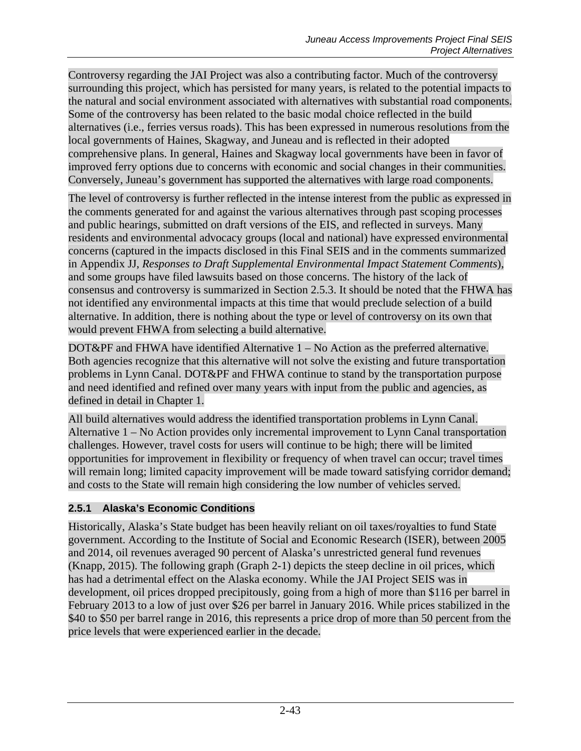Controversy regarding the JAI Project was also a contributing factor. Much of the controversy surrounding this project, which has persisted for many years, is related to the potential impacts to the natural and social environment associated with alternatives with substantial road components. Some of the controversy has been related to the basic modal choice reflected in the build alternatives (i.e., ferries versus roads). This has been expressed in numerous resolutions from the local governments of Haines, Skagway, and Juneau and is reflected in their adopted comprehensive plans. In general, Haines and Skagway local governments have been in favor of improved ferry options due to concerns with economic and social changes in their communities. Conversely, Juneau's government has supported the alternatives with large road components.

The level of controversy is further reflected in the intense interest from the public as expressed in the comments generated for and against the various alternatives through past scoping processes and public hearings, submitted on draft versions of the EIS, and reflected in surveys. Many residents and environmental advocacy groups (local and national) have expressed environmental concerns (captured in the impacts disclosed in this Final SEIS and in the comments summarized in Appendix JJ, *Responses to Draft Supplemental Environmental Impact Statement Comments*), and some groups have filed lawsuits based on those concerns. The history of the lack of consensus and controversy is summarized in Section 2.5.3. It should be noted that the FHWA has not identified any environmental impacts at this time that would preclude selection of a build alternative. In addition, there is nothing about the type or level of controversy on its own that would prevent FHWA from selecting a build alternative.

DOT&PF and FHWA have identified Alternative 1 – No Action as the preferred alternative. Both agencies recognize that this alternative will not solve the existing and future transportation problems in Lynn Canal. DOT&PF and FHWA continue to stand by the transportation purpose and need identified and refined over many years with input from the public and agencies, as defined in detail in Chapter 1.

All build alternatives would address the identified transportation problems in Lynn Canal. Alternative 1 – No Action provides only incremental improvement to Lynn Canal transportation challenges. However, travel costs for users will continue to be high; there will be limited opportunities for improvement in flexibility or frequency of when travel can occur; travel times will remain long; limited capacity improvement will be made toward satisfying corridor demand; and costs to the State will remain high considering the low number of vehicles served.

### 2.5.1 Alaska's Economic Conditions

Historically, Alaska's State budget has been heavily reliant on oil taxes/royalties to fund State government. According to the Institute of Social and Economic Research (ISER), between 2005 and 2014, oil revenues averaged 90 percent of Alaska's unrestricted general fund revenues (Knapp, 2015). The following graph (Graph 2-1) depicts the steep decline in oil prices, which has had a detrimental effect on the Alaska economy. While the JAI Project SEIS was in development, oil prices dropped precipitously, going from a high of more than $116 per barrel in February 2013 to a low of just over $26 per barrel in January 2016. While prices stabilized in the $40 to $50 per barrel range in 2016, this represents a price drop of more than 50 percent from the price levels that were experienced earlier in the decade.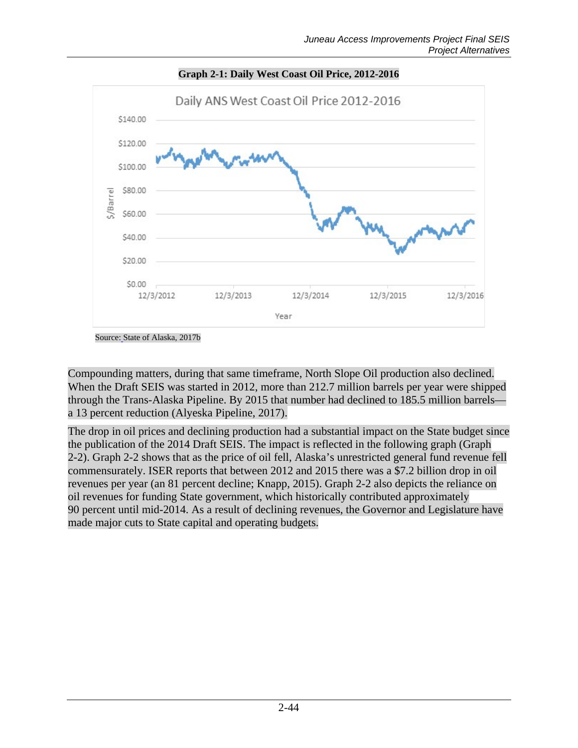**Graph 2-1: Daily West Coast Oil Price, 2012-2016**

Source: State of Alaska, 2017b

Compounding matters, during that same timeframe, North Slope Oil production also declined. When the Draft SEIS was started in 2012, more than 212.7 million barrels per year were shipped through the Trans-Alaska Pipeline. By 2015 that number had declined to 185.5 million barrels—a 13 percent reduction (Alyeska Pipeline, 2017).

The drop in oil prices and declining production had a substantial impact on the State budget since the publication of the 2014 Draft SEIS. The impact is reflected in the following graph (Graph 2-2). Graph 2-2 shows that as the price of oil fell, Alaska's unrestricted general fund revenue fell commensurately. ISER reports that between 2012 and 2015 there was a $7.2 billion drop in oil revenues per year (an 81 percent decline; Knapp, 2015). Graph 2-2 also depicts the reliance on oil revenues for funding State government, which historically contributed approximately 90 percent until mid-2014. As a result of declining revenues, the Governor and Legislature have made major cuts to State capital and operating budgets.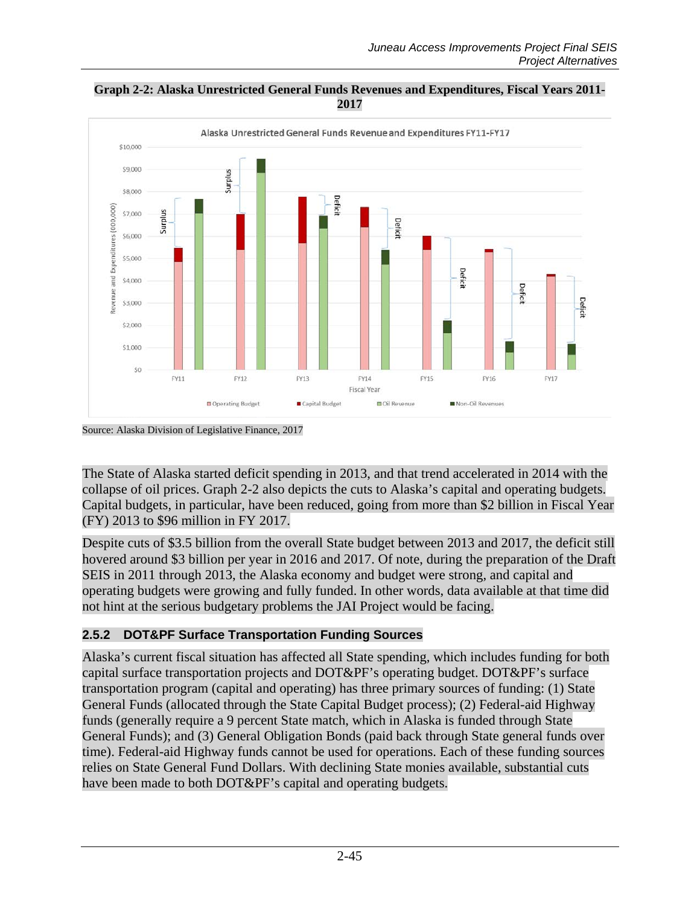**Graph 2-2: Alaska Unrestricted General Funds Revenues and Expenditures, Fiscal Years 2011-2017**

Source: Alaska Division of Legislative Finance, 2017

The State of Alaska started deficit spending in 2013, and that trend accelerated in 2014 with the collapse of oil prices. Graph 2-2 also depicts the cuts to Alaska's capital and operating budgets. Capital budgets, in particular, have been reduced, going from more than $2 billion in Fiscal Year (FY) 2013 to $96 million in FY 2017.

Despite cuts of $3.5 billion from the overall State budget between 2013 and 2017, the deficit still hovered around $3 billion per year in 2016 and 2017. Of note, during the preparation of the Draft SEIS in 2011 through 2013, the Alaska economy and budget were strong, and capital and operating budgets were growing and fully funded. In other words, data available at that time did not hint at the serious budgetary problems the JAI Project would be facing.

### 2.5.2 DOT&PF Surface Transportation Funding Sources

Alaska's current fiscal situation has affected all State spending, which includes funding for both capital surface transportation projects and DOT&PF's operating budget. DOT&PF's surface transportation program (capital and operating) has three primary sources of funding: (1) State General Funds (allocated through the State Capital Budget process); (2) Federal-aid Highway funds (generally require a 9 percent State match, which in Alaska is funded through State General Funds); and (3) General Obligation Bonds (paid back through State general funds over time). Federal-aid Highway funds cannot be used for operations. Each of these funding sources relies on State General Fund Dollars. With declining State monies available, substantial cuts have been made to both DOT&PF's capital and operating budgets.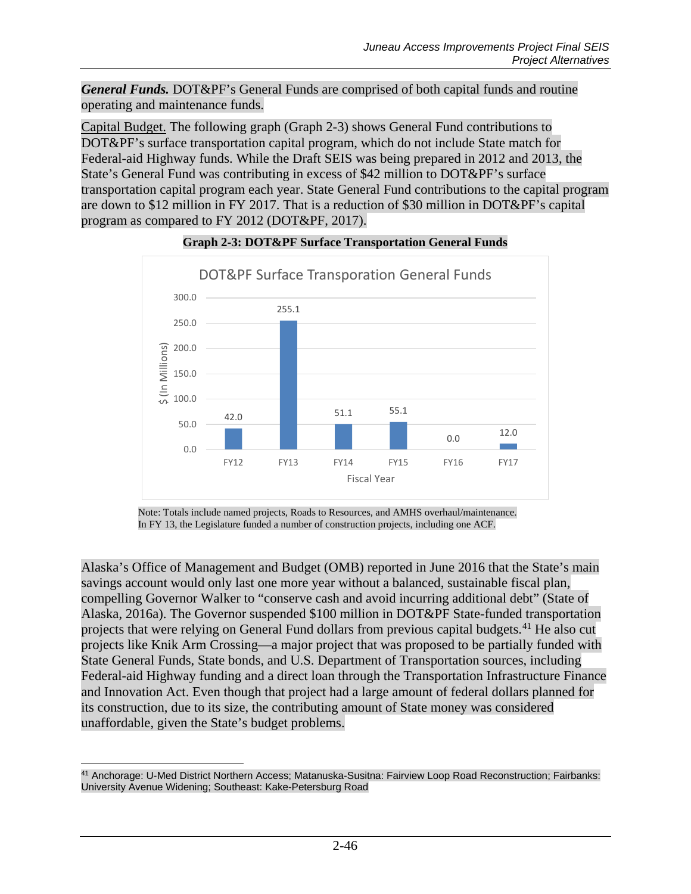***General Funds.*** DOT&PF's General Funds are comprised of both capital funds and routine operating and maintenance funds.

Capital Budget. The following graph (Graph 2-3) shows General Fund contributions to DOT&PF's surface transportation capital program, which do not include State match for Federal-aid Highway funds. While the Draft SEIS was being prepared in 2012 and 2013, the State's General Fund was contributing in excess of $42 million to DOT&PF's surface transportation capital program each year. State General Fund contributions to the capital program are down to $12 million in FY 2017. That is a reduction of $30 million in DOT&PF's capital program as compared to FY 2012 (DOT&PF, 2017).

**Graph 2-3: DOT&PF Surface Transportation General Funds**

DOT&PF Surface Transporation General Funds

| Fiscal Year | $ (In Millions) |
|---|---|
| FY12 | 42.0 |
| FY13 | 255.1 |
| FY14 | 51.1 |
| FY15 | 55.1 |
| FY16 | 0.0 |
| FY17 | 12.0 |

Note: Totals include named projects, Roads to Resources, and AMHS overhaul/maintenance. In FY 13, the Legislature funded a number of construction projects, including one ACF.

Alaska's Office of Management and Budget (OMB) reported in June 2016 that the State's main savings account would only last one more year without a balanced, sustainable fiscal plan, compelling Governor Walker to "conserve cash and avoid incurring additional debt" (State of Alaska, 2016a). The Governor suspended $100 million in DOT&PF State-funded transportation projects that were relying on General Fund dollars from previous capital budgets.[41] He also cut projects like Knik Arm Crossing—a major project that was proposed to be partially funded with State General Funds, State bonds, and U.S. Department of Transportation sources, including Federal-aid Highway funding and a direct loan through the Transportation Infrastructure Finance and Innovation Act. Even though that project had a large amount of federal dollars planned for its construction, due to its size, the contributing amount of State money was considered unaffordable, given the State's budget problems.

[41] Anchorage: U-Med District Northern Access; Matanuska-Susitna: Fairview Loop Road Reconstruction; Fairbanks: University Avenue Widening; Southeast: Kake-Petersburg Road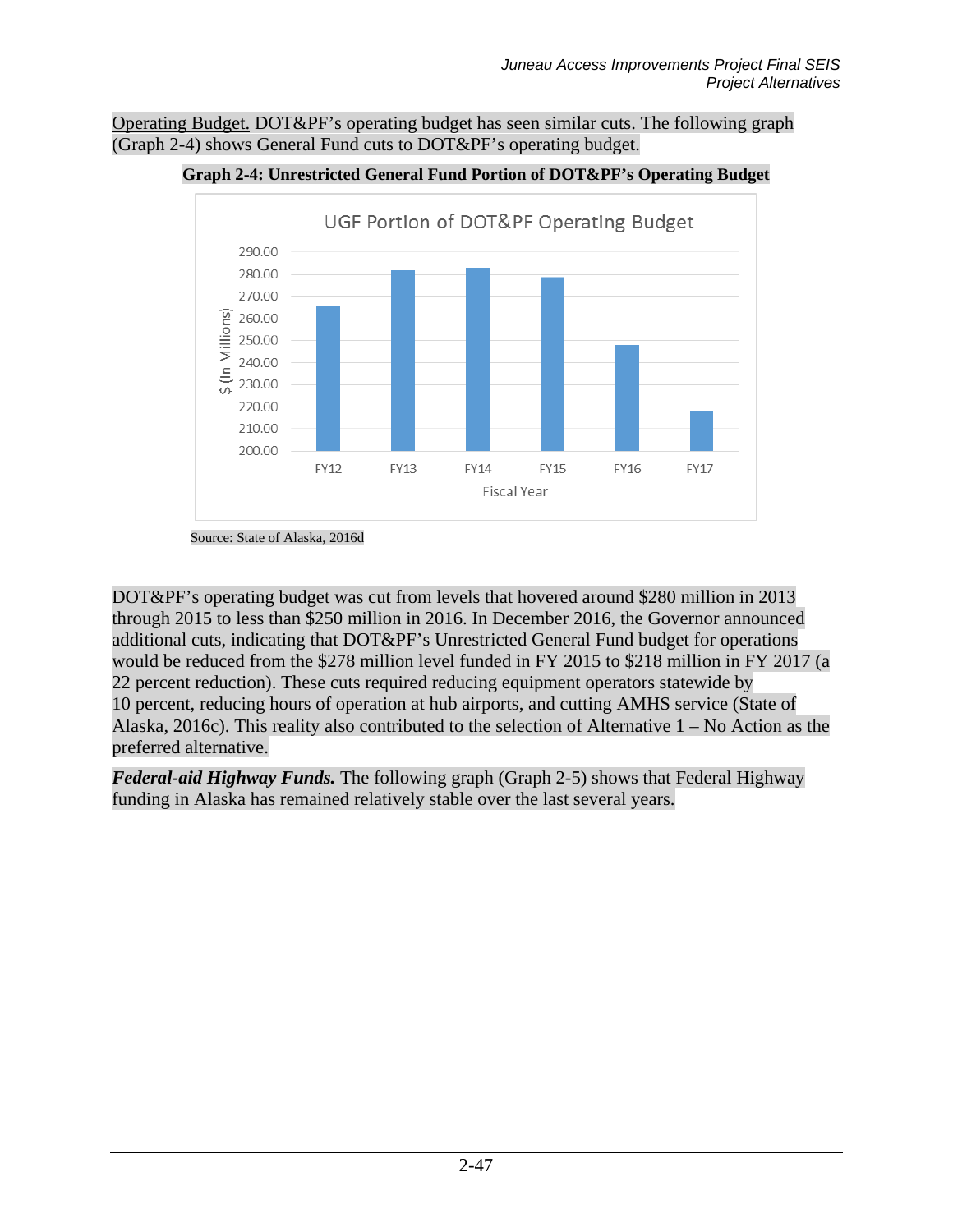Operating Budget. DOT&PF's operating budget has seen similar cuts. The following graph (Graph 2-4) shows General Fund cuts to DOT&PF's operating budget.

**Graph 2-4: Unrestricted General Fund Portion of DOT&PF's Operating Budget**

Source: State of Alaska, 2016d

DOT&PF's operating budget was cut from levels that hovered around $280 million in 2013 through 2015 to less than $250 million in 2016. In December 2016, the Governor announced additional cuts, indicating that DOT&PF's Unrestricted General Fund budget for operations would be reduced from the $278 million level funded in FY 2015 to $218 million in FY 2017 (a 22 percent reduction). These cuts required reducing equipment operators statewide by 10 percent, reducing hours of operation at hub airports, and cutting AMHS service (State of Alaska, 2016c). This reality also contributed to the selection of Alternative 1 – No Action as the preferred alternative.

***Federal-aid Highway Funds.*** The following graph (Graph 2-5) shows that Federal Highway funding in Alaska has remained relatively stable over the last several years.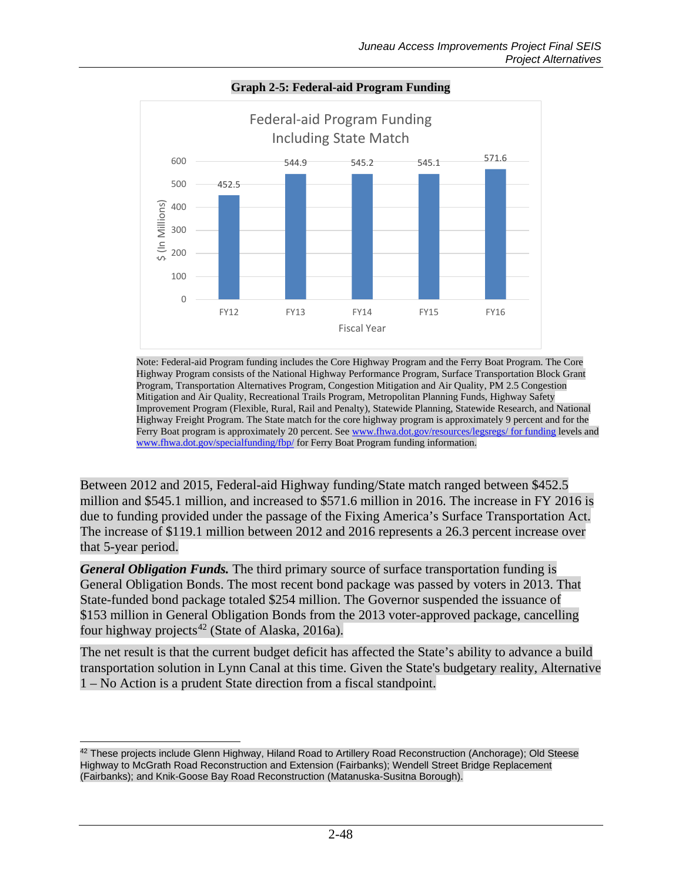**Graph 2-5: Federal-aid Program Funding**

Federal-aid Program Funding Including State Match

| Fiscal Year | $ (In Millions) |
|---|---|
| FY12 | 452.5 |
| FY13 | 544.9 |
| FY14 | 545.2 |
| FY15 | 545.1 |
| FY16 | 571.6 |

Note: Federal-aid Program funding includes the Core Highway Program and the Ferry Boat Program. The Core Highway Program consists of the National Highway Performance Program, Surface Transportation Block Grant Program, Transportation Alternatives Program, Congestion Mitigation and Air Quality, PM 2.5 Congestion Mitigation and Air Quality, Recreational Trails Program, Metropolitan Planning Funds, Highway Safety Improvement Program (Flexible, Rural, Rail and Penalty), Statewide Planning, Statewide Research, and National Highway Freight Program. The State match for the core highway program is approximately 9 percent and for the Ferry Boat program is approximately 20 percent. See www.fhwa.dot.gov/resources/legsregs/ for funding levels and www.fhwa.dot.gov/specialfunding/fbp/ for Ferry Boat Program funding information.

Between 2012 and 2015, Federal-aid Highway funding/State match ranged between $452.5 million and $545.1 million, and increased to $571.6 million in 2016. The increase in FY 2016 is due to funding provided under the passage of the Fixing America's Surface Transportation Act. The increase of $119.1 million between 2012 and 2016 represents a 26.3 percent increase over that 5-year period.

***General Obligation Funds.*** The third primary source of surface transportation funding is General Obligation Bonds. The most recent bond package was passed by voters in 2013. That State-funded bond package totaled $254 million. The Governor suspended the issuance of $153 million in General Obligation Bonds from the 2013 voter-approved package, cancelling four highway projects[42] (State of Alaska, 2016a).

The net result is that the current budget deficit has affected the State's ability to advance a build transportation solution in Lynn Canal at this time. Given the State's budgetary reality, Alternative 1 – No Action is a prudent State direction from a fiscal standpoint.

[42] These projects include Glenn Highway, Hiland Road to Artillery Road Reconstruction (Anchorage); Old Steese Highway to McGrath Road Reconstruction and Extension (Fairbanks); Wendell Street Bridge Replacement (Fairbanks); and Knik-Goose Bay Road Reconstruction (Matanuska-Susitna Borough).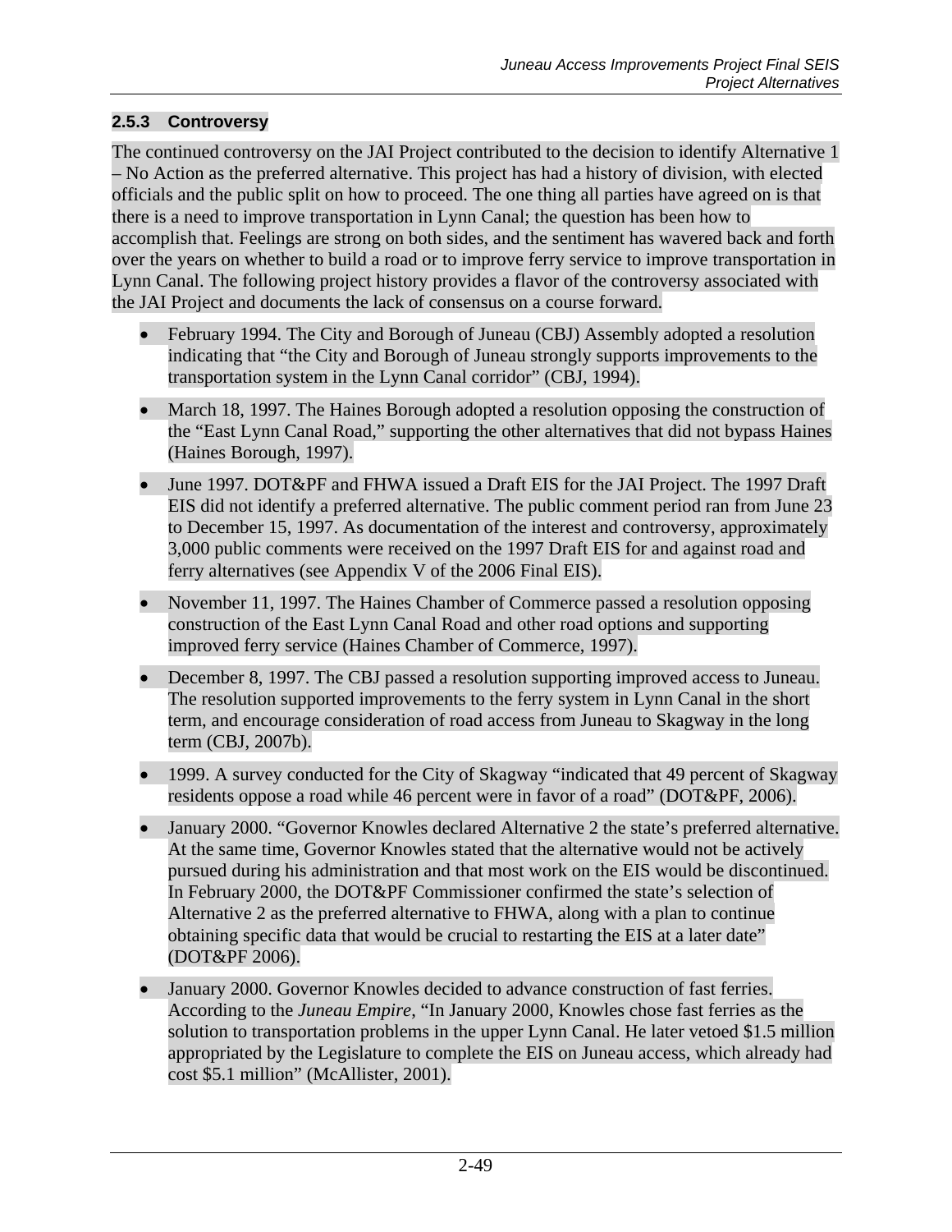### 2.5.3 Controversy

The continued controversy on the JAI Project contributed to the decision to identify Alternative 1 – No Action as the preferred alternative. This project has had a history of division, with elected officials and the public split on how to proceed. The one thing all parties have agreed on is that there is a need to improve transportation in Lynn Canal; the question has been how to accomplish that. Feelings are strong on both sides, and the sentiment has wavered back and forth over the years on whether to build a road or to improve ferry service to improve transportation in Lynn Canal. The following project history provides a flavor of the controversy associated with the JAI Project and documents the lack of consensus on a course forward.

- February 1994. The City and Borough of Juneau (CBJ) Assembly adopted a resolution indicating that "the City and Borough of Juneau strongly supports improvements to the transportation system in the Lynn Canal corridor" (CBJ, 1994).
- March 18, 1997. The Haines Borough adopted a resolution opposing the construction of the "East Lynn Canal Road," supporting the other alternatives that did not bypass Haines (Haines Borough, 1997).
- June 1997. DOT&PF and FHWA issued a Draft EIS for the JAI Project. The 1997 Draft EIS did not identify a preferred alternative. The public comment period ran from June 23 to December 15, 1997. As documentation of the interest and controversy, approximately 3,000 public comments were received on the 1997 Draft EIS for and against road and ferry alternatives (see Appendix V of the 2006 Final EIS).
- November 11, 1997. The Haines Chamber of Commerce passed a resolution opposing construction of the East Lynn Canal Road and other road options and supporting improved ferry service (Haines Chamber of Commerce, 1997).
- December 8, 1997. The CBJ passed a resolution supporting improved access to Juneau. The resolution supported improvements to the ferry system in Lynn Canal in the short term, and encourage consideration of road access from Juneau to Skagway in the long term (CBJ, 2007b).
- 1999. A survey conducted for the City of Skagway "indicated that 49 percent of Skagway residents oppose a road while 46 percent were in favor of a road" (DOT&PF, 2006).
- January 2000. "Governor Knowles declared Alternative 2 the state's preferred alternative. At the same time, Governor Knowles stated that the alternative would not be actively pursued during his administration and that most work on the EIS would be discontinued. In February 2000, the DOT&PF Commissioner confirmed the state's selection of Alternative 2 as the preferred alternative to FHWA, along with a plan to continue obtaining specific data that would be crucial to restarting the EIS at a later date" (DOT&PF 2006).
- January 2000. Governor Knowles decided to advance construction of fast ferries. According to the *Juneau Empire*, "In January 2000, Knowles chose fast ferries as the solution to transportation problems in the upper Lynn Canal. He later vetoed $1.5 million appropriated by the Legislature to complete the EIS on Juneau access, which already had cost $5.1 million" (McAllister, 2001).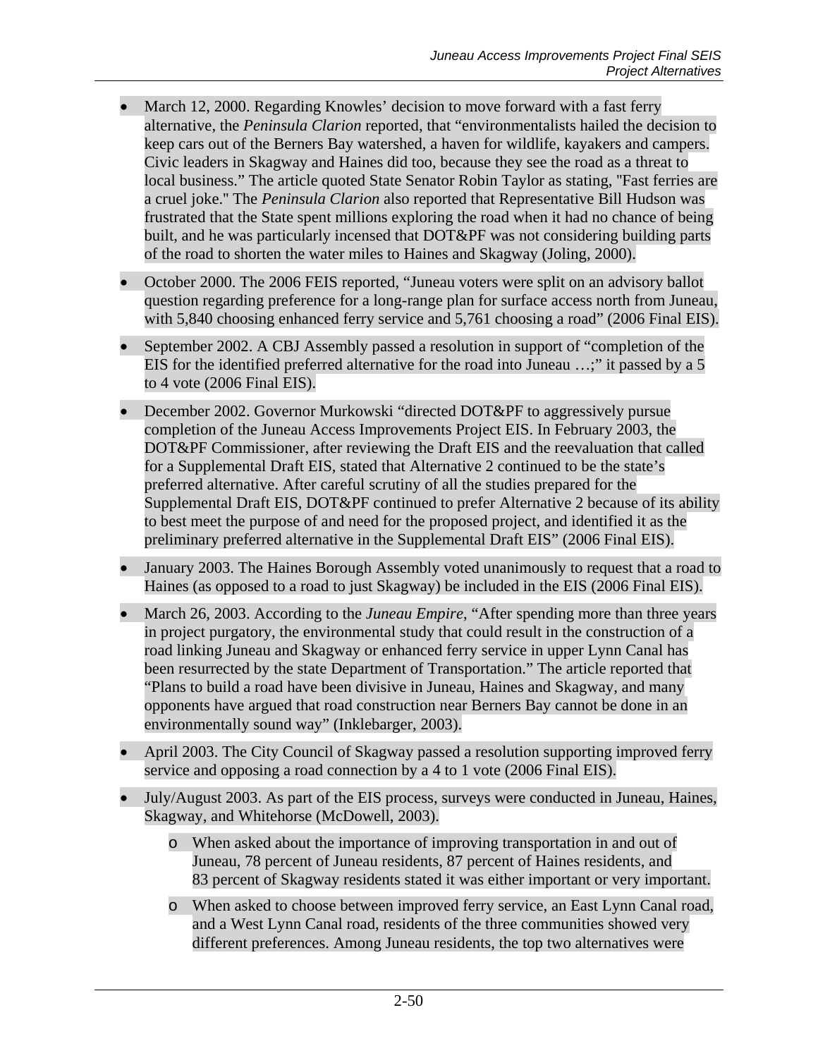- March 12, 2000. Regarding Knowles' decision to move forward with a fast ferry alternative, the *Peninsula Clarion* reported, that "environmentalists hailed the decision to keep cars out of the Berners Bay watershed, a haven for wildlife, kayakers and campers. Civic leaders in Skagway and Haines did too, because they see the road as a threat to local business." The article quoted State Senator Robin Taylor as stating, "Fast ferries are a cruel joke." The *Peninsula Clarion* also reported that Representative Bill Hudson was frustrated that the State spent millions exploring the road when it had no chance of being built, and he was particularly incensed that DOT&PF was not considering building parts of the road to shorten the water miles to Haines and Skagway (Joling, 2000).
- October 2000. The 2006 FEIS reported, "Juneau voters were split on an advisory ballot question regarding preference for a long-range plan for surface access north from Juneau, with 5,840 choosing enhanced ferry service and 5,761 choosing a road" (2006 Final EIS).
- September 2002. A CBJ Assembly passed a resolution in support of "completion of the EIS for the identified preferred alternative for the road into Juneau …;" it passed by a 5 to 4 vote (2006 Final EIS).
- December 2002. Governor Murkowski "directed DOT&PF to aggressively pursue completion of the Juneau Access Improvements Project EIS. In February 2003, the DOT&PF Commissioner, after reviewing the Draft EIS and the reevaluation that called for a Supplemental Draft EIS, stated that Alternative 2 continued to be the state's preferred alternative. After careful scrutiny of all the studies prepared for the Supplemental Draft EIS, DOT&PF continued to prefer Alternative 2 because of its ability to best meet the purpose of and need for the proposed project, and identified it as the preliminary preferred alternative in the Supplemental Draft EIS" (2006 Final EIS).
- January 2003. The Haines Borough Assembly voted unanimously to request that a road to Haines (as opposed to a road to just Skagway) be included in the EIS (2006 Final EIS).
- March 26, 2003. According to the *Juneau Empire*, "After spending more than three years in project purgatory, the environmental study that could result in the construction of a road linking Juneau and Skagway or enhanced ferry service in upper Lynn Canal has been resurrected by the state Department of Transportation." The article reported that "Plans to build a road have been divisive in Juneau, Haines and Skagway, and many opponents have argued that road construction near Berners Bay cannot be done in an environmentally sound way" (Inklebarger, 2003).
- April 2003. The City Council of Skagway passed a resolution supporting improved ferry service and opposing a road connection by a 4 to 1 vote (2006 Final EIS).
- July/August 2003. As part of the EIS process, surveys were conducted in Juneau, Haines, Skagway, and Whitehorse (McDowell, 2003).
  - When asked about the importance of improving transportation in and out of Juneau, 78 percent of Juneau residents, 87 percent of Haines residents, and 83 percent of Skagway residents stated it was either important or very important.
  - When asked to choose between improved ferry service, an East Lynn Canal road, and a West Lynn Canal road, residents of the three communities showed very different preferences. Among Juneau residents, the top two alternatives were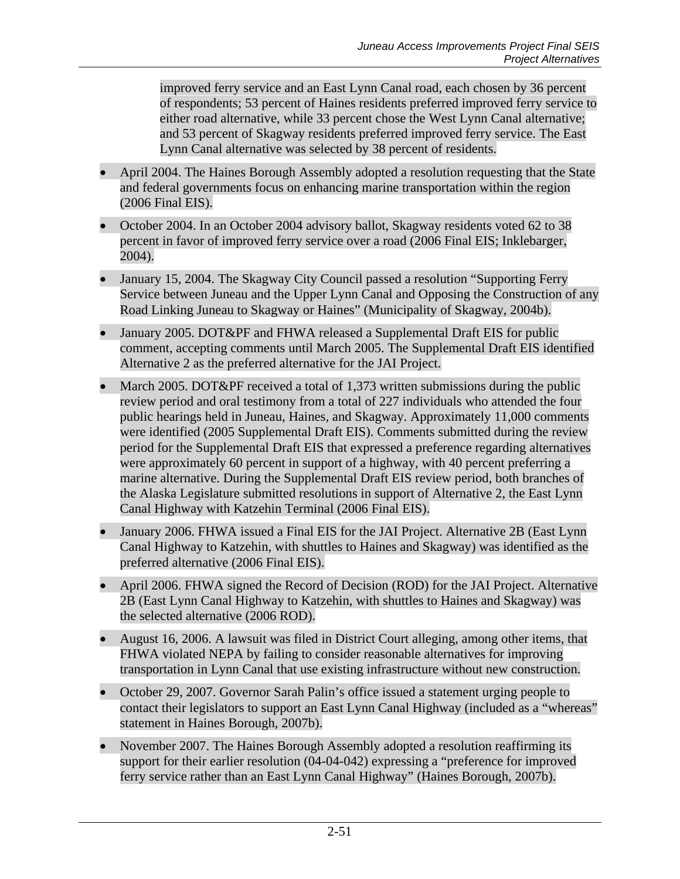improved ferry service and an East Lynn Canal road, each chosen by 36 percent of respondents; 53 percent of Haines residents preferred improved ferry service to either road alternative, while 33 percent chose the West Lynn Canal alternative; and 53 percent of Skagway residents preferred improved ferry service. The East Lynn Canal alternative was selected by 38 percent of residents.

- April 2004. The Haines Borough Assembly adopted a resolution requesting that the State and federal governments focus on enhancing marine transportation within the region (2006 Final EIS).
- October 2004. In an October 2004 advisory ballot, Skagway residents voted 62 to 38 percent in favor of improved ferry service over a road (2006 Final EIS; Inklebarger, 2004).
- January 15, 2004. The Skagway City Council passed a resolution "Supporting Ferry Service between Juneau and the Upper Lynn Canal and Opposing the Construction of any Road Linking Juneau to Skagway or Haines" (Municipality of Skagway, 2004b).
- January 2005. DOT&PF and FHWA released a Supplemental Draft EIS for public comment, accepting comments until March 2005. The Supplemental Draft EIS identified Alternative 2 as the preferred alternative for the JAI Project.
- March 2005. DOT&PF received a total of 1,373 written submissions during the public review period and oral testimony from a total of 227 individuals who attended the four public hearings held in Juneau, Haines, and Skagway. Approximately 11,000 comments were identified (2005 Supplemental Draft EIS). Comments submitted during the review period for the Supplemental Draft EIS that expressed a preference regarding alternatives were approximately 60 percent in support of a highway, with 40 percent preferring a marine alternative. During the Supplemental Draft EIS review period, both branches of the Alaska Legislature submitted resolutions in support of Alternative 2, the East Lynn Canal Highway with Katzehin Terminal (2006 Final EIS).
- January 2006. FHWA issued a Final EIS for the JAI Project. Alternative 2B (East Lynn Canal Highway to Katzehin, with shuttles to Haines and Skagway) was identified as the preferred alternative (2006 Final EIS).
- April 2006. FHWA signed the Record of Decision (ROD) for the JAI Project. Alternative 2B (East Lynn Canal Highway to Katzehin, with shuttles to Haines and Skagway) was the selected alternative (2006 ROD).
- August 16, 2006. A lawsuit was filed in District Court alleging, among other items, that FHWA violated NEPA by failing to consider reasonable alternatives for improving transportation in Lynn Canal that use existing infrastructure without new construction.
- October 29, 2007. Governor Sarah Palin's office issued a statement urging people to contact their legislators to support an East Lynn Canal Highway (included as a "whereas" statement in Haines Borough, 2007b).
- November 2007. The Haines Borough Assembly adopted a resolution reaffirming its support for their earlier resolution (04-04-042) expressing a "preference for improved ferry service rather than an East Lynn Canal Highway" (Haines Borough, 2007b).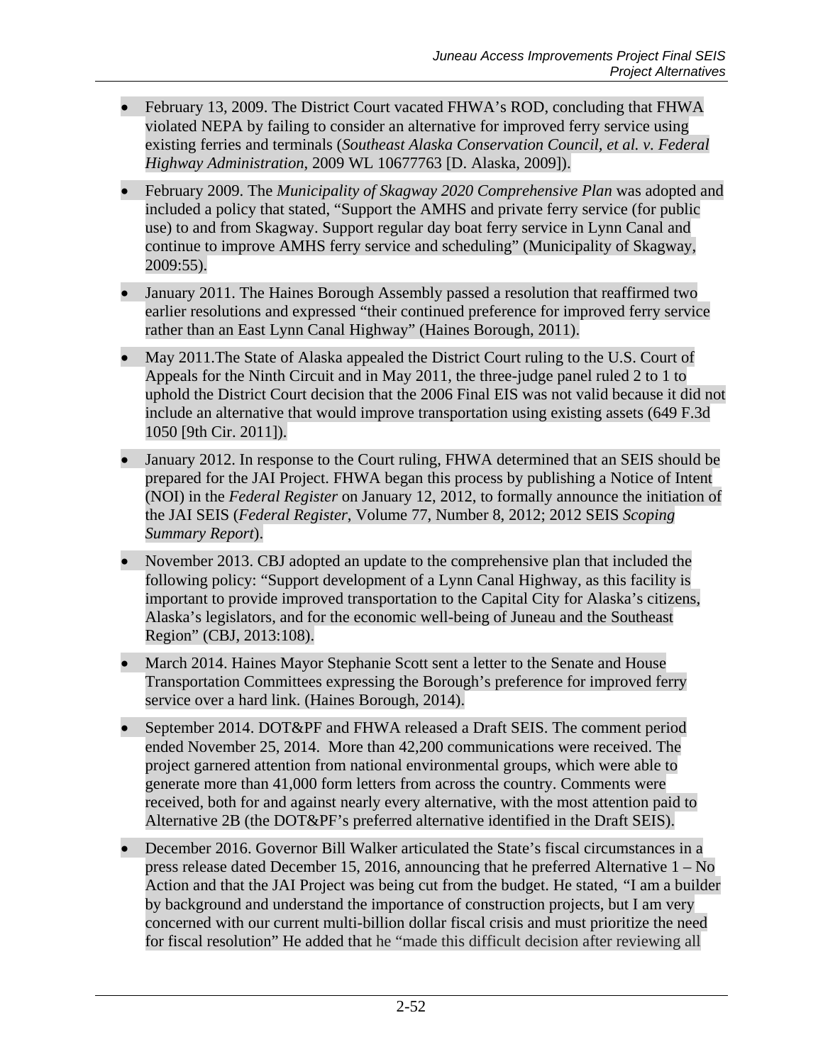- February 13, 2009. The District Court vacated FHWA's ROD, concluding that FHWA violated NEPA by failing to consider an alternative for improved ferry service using existing ferries and terminals (*Southeast Alaska Conservation Council, et al. v. Federal Highway Administration*, 2009 WL 10677763 [D. Alaska, 2009]).

- February 2009. The *Municipality of Skagway 2020 Comprehensive Plan* was adopted and included a policy that stated, "Support the AMHS and private ferry service (for public use) to and from Skagway. Support regular day boat ferry service in Lynn Canal and continue to improve AMHS ferry service and scheduling" (Municipality of Skagway, 2009:55).

- January 2011. The Haines Borough Assembly passed a resolution that reaffirmed two earlier resolutions and expressed "their continued preference for improved ferry service rather than an East Lynn Canal Highway" (Haines Borough, 2011).

- May 2011.The State of Alaska appealed the District Court ruling to the U.S. Court of Appeals for the Ninth Circuit and in May 2011, the three-judge panel ruled 2 to 1 to uphold the District Court decision that the 2006 Final EIS was not valid because it did not include an alternative that would improve transportation using existing assets (649 F.3d 1050 [9th Cir. 2011]).

- January 2012. In response to the Court ruling, FHWA determined that an SEIS should be prepared for the JAI Project. FHWA began this process by publishing a Notice of Intent (NOI) in the *Federal Register* on January 12, 2012, to formally announce the initiation of the JAI SEIS (*Federal Register*, Volume 77, Number 8, 2012; 2012 SEIS *Scoping Summary Report*).

- November 2013. CBJ adopted an update to the comprehensive plan that included the following policy: "Support development of a Lynn Canal Highway, as this facility is important to provide improved transportation to the Capital City for Alaska's citizens, Alaska's legislators, and for the economic well-being of Juneau and the Southeast Region" (CBJ, 2013:108).

- March 2014. Haines Mayor Stephanie Scott sent a letter to the Senate and House Transportation Committees expressing the Borough's preference for improved ferry service over a hard link. (Haines Borough, 2014).

- September 2014. DOT&PF and FHWA released a Draft SEIS. The comment period ended November 25, 2014. More than 42,200 communications were received. The project garnered attention from national environmental groups, which were able to generate more than 41,000 form letters from across the country. Comments were received, both for and against nearly every alternative, with the most attention paid to Alternative 2B (the DOT&PF's preferred alternative identified in the Draft SEIS).

- December 2016. Governor Bill Walker articulated the State's fiscal circumstances in a press release dated December 15, 2016, announcing that he preferred Alternative 1 – No Action and that the JAI Project was being cut from the budget. He stated, "I am a builder by background and understand the importance of construction projects, but I am very concerned with our current multi-billion dollar fiscal crisis and must prioritize the need for fiscal resolution" He added that he "made this difficult decision after reviewing all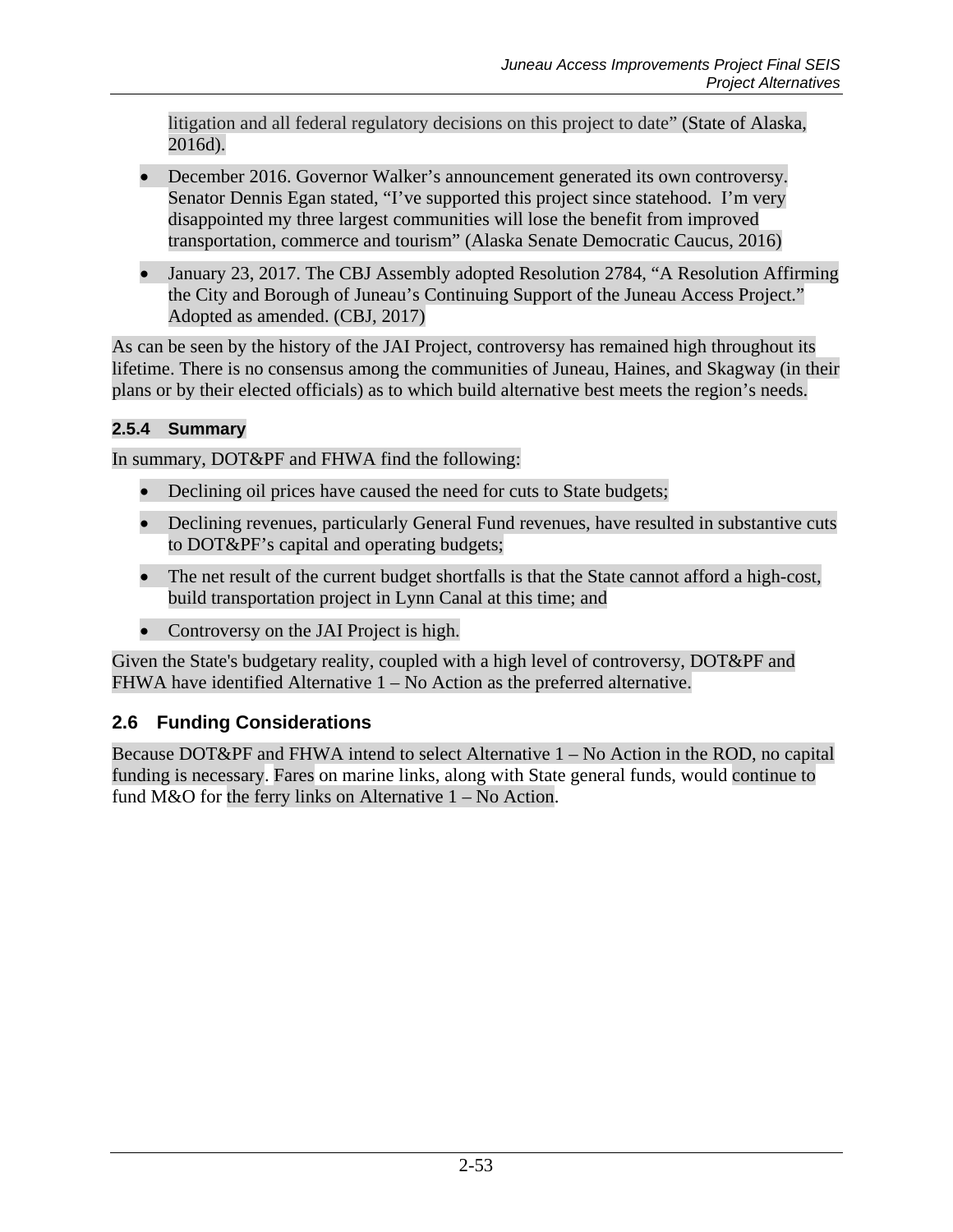litigation and all federal regulatory decisions on this project to date" (State of Alaska, 2016d).

- December 2016. Governor Walker's announcement generated its own controversy. Senator Dennis Egan stated, "I've supported this project since statehood. I'm very disappointed my three largest communities will lose the benefit from improved transportation, commerce and tourism" (Alaska Senate Democratic Caucus, 2016)
- January 23, 2017. The CBJ Assembly adopted Resolution 2784, "A Resolution Affirming the City and Borough of Juneau's Continuing Support of the Juneau Access Project." Adopted as amended. (CBJ, 2017)

As can be seen by the history of the JAI Project, controversy has remained high throughout its lifetime. There is no consensus among the communities of Juneau, Haines, and Skagway (in their plans or by their elected officials) as to which build alternative best meets the region's needs.

### 2.5.4 Summary

In summary, DOT&PF and FHWA find the following:

- Declining oil prices have caused the need for cuts to State budgets;
- Declining revenues, particularly General Fund revenues, have resulted in substantive cuts to DOT&PF's capital and operating budgets;
- The net result of the current budget shortfalls is that the State cannot afford a high-cost, build transportation project in Lynn Canal at this time; and
- Controversy on the JAI Project is high.

Given the State's budgetary reality, coupled with a high level of controversy, DOT&PF and FHWA have identified Alternative 1 – No Action as the preferred alternative.

## 2.6 Funding Considerations

Because DOT&PF and FHWA intend to select Alternative 1 – No Action in the ROD, no capital funding is necessary. Fares on marine links, along with State general funds, would continue to fund M&O for the ferry links on Alternative 1 – No Action.